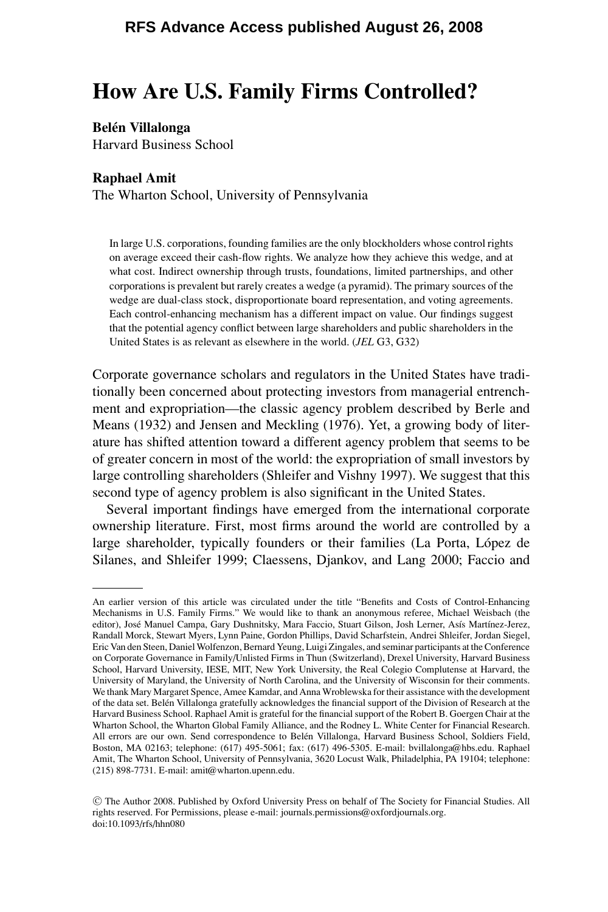# How Are U.S. Family Firms Controlled?

**Belén Villalonga**
Harvard Business School

**Raphael Amit**
The Wharton School, University of Pennsylvania

In large U.S. corporations, founding families are the only blockholders whose control rights on average exceed their cash-flow rights. We analyze how they achieve this wedge, and at what cost. Indirect ownership through trusts, foundations, limited partnerships, and other corporations is prevalent but rarely creates a wedge (a pyramid). The primary sources of the wedge are dual-class stock, disproportionate board representation, and voting agreements. Each control-enhancing mechanism has a different impact on value. Our findings suggest that the potential agency conflict between large shareholders and public shareholders in the United States is as relevant as elsewhere in the world. (*JEL* G3, G32)

Corporate governance scholars and regulators in the United States have traditionally been concerned about protecting investors from managerial entrenchment and expropriation—the classic agency problem described by Berle and Means (1932) and Jensen and Meckling (1976). Yet, a growing body of literature has shifted attention toward a different agency problem that seems to be of greater concern in most of the world: the expropriation of small investors by large controlling shareholders (Shleifer and Vishny 1997). We suggest that this second type of agency problem is also significant in the United States.

Several important findings have emerged from the international corporate ownership literature. First, most firms around the world are controlled by a large shareholder, typically founders or their families (La Porta, López de Silanes, and Shleifer 1999; Claessens, Djankov, and Lang 2000; Faccio and

---

An earlier version of this article was circulated under the title "Benefits and Costs of Control-Enhancing Mechanisms in U.S. Family Firms." We would like to thank an anonymous referee, Michael Weisbach (the editor), José Manuel Campa, Gary Dushnitsky, Mara Faccio, Stuart Gilson, Josh Lerner, Asís Martínez-Jerez, Randall Morck, Stewart Myers, Lynn Paine, Gordon Phillips, David Scharfstein, Andrei Shleifer, Jordan Siegel, Eric Van den Steen, Daniel Wolfenzon, Bernard Yeung, Luigi Zingales, and seminar participants at the Conference on Corporate Governance in Family/Unlisted Firms in Thun (Switzerland), Drexel University, Harvard Business School, Harvard University, IESE, MIT, New York University, the Real Colegio Complutense at Harvard, the University of Maryland, the University of North Carolina, and the University of Wisconsin for their comments. We thank Mary Margaret Spence, Amee Kamdar, and Anna Wroblewska for their assistance with the development of the data set. Belén Villalonga gratefully acknowledges the financial support of the Division of Research at the Harvard Business School. Raphael Amit is grateful for the financial support of the Robert B. Goergen Chair at the Wharton School, the Wharton Global Family Alliance, and the Rodney L. White Center for Financial Research. All errors are our own. Send correspondence to Belén Villalonga, Harvard Business School, Soldiers Field, Boston, MA 02163; telephone: (617) 495-5061; fax: (617) 496-5305. E-mail: bvillalonga@hbs.edu. Raphael Amit, The Wharton School, University of Pennsylvania, 3620 Locust Walk, Philadelphia, PA 19104; telephone: (215) 898-7731. E-mail: amit@wharton.upenn.edu.

© The Author 2008. Published by Oxford University Press on behalf of The Society for Financial Studies. All rights reserved. For Permissions, please e-mail: journals.permissions@oxfordjournals.org.
doi:10.1093/rfs/hhn080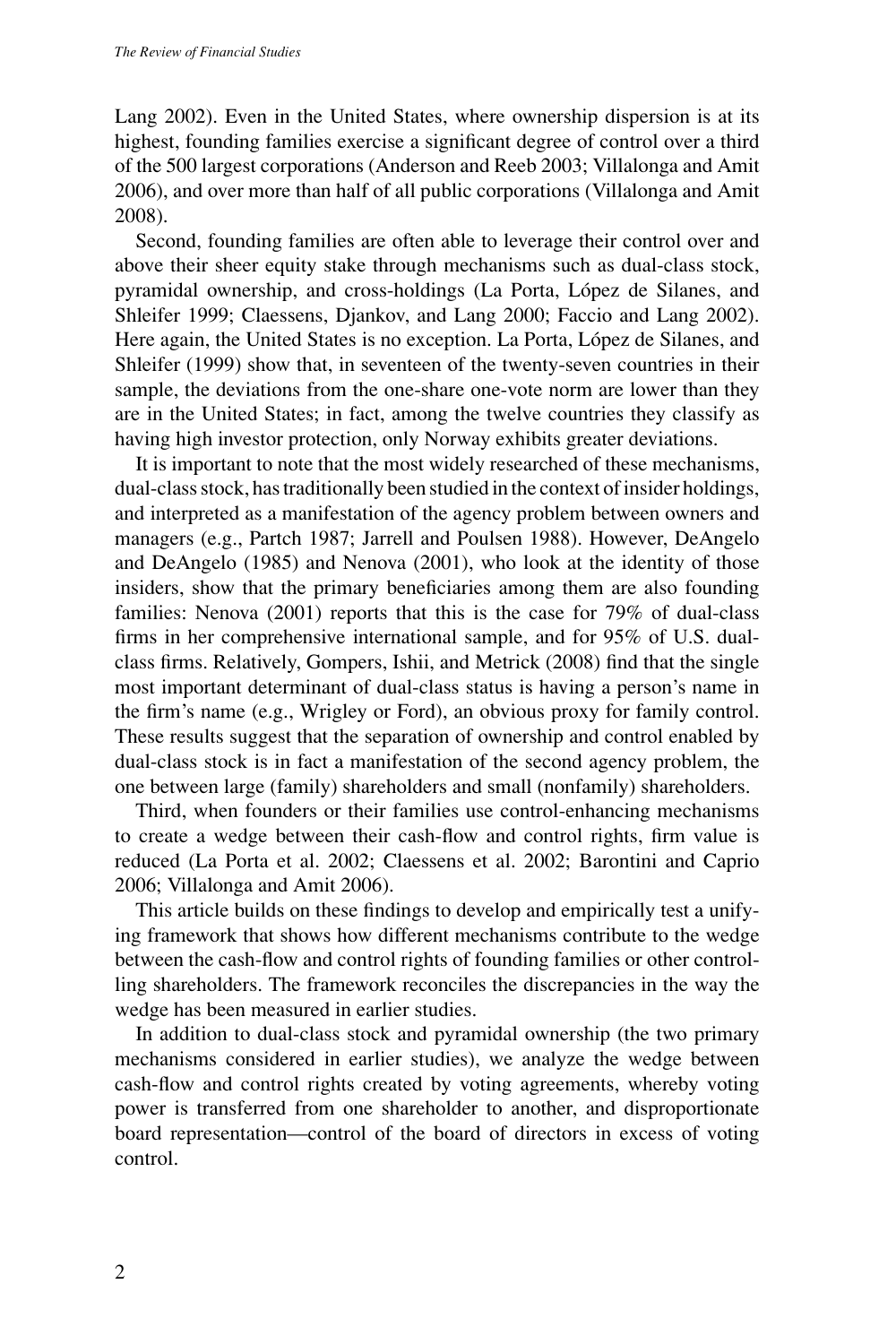Lang 2002). Even in the United States, where ownership dispersion is at its highest, founding families exercise a significant degree of control over a third of the 500 largest corporations (Anderson and Reeb 2003; Villalonga and Amit 2006), and over more than half of all public corporations (Villalonga and Amit 2008).

Second, founding families are often able to leverage their control over and above their sheer equity stake through mechanisms such as dual-class stock, pyramidal ownership, and cross-holdings (La Porta, López de Silanes, and Shleifer 1999; Claessens, Djankov, and Lang 2000; Faccio and Lang 2002). Here again, the United States is no exception. La Porta, López de Silanes, and Shleifer (1999) show that, in seventeen of the twenty-seven countries in their sample, the deviations from the one-share one-vote norm are lower than they are in the United States; in fact, among the twelve countries they classify as having high investor protection, only Norway exhibits greater deviations.

It is important to note that the most widely researched of these mechanisms, dual-class stock, has traditionally been studied in the context of insider holdings, and interpreted as a manifestation of the agency problem between owners and managers (e.g., Partch 1987; Jarrell and Poulsen 1988). However, DeAngelo and DeAngelo (1985) and Nenova (2001), who look at the identity of those insiders, show that the primary beneficiaries among them are also founding families: Nenova (2001) reports that this is the case for 79% of dual-class firms in her comprehensive international sample, and for 95% of U.S. dual-class firms. Relatively, Gompers, Ishii, and Metrick (2008) find that the single most important determinant of dual-class status is having a person's name in the firm's name (e.g., Wrigley or Ford), an obvious proxy for family control. These results suggest that the separation of ownership and control enabled by dual-class stock is in fact a manifestation of the second agency problem, the one between large (family) shareholders and small (nonfamily) shareholders.

Third, when founders or their families use control-enhancing mechanisms to create a wedge between their cash-flow and control rights, firm value is reduced (La Porta et al. 2002; Claessens et al. 2002; Barontini and Caprio 2006; Villalonga and Amit 2006).

This article builds on these findings to develop and empirically test a unifying framework that shows how different mechanisms contribute to the wedge between the cash-flow and control rights of founding families or other controlling shareholders. The framework reconciles the discrepancies in the way the wedge has been measured in earlier studies.

In addition to dual-class stock and pyramidal ownership (the two primary mechanisms considered in earlier studies), we analyze the wedge between cash-flow and control rights created by voting agreements, whereby voting power is transferred from one shareholder to another, and disproportionate board representation—control of the board of directors in excess of voting control.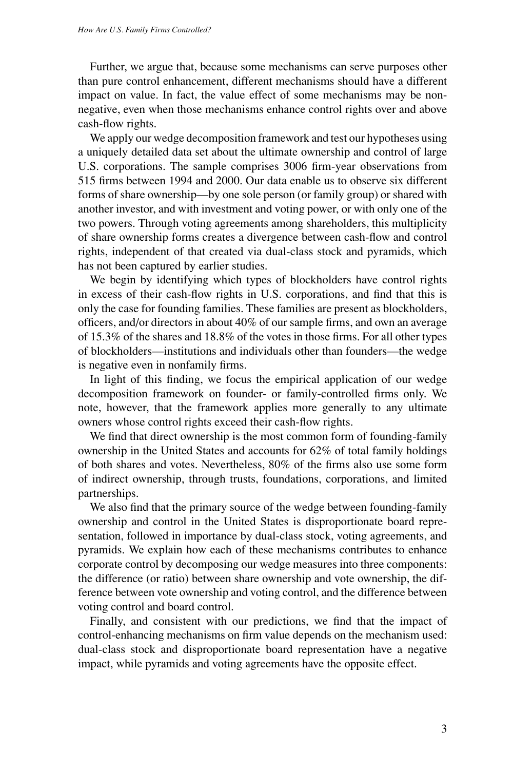Further, we argue that, because some mechanisms can serve purposes other than pure control enhancement, different mechanisms should have a different impact on value. In fact, the value effect of some mechanisms may be non-negative, even when those mechanisms enhance control rights over and above cash-flow rights.

We apply our wedge decomposition framework and test our hypotheses using a uniquely detailed data set about the ultimate ownership and control of large U.S. corporations. The sample comprises 3006 firm-year observations from 515 firms between 1994 and 2000. Our data enable us to observe six different forms of share ownership—by one sole person (or family group) or shared with another investor, and with investment and voting power, or with only one of the two powers. Through voting agreements among shareholders, this multiplicity of share ownership forms creates a divergence between cash-flow and control rights, independent of that created via dual-class stock and pyramids, which has not been captured by earlier studies.

We begin by identifying which types of blockholders have control rights in excess of their cash-flow rights in U.S. corporations, and find that this is only the case for founding families. These families are present as blockholders, officers, and/or directors in about 40% of our sample firms, and own an average of 15.3% of the shares and 18.8% of the votes in those firms. For all other types of blockholders—institutions and individuals other than founders—the wedge is negative even in nonfamily firms.

In light of this finding, we focus the empirical application of our wedge decomposition framework on founder- or family-controlled firms only. We note, however, that the framework applies more generally to any ultimate owners whose control rights exceed their cash-flow rights.

We find that direct ownership is the most common form of founding-family ownership in the United States and accounts for 62% of total family holdings of both shares and votes. Nevertheless, 80% of the firms also use some form of indirect ownership, through trusts, foundations, corporations, and limited partnerships.

We also find that the primary source of the wedge between founding-family ownership and control in the United States is disproportionate board representation, followed in importance by dual-class stock, voting agreements, and pyramids. We explain how each of these mechanisms contributes to enhance corporate control by decomposing our wedge measures into three components: the difference (or ratio) between share ownership and vote ownership, the difference between vote ownership and voting control, and the difference between voting control and board control.

Finally, and consistent with our predictions, we find that the impact of control-enhancing mechanisms on firm value depends on the mechanism used: dual-class stock and disproportionate board representation have a negative impact, while pyramids and voting agreements have the opposite effect.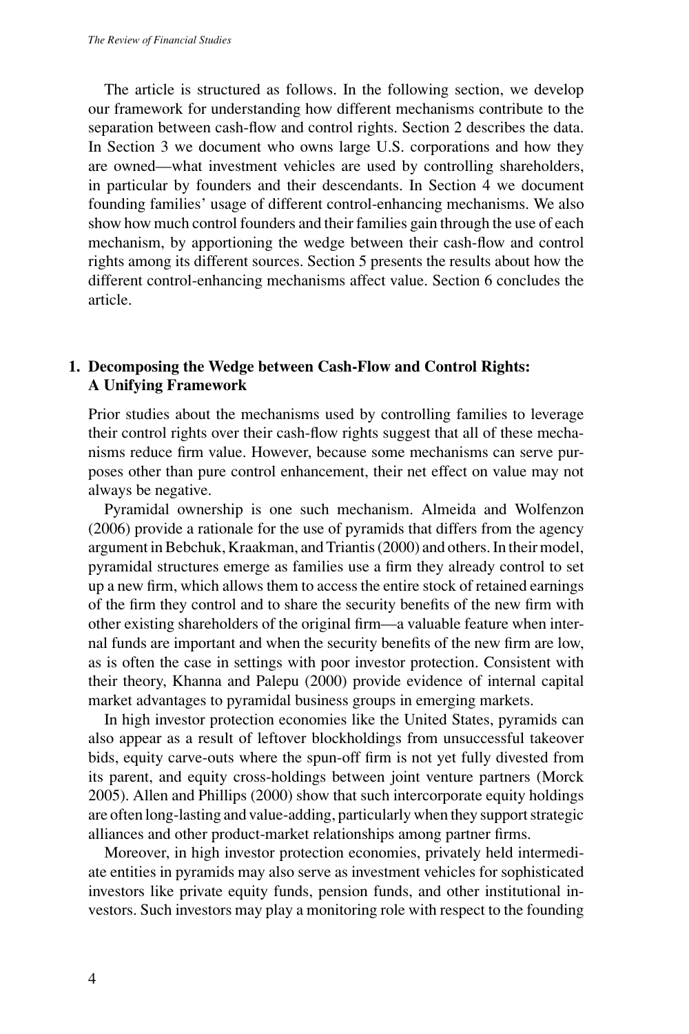The article is structured as follows. In the following section, we develop our framework for understanding how different mechanisms contribute to the separation between cash-flow and control rights. Section 2 describes the data. In Section 3 we document who owns large U.S. corporations and how they are owned—what investment vehicles are used by controlling shareholders, in particular by founders and their descendants. In Section 4 we document founding families' usage of different control-enhancing mechanisms. We also show how much control founders and their families gain through the use of each mechanism, by apportioning the wedge between their cash-flow and control rights among its different sources. Section 5 presents the results about how the different control-enhancing mechanisms affect value. Section 6 concludes the article.

## 1. Decomposing the Wedge between Cash-Flow and Control Rights: A Unifying Framework

Prior studies about the mechanisms used by controlling families to leverage their control rights over their cash-flow rights suggest that all of these mechanisms reduce firm value. However, because some mechanisms can serve purposes other than pure control enhancement, their net effect on value may not always be negative.

Pyramidal ownership is one such mechanism. Almeida and Wolfenzon (2006) provide a rationale for the use of pyramids that differs from the agency argument in Bebchuk, Kraakman, and Triantis (2000) and others. In their model, pyramidal structures emerge as families use a firm they already control to set up a new firm, which allows them to access the entire stock of retained earnings of the firm they control and to share the security benefits of the new firm with other existing shareholders of the original firm—a valuable feature when internal funds are important and when the security benefits of the new firm are low, as is often the case in settings with poor investor protection. Consistent with their theory, Khanna and Palepu (2000) provide evidence of internal capital market advantages to pyramidal business groups in emerging markets.

In high investor protection economies like the United States, pyramids can also appear as a result of leftover blockholdings from unsuccessful takeover bids, equity carve-outs where the spun-off firm is not yet fully divested from its parent, and equity cross-holdings between joint venture partners (Morck 2005). Allen and Phillips (2000) show that such intercorporate equity holdings are often long-lasting and value-adding, particularly when they support strategic alliances and other product-market relationships among partner firms.

Moreover, in high investor protection economies, privately held intermediate entities in pyramids may also serve as investment vehicles for sophisticated investors like private equity funds, pension funds, and other institutional investors. Such investors may play a monitoring role with respect to the founding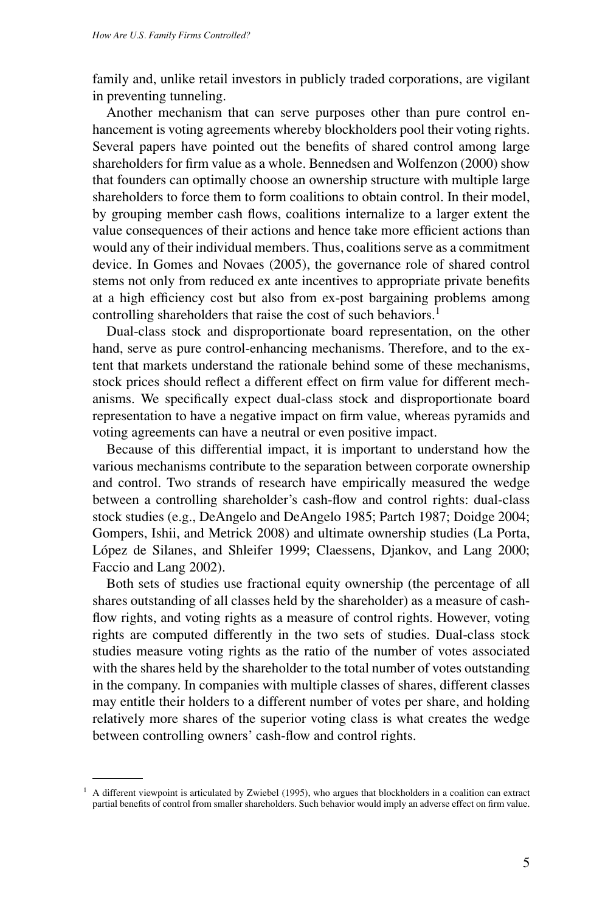family and, unlike retail investors in publicly traded corporations, are vigilant in preventing tunneling.

Another mechanism that can serve purposes other than pure control enhancement is voting agreements whereby blockholders pool their voting rights. Several papers have pointed out the benefits of shared control among large shareholders for firm value as a whole. Bennedsen and Wolfenzon (2000) show that founders can optimally choose an ownership structure with multiple large shareholders to force them to form coalitions to obtain control. In their model, by grouping member cash flows, coalitions internalize to a larger extent the value consequences of their actions and hence take more efficient actions than would any of their individual members. Thus, coalitions serve as a commitment device. In Gomes and Novaes (2005), the governance role of shared control stems not only from reduced ex ante incentives to appropriate private benefits at a high efficiency cost but also from ex-post bargaining problems among controlling shareholders that raise the cost of such behaviors.[1]

Dual-class stock and disproportionate board representation, on the other hand, serve as pure control-enhancing mechanisms. Therefore, and to the extent that markets understand the rationale behind some of these mechanisms, stock prices should reflect a different effect on firm value for different mechanisms. We specifically expect dual-class stock and disproportionate board representation to have a negative impact on firm value, whereas pyramids and voting agreements can have a neutral or even positive impact.

Because of this differential impact, it is important to understand how the various mechanisms contribute to the separation between corporate ownership and control. Two strands of research have empirically measured the wedge between a controlling shareholder's cash-flow and control rights: dual-class stock studies (e.g., DeAngelo and DeAngelo 1985; Partch 1987; Doidge 2004; Gompers, Ishii, and Metrick 2008) and ultimate ownership studies (La Porta, López de Silanes, and Shleifer 1999; Claessens, Djankov, and Lang 2000; Faccio and Lang 2002).

Both sets of studies use fractional equity ownership (the percentage of all shares outstanding of all classes held by the shareholder) as a measure of cash-flow rights, and voting rights as a measure of control rights. However, voting rights are computed differently in the two sets of studies. Dual-class stock studies measure voting rights as the ratio of the number of votes associated with the shares held by the shareholder to the total number of votes outstanding in the company. In companies with multiple classes of shares, different classes may entitle their holders to a different number of votes per share, and holding relatively more shares of the superior voting class is what creates the wedge between controlling owners' cash-flow and control rights.

[1] A different viewpoint is articulated by Zwiebel (1995), who argues that blockholders in a coalition can extract partial benefits of control from smaller shareholders. Such behavior would imply an adverse effect on firm value.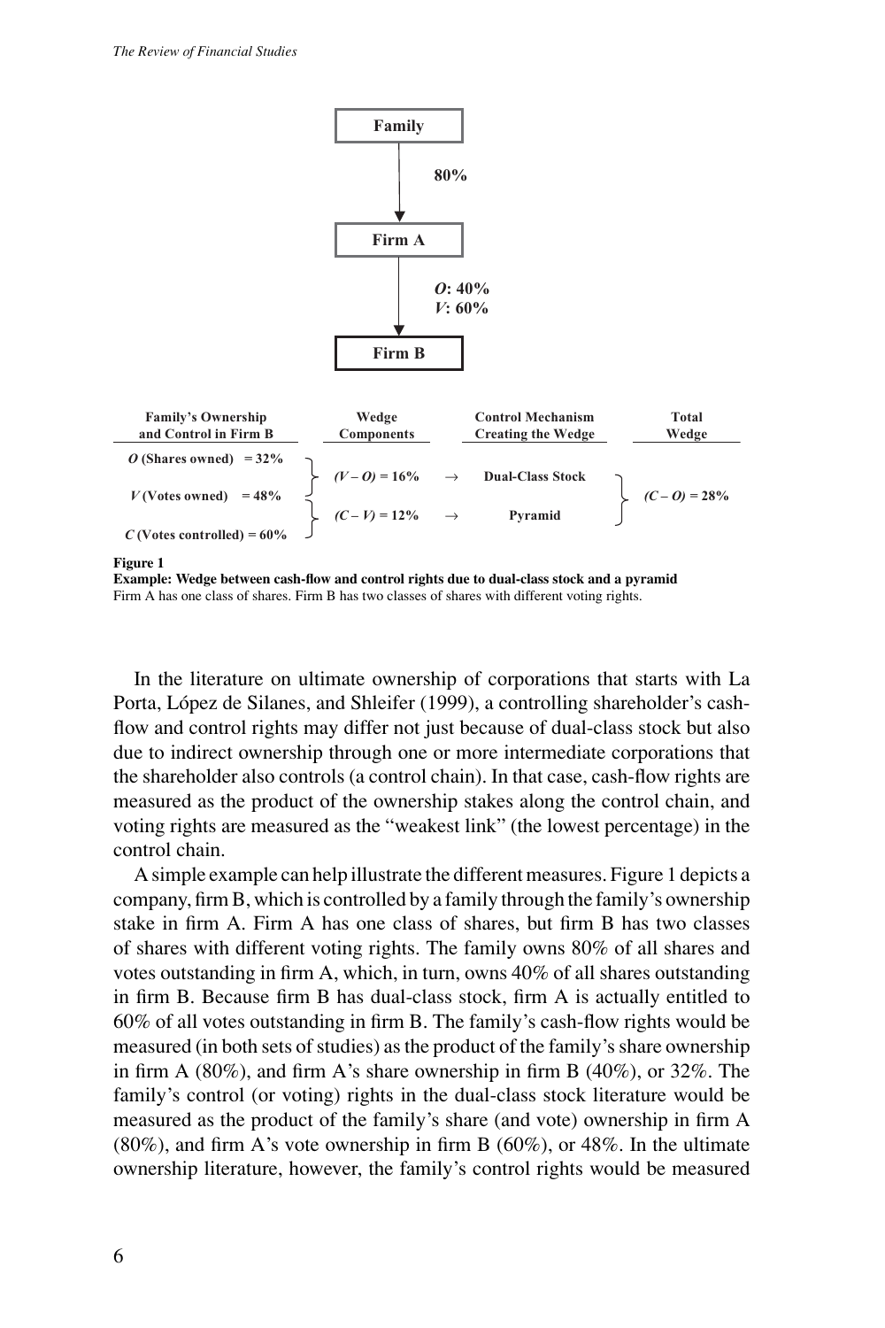Family

80%

Firm A

*O*: 40%
*V*: 60%

Firm B

| Family's Ownership and Control in Firm B | Wedge Components | | Control Mechanism Creating the Wedge | Total Wedge |
|---|---|---|---|---|
| *O* (Shares owned) = 32% | | | | |
| | $(V - O) = 16\%$ | → | Dual-Class Stock | |
| *V* (Votes owned) = 48% | | | | $(C - O) = 28\%$ |
| | $(C - V) = 12\%$ | → | Pyramid | |
| *C* (Votes controlled) = 60% | | | | |

**Figure 1**
**Example: Wedge between cash-flow and control rights due to dual-class stock and a pyramid**
Firm A has one class of shares. Firm B has two classes of shares with different voting rights.

In the literature on ultimate ownership of corporations that starts with La Porta, López de Silanes, and Shleifer (1999), a controlling shareholder's cash-flow and control rights may differ not just because of dual-class stock but also due to indirect ownership through one or more intermediate corporations that the shareholder also controls (a control chain). In that case, cash-flow rights are measured as the product of the ownership stakes along the control chain, and voting rights are measured as the "weakest link" (the lowest percentage) in the control chain.

A simple example can help illustrate the different measures. Figure 1 depicts a company, firm B, which is controlled by a family through the family's ownership stake in firm A. Firm A has one class of shares, but firm B has two classes of shares with different voting rights. The family owns 80% of all shares and votes outstanding in firm A, which, in turn, owns 40% of all shares outstanding in firm B. Because firm B has dual-class stock, firm A is actually entitled to 60% of all votes outstanding in firm B. The family's cash-flow rights would be measured (in both sets of studies) as the product of the family's share ownership in firm A (80%), and firm A's share ownership in firm B (40%), or 32%. The family's control (or voting) rights in the dual-class stock literature would be measured as the product of the family's share (and vote) ownership in firm A (80%), and firm A's vote ownership in firm B (60%), or 48%. In the ultimate ownership literature, however, the family's control rights would be measured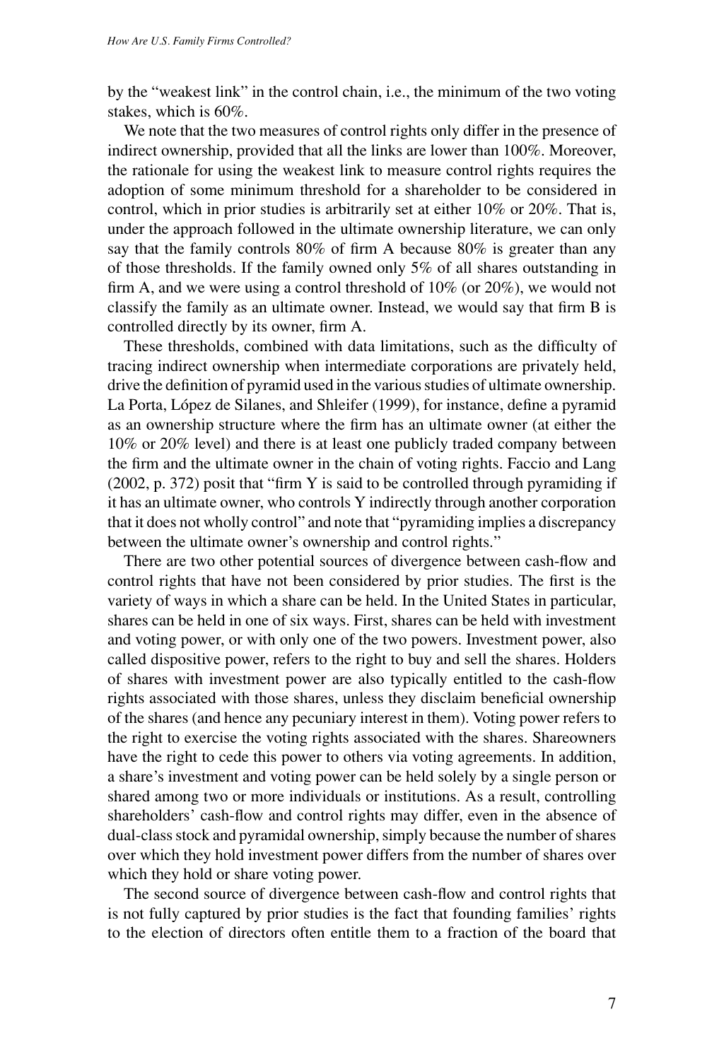by the "weakest link" in the control chain, i.e., the minimum of the two voting stakes, which is 60%.

We note that the two measures of control rights only differ in the presence of indirect ownership, provided that all the links are lower than 100%. Moreover, the rationale for using the weakest link to measure control rights requires the adoption of some minimum threshold for a shareholder to be considered in control, which in prior studies is arbitrarily set at either 10% or 20%. That is, under the approach followed in the ultimate ownership literature, we can only say that the family controls 80% of firm A because 80% is greater than any of those thresholds. If the family owned only 5% of all shares outstanding in firm A, and we were using a control threshold of 10% (or 20%), we would not classify the family as an ultimate owner. Instead, we would say that firm B is controlled directly by its owner, firm A.

These thresholds, combined with data limitations, such as the difficulty of tracing indirect ownership when intermediate corporations are privately held, drive the definition of pyramid used in the various studies of ultimate ownership. La Porta, López de Silanes, and Shleifer (1999), for instance, define a pyramid as an ownership structure where the firm has an ultimate owner (at either the 10% or 20% level) and there is at least one publicly traded company between the firm and the ultimate owner in the chain of voting rights. Faccio and Lang (2002, p. 372) posit that "firm Y is said to be controlled through pyramiding if it has an ultimate owner, who controls Y indirectly through another corporation that it does not wholly control" and note that "pyramiding implies a discrepancy between the ultimate owner's ownership and control rights."

There are two other potential sources of divergence between cash-flow and control rights that have not been considered by prior studies. The first is the variety of ways in which a share can be held. In the United States in particular, shares can be held in one of six ways. First, shares can be held with investment and voting power, or with only one of the two powers. Investment power, also called dispositive power, refers to the right to buy and sell the shares. Holders of shares with investment power are also typically entitled to the cash-flow rights associated with those shares, unless they disclaim beneficial ownership of the shares (and hence any pecuniary interest in them). Voting power refers to the right to exercise the voting rights associated with the shares. Shareowners have the right to cede this power to others via voting agreements. In addition, a share's investment and voting power can be held solely by a single person or shared among two or more individuals or institutions. As a result, controlling shareholders' cash-flow and control rights may differ, even in the absence of dual-class stock and pyramidal ownership, simply because the number of shares over which they hold investment power differs from the number of shares over which they hold or share voting power.

The second source of divergence between cash-flow and control rights that is not fully captured by prior studies is the fact that founding families' rights to the election of directors often entitle them to a fraction of the board that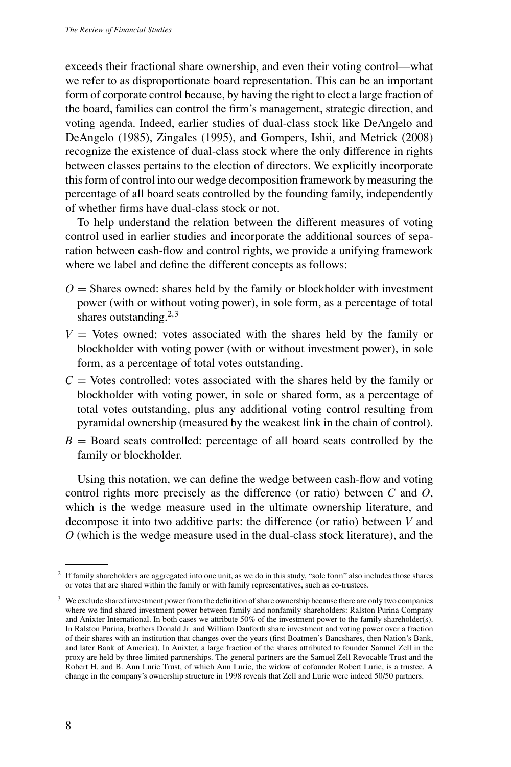exceeds their fractional share ownership, and even their voting control—what we refer to as disproportionate board representation. This can be an important form of corporate control because, by having the right to elect a large fraction of the board, families can control the firm's management, strategic direction, and voting agenda. Indeed, earlier studies of dual-class stock like DeAngelo and DeAngelo (1985), Zingales (1995), and Gompers, Ishii, and Metrick (2008) recognize the existence of dual-class stock where the only difference in rights between classes pertains to the election of directors. We explicitly incorporate this form of control into our wedge decomposition framework by measuring the percentage of all board seats controlled by the founding family, independently of whether firms have dual-class stock or not.

To help understand the relation between the different measures of voting control used in earlier studies and incorporate the additional sources of separation between cash-flow and control rights, we provide a unifying framework where we label and define the different concepts as follows:

- $O$ = Shares owned: shares held by the family or blockholder with investment power (with or without voting power), in sole form, as a percentage of total shares outstanding.[2,3]
- $V$ = Votes owned: votes associated with the shares held by the family or blockholder with voting power (with or without investment power), in sole form, as a percentage of total votes outstanding.
- $C$ = Votes controlled: votes associated with the shares held by the family or blockholder with voting power, in sole or shared form, as a percentage of total votes outstanding, plus any additional voting control resulting from pyramidal ownership (measured by the weakest link in the chain of control).
- $B$ = Board seats controlled: percentage of all board seats controlled by the family or blockholder.

Using this notation, we can define the wedge between cash-flow and voting control rights more precisely as the difference (or ratio) between $C$ and $O$, which is the wedge measure used in the ultimate ownership literature, and decompose it into two additive parts: the difference (or ratio) between $V$ and $O$ (which is the wedge measure used in the dual-class stock literature), and the

[2] If family shareholders are aggregated into one unit, as we do in this study, "sole form" also includes those shares or votes that are shared within the family or with family representatives, such as co-trustees.

[3] We exclude shared investment power from the definition of share ownership because there are only two companies where we find shared investment power between family and nonfamily shareholders: Ralston Purina Company and Anixter International. In both cases we attribute 50% of the investment power to the family shareholder(s). In Ralston Purina, brothers Donald Jr. and William Danforth share investment and voting power over a fraction of their shares with an institution that changes over the years (first Boatmen's Bancshares, then Nation's Bank, and later Bank of America). In Anixter, a large fraction of the shares attributed to founder Samuel Zell in the proxy are held by three limited partnerships. The general partners are the Samuel Zell Revocable Trust and the Robert H. and B. Ann Lurie Trust, of which Ann Lurie, the widow of cofounder Robert Lurie, is a trustee. A change in the company's ownership structure in 1998 reveals that Zell and Lurie were indeed 50/50 partners.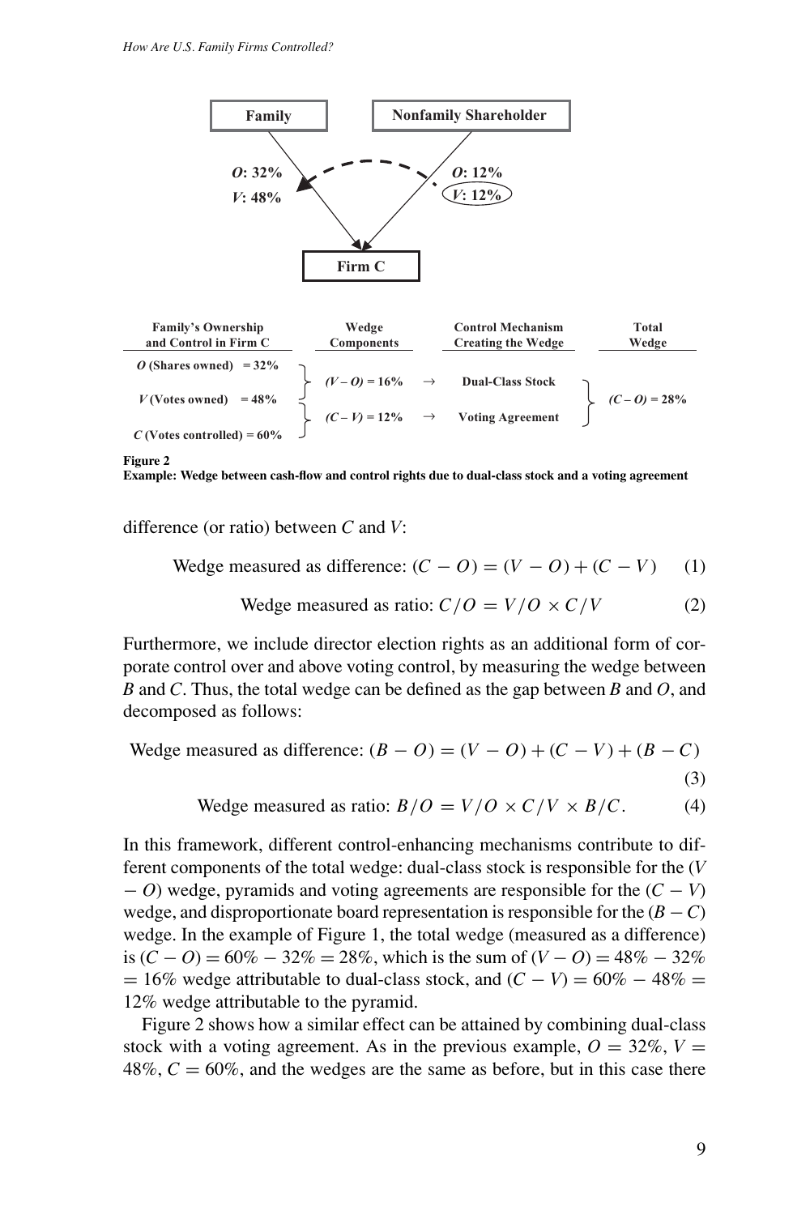Family — Nonfamily Shareholder

$O$: 32% / $V$: 48% (Family → Firm C)

$O$: 12% / $V$: 12% (Nonfamily Shareholder → Firm C)

Firm C

| Family's Ownership and Control in Firm C | Wedge Components | | Control Mechanism Creating the Wedge | Total Wedge |
|---|---|---|---|---|
| $O$ (Shares owned) = 32% | | | | |
| | $(V - O) = 16\%$ | → | Dual-Class Stock | |
| $V$ (Votes owned) = 48% | | | | $(C - O) = 28\%$ |
| | $(C - V) = 12\%$ | → | Voting Agreement | |
| $C$ (Votes controlled) = 60% | | | | |

**Figure 2**
**Example: Wedge between cash-flow and control rights due to dual-class stock and a voting agreement**

difference (or ratio) between $C$ and $V$:

$$\text{Wedge measured as difference: } (C - O) = (V - O) + (C - V) \quad (1)$$

$$\text{Wedge measured as ratio: } C/O = V/O \times C/V \quad (2)$$

Furthermore, we include director election rights as an additional form of corporate control over and above voting control, by measuring the wedge between $B$ and $C$. Thus, the total wedge can be defined as the gap between $B$ and $O$, and decomposed as follows:

$$\text{Wedge measured as difference: } (B - O) = (V - O) + (C - V) + (B - C) \quad (3)$$

$$\text{Wedge measured as ratio: } B/O = V/O \times C/V \times B/C. \quad (4)$$

In this framework, different control-enhancing mechanisms contribute to different components of the total wedge: dual-class stock is responsible for the $(V - O)$ wedge, pyramids and voting agreements are responsible for the $(C - V)$ wedge, and disproportionate board representation is responsible for the $(B - C)$ wedge. In the example of Figure 1, the total wedge (measured as a difference) is $(C - O) = 60\% - 32\% = 28\%$, which is the sum of $(V - O) = 48\% - 32\% = 16\%$ wedge attributable to dual-class stock, and $(C - V) = 60\% - 48\% = 12\%$ wedge attributable to the pyramid.

Figure 2 shows how a similar effect can be attained by combining dual-class stock with a voting agreement. As in the previous example, $O = 32\%$, $V = 48\%$, $C = 60\%$, and the wedges are the same as before, but in this case there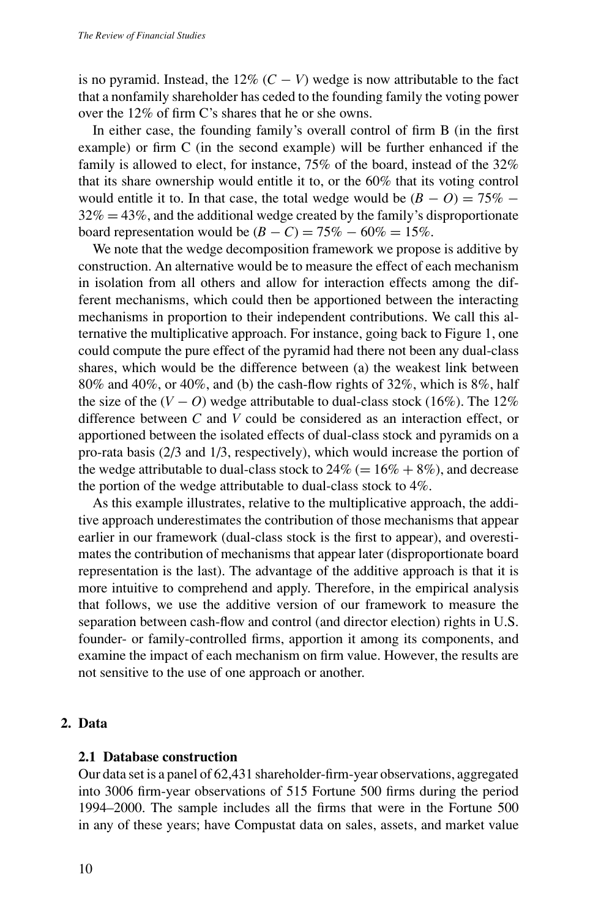is no pyramid. Instead, the 12% $(C - V)$ wedge is now attributable to the fact that a nonfamily shareholder has ceded to the founding family the voting power over the 12% of firm C's shares that he or she owns.

In either case, the founding family's overall control of firm B (in the first example) or firm C (in the second example) will be further enhanced if the family is allowed to elect, for instance, 75% of the board, instead of the 32% that its share ownership would entitle it to, or the 60% that its voting control would entitle it to. In that case, the total wedge would be $(B - O) = 75\% - 32\% = 43\%$, and the additional wedge created by the family's disproportionate board representation would be $(B - C) = 75\% - 60\% = 15\%$.

We note that the wedge decomposition framework we propose is additive by construction. An alternative would be to measure the effect of each mechanism in isolation from all others and allow for interaction effects among the different mechanisms, which could then be apportioned between the interacting mechanisms in proportion to their independent contributions. We call this alternative the multiplicative approach. For instance, going back to Figure 1, one could compute the pure effect of the pyramid had there not been any dual-class shares, which would be the difference between (a) the weakest link between 80% and 40%, or 40%, and (b) the cash-flow rights of 32%, which is 8%, half the size of the $(V - O)$ wedge attributable to dual-class stock (16%). The 12% difference between $C$ and $V$ could be considered as an interaction effect, or apportioned between the isolated effects of dual-class stock and pyramids on a pro-rata basis (2/3 and 1/3, respectively), which would increase the portion of the wedge attributable to dual-class stock to 24% (= 16% + 8%), and decrease the portion of the wedge attributable to dual-class stock to 4%.

As this example illustrates, relative to the multiplicative approach, the additive approach underestimates the contribution of those mechanisms that appear earlier in our framework (dual-class stock is the first to appear), and overestimates the contribution of mechanisms that appear later (disproportionate board representation is the last). The advantage of the additive approach is that it is more intuitive to comprehend and apply. Therefore, in the empirical analysis that follows, we use the additive version of our framework to measure the separation between cash-flow and control (and director election) rights in U.S. founder- or family-controlled firms, apportion it among its components, and examine the impact of each mechanism on firm value. However, the results are not sensitive to the use of one approach or another.

## 2. Data

### 2.1 Database construction

Our data set is a panel of 62,431 shareholder-firm-year observations, aggregated into 3006 firm-year observations of 515 Fortune 500 firms during the period 1994–2000. The sample includes all the firms that were in the Fortune 500 in any of these years; have Compustat data on sales, assets, and market value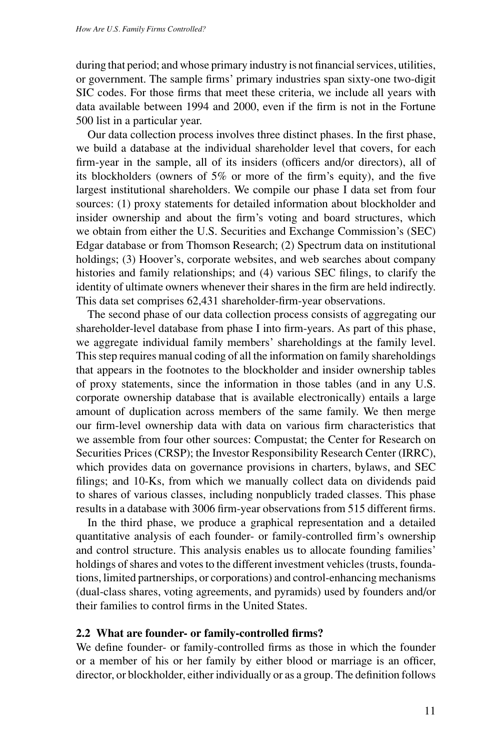during that period; and whose primary industry is not financial services, utilities, or government. The sample firms' primary industries span sixty-one two-digit SIC codes. For those firms that meet these criteria, we include all years with data available between 1994 and 2000, even if the firm is not in the Fortune 500 list in a particular year.

Our data collection process involves three distinct phases. In the first phase, we build a database at the individual shareholder level that covers, for each firm-year in the sample, all of its insiders (officers and/or directors), all of its blockholders (owners of 5% or more of the firm's equity), and the five largest institutional shareholders. We compile our phase I data set from four sources: (1) proxy statements for detailed information about blockholder and insider ownership and about the firm's voting and board structures, which we obtain from either the U.S. Securities and Exchange Commission's (SEC) Edgar database or from Thomson Research; (2) Spectrum data on institutional holdings; (3) Hoover's, corporate websites, and web searches about company histories and family relationships; and (4) various SEC filings, to clarify the identity of ultimate owners whenever their shares in the firm are held indirectly. This data set comprises 62,431 shareholder-firm-year observations.

The second phase of our data collection process consists of aggregating our shareholder-level database from phase I into firm-years. As part of this phase, we aggregate individual family members' shareholdings at the family level. This step requires manual coding of all the information on family shareholdings that appears in the footnotes to the blockholder and insider ownership tables of proxy statements, since the information in those tables (and in any U.S. corporate ownership database that is available electronically) entails a large amount of duplication across members of the same family. We then merge our firm-level ownership data with data on various firm characteristics that we assemble from four other sources: Compustat; the Center for Research on Securities Prices (CRSP); the Investor Responsibility Research Center (IRRC), which provides data on governance provisions in charters, bylaws, and SEC filings; and 10-Ks, from which we manually collect data on dividends paid to shares of various classes, including nonpublicly traded classes. This phase results in a database with 3006 firm-year observations from 515 different firms.

In the third phase, we produce a graphical representation and a detailed quantitative analysis of each founder- or family-controlled firm's ownership and control structure. This analysis enables us to allocate founding families' holdings of shares and votes to the different investment vehicles (trusts, foundations, limited partnerships, or corporations) and control-enhancing mechanisms (dual-class shares, voting agreements, and pyramids) used by founders and/or their families to control firms in the United States.

### 2.2 What are founder- or family-controlled firms?

We define founder- or family-controlled firms as those in which the founder or a member of his or her family by either blood or marriage is an officer, director, or blockholder, either individually or as a group. The definition follows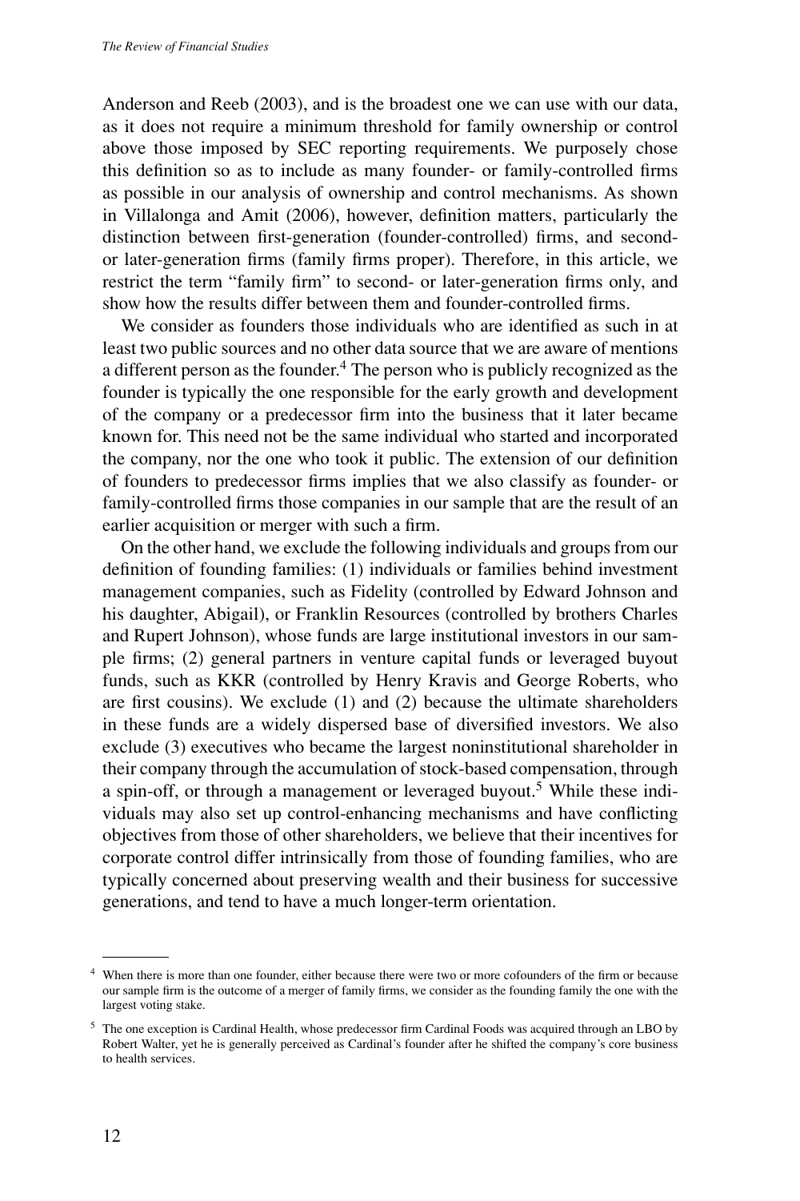Anderson and Reeb (2003), and is the broadest one we can use with our data, as it does not require a minimum threshold for family ownership or control above those imposed by SEC reporting requirements. We purposely chose this definition so as to include as many founder- or family-controlled firms as possible in our analysis of ownership and control mechanisms. As shown in Villalonga and Amit (2006), however, definition matters, particularly the distinction between first-generation (founder-controlled) firms, and second- or later-generation firms (family firms proper). Therefore, in this article, we restrict the term "family firm" to second- or later-generation firms only, and show how the results differ between them and founder-controlled firms.

We consider as founders those individuals who are identified as such in at least two public sources and no other data source that we are aware of mentions a different person as the founder.[4] The person who is publicly recognized as the founder is typically the one responsible for the early growth and development of the company or a predecessor firm into the business that it later became known for. This need not be the same individual who started and incorporated the company, nor the one who took it public. The extension of our definition of founders to predecessor firms implies that we also classify as founder- or family-controlled firms those companies in our sample that are the result of an earlier acquisition or merger with such a firm.

On the other hand, we exclude the following individuals and groups from our definition of founding families: (1) individuals or families behind investment management companies, such as Fidelity (controlled by Edward Johnson and his daughter, Abigail), or Franklin Resources (controlled by brothers Charles and Rupert Johnson), whose funds are large institutional investors in our sample firms; (2) general partners in venture capital funds or leveraged buyout funds, such as KKR (controlled by Henry Kravis and George Roberts, who are first cousins). We exclude (1) and (2) because the ultimate shareholders in these funds are a widely dispersed base of diversified investors. We also exclude (3) executives who became the largest noninstitutional shareholder in their company through the accumulation of stock-based compensation, through a spin-off, or through a management or leveraged buyout.[5] While these individuals may also set up control-enhancing mechanisms and have conflicting objectives from those of other shareholders, we believe that their incentives for corporate control differ intrinsically from those of founding families, who are typically concerned about preserving wealth and their business for successive generations, and tend to have a much longer-term orientation.

---

[4] When there is more than one founder, either because there were two or more cofounders of the firm or because our sample firm is the outcome of a merger of family firms, we consider as the founding family the one with the largest voting stake.

[5] The one exception is Cardinal Health, whose predecessor firm Cardinal Foods was acquired through an LBO by Robert Walter, yet he is generally perceived as Cardinal's founder after he shifted the company's core business to health services.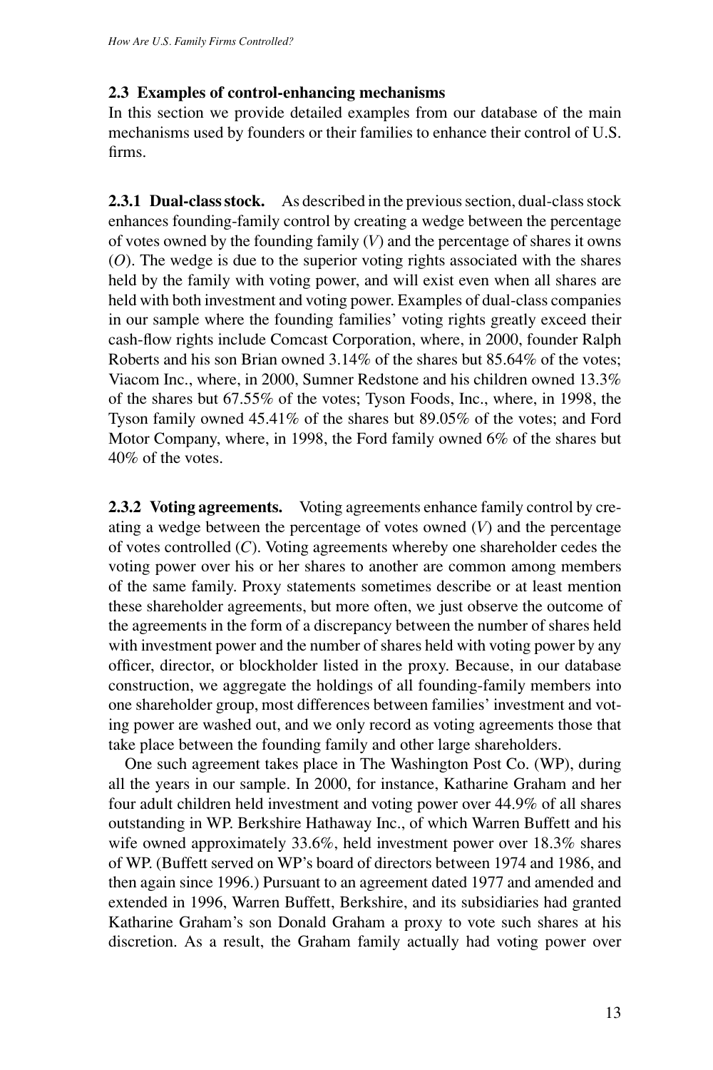### 2.3 Examples of control-enhancing mechanisms

In this section we provide detailed examples from our database of the main mechanisms used by founders or their families to enhance their control of U.S. firms.

**2.3.1 Dual-class stock.** As described in the previous section, dual-class stock enhances founding-family control by creating a wedge between the percentage of votes owned by the founding family ($V$) and the percentage of shares it owns ($O$). The wedge is due to the superior voting rights associated with the shares held by the family with voting power, and will exist even when all shares are held with both investment and voting power. Examples of dual-class companies in our sample where the founding families' voting rights greatly exceed their cash-flow rights include Comcast Corporation, where, in 2000, founder Ralph Roberts and his son Brian owned 3.14% of the shares but 85.64% of the votes; Viacom Inc., where, in 2000, Sumner Redstone and his children owned 13.3% of the shares but 67.55% of the votes; Tyson Foods, Inc., where, in 1998, the Tyson family owned 45.41% of the shares but 89.05% of the votes; and Ford Motor Company, where, in 1998, the Ford family owned 6% of the shares but 40% of the votes.

**2.3.2 Voting agreements.** Voting agreements enhance family control by creating a wedge between the percentage of votes owned ($V$) and the percentage of votes controlled ($C$). Voting agreements whereby one shareholder cedes the voting power over his or her shares to another are common among members of the same family. Proxy statements sometimes describe or at least mention these shareholder agreements, but more often, we just observe the outcome of the agreements in the form of a discrepancy between the number of shares held with investment power and the number of shares held with voting power by any officer, director, or blockholder listed in the proxy. Because, in our database construction, we aggregate the holdings of all founding-family members into one shareholder group, most differences between families' investment and voting power are washed out, and we only record as voting agreements those that take place between the founding family and other large shareholders.

One such agreement takes place in The Washington Post Co. (WP), during all the years in our sample. In 2000, for instance, Katharine Graham and her four adult children held investment and voting power over 44.9% of all shares outstanding in WP. Berkshire Hathaway Inc., of which Warren Buffett and his wife owned approximately 33.6%, held investment power over 18.3% shares of WP. (Buffett served on WP's board of directors between 1974 and 1986, and then again since 1996.) Pursuant to an agreement dated 1977 and amended and extended in 1996, Warren Buffett, Berkshire, and its subsidiaries had granted Katharine Graham's son Donald Graham a proxy to vote such shares at his discretion. As a result, the Graham family actually had voting power over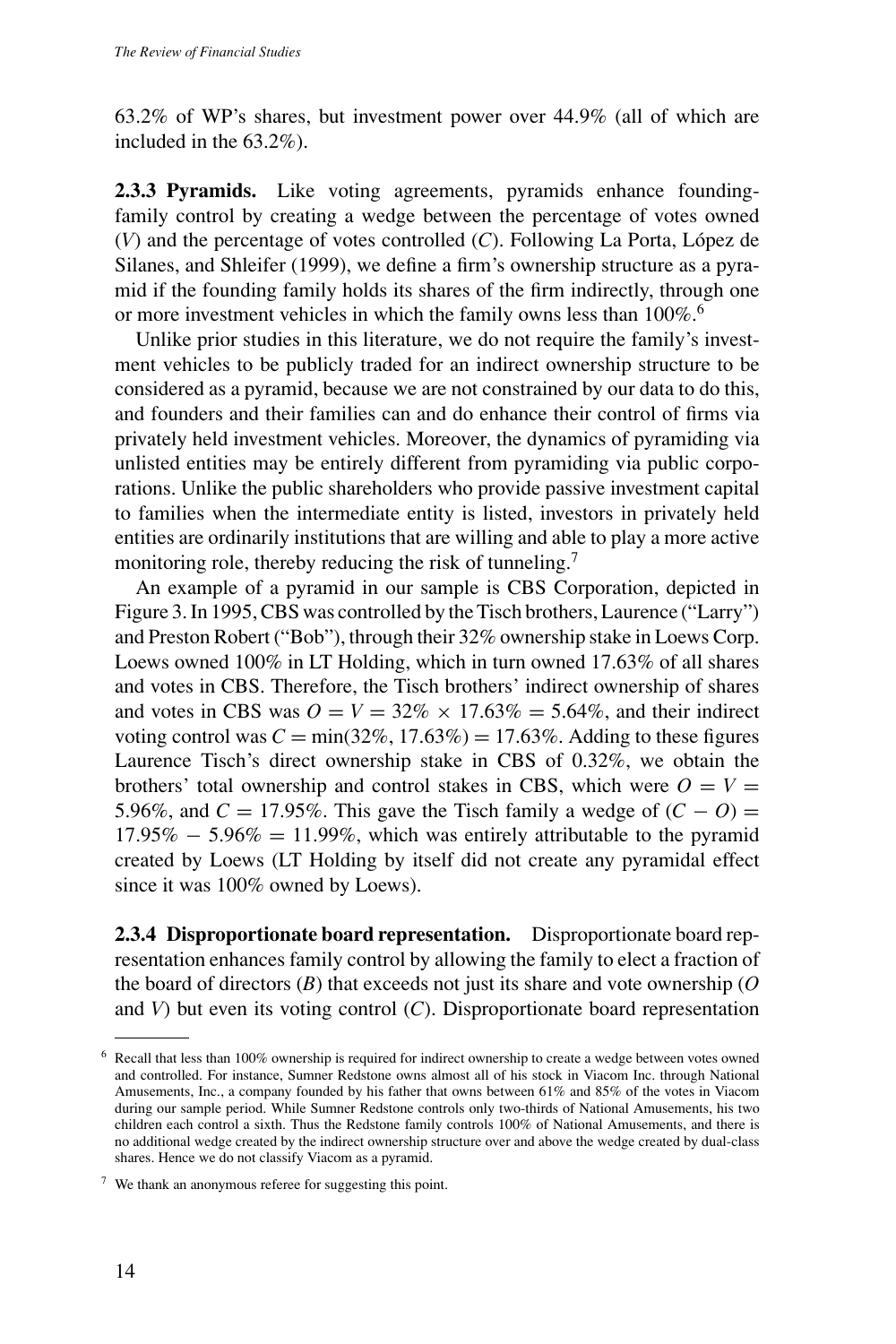63.2% of WP's shares, but investment power over 44.9% (all of which are included in the 63.2%).

**2.3.3 Pyramids.** Like voting agreements, pyramids enhance founding-family control by creating a wedge between the percentage of votes owned ($V$) and the percentage of votes controlled ($C$). Following La Porta, López de Silanes, and Shleifer (1999), we define a firm's ownership structure as a pyramid if the founding family holds its shares of the firm indirectly, through one or more investment vehicles in which the family owns less than 100%.[6]

Unlike prior studies in this literature, we do not require the family's investment vehicles to be publicly traded for an indirect ownership structure to be considered as a pyramid, because we are not constrained by our data to do this, and founders and their families can and do enhance their control of firms via privately held investment vehicles. Moreover, the dynamics of pyramiding via unlisted entities may be entirely different from pyramiding via public corporations. Unlike the public shareholders who provide passive investment capital to families when the intermediate entity is listed, investors in privately held entities are ordinarily institutions that are willing and able to play a more active monitoring role, thereby reducing the risk of tunneling.[7]

An example of a pyramid in our sample is CBS Corporation, depicted in Figure 3. In 1995, CBS was controlled by the Tisch brothers, Laurence ("Larry") and Preston Robert ("Bob"), through their 32% ownership stake in Loews Corp. Loews owned 100% in LT Holding, which in turn owned 17.63% of all shares and votes in CBS. Therefore, the Tisch brothers' indirect ownership of shares and votes in CBS was $O = V = 32\% \times 17.63\% = 5.64\%$, and their indirect voting control was $C = \min(32\%, 17.63\%) = 17.63\%$. Adding to these figures Laurence Tisch's direct ownership stake in CBS of 0.32%, we obtain the brothers' total ownership and control stakes in CBS, which were $O = V = 5.96\%$, and $C = 17.95\%$. This gave the Tisch family a wedge of $(C - O) = 17.95\% - 5.96\% = 11.99\%$, which was entirely attributable to the pyramid created by Loews (LT Holding by itself did not create any pyramidal effect since it was 100% owned by Loews).

**2.3.4 Disproportionate board representation.** Disproportionate board representation enhances family control by allowing the family to elect a fraction of the board of directors ($B$) that exceeds not just its share and vote ownership ($O$ and $V$) but even its voting control ($C$). Disproportionate board representation

---

[6] Recall that less than 100% ownership is required for indirect ownership to create a wedge between votes owned and controlled. For instance, Sumner Redstone owns almost all of his stock in Viacom Inc. through National Amusements, Inc., a company founded by his father that owns between 61% and 85% of the votes in Viacom during our sample period. While Sumner Redstone controls only two-thirds of National Amusements, his two children each control a sixth. Thus the Redstone family controls 100% of National Amusements, and there is no additional wedge created by the indirect ownership structure over and above the wedge created by dual-class shares. Hence we do not classify Viacom as a pyramid.

[7] We thank an anonymous referee for suggesting this point.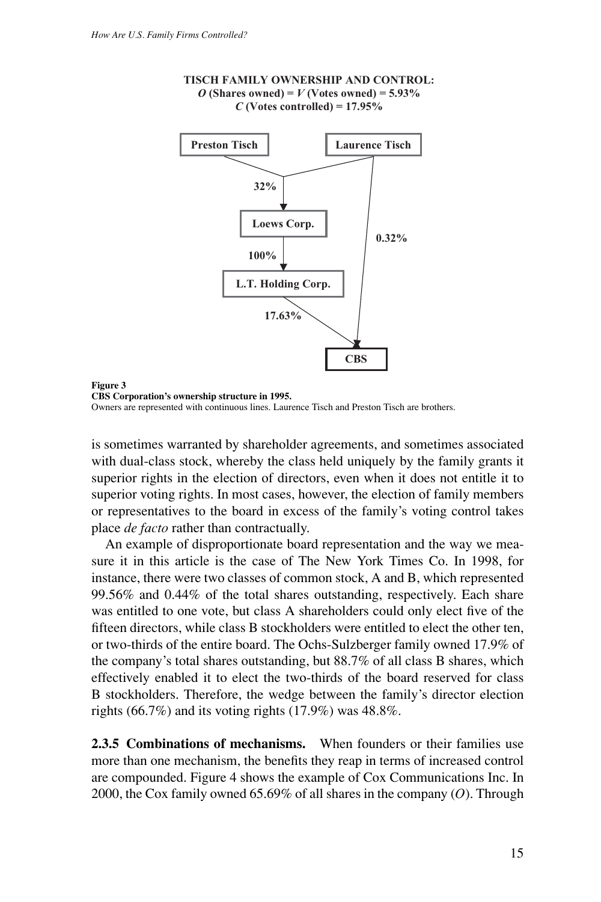**TISCH FAMILY OWNERSHIP AND CONTROL:**
***O* (Shares owned) = *V* (Votes owned) = 5.93%**
***C* (Votes controlled) = 17.95%**

Preston Tisch → Loews Corp. (32%, jointly with Laurence Tisch)
Laurence Tisch → Loews Corp. (32%, jointly with Preston Tisch)
Loews Corp. → L.T. Holding Corp. (100%)
L.T. Holding Corp. → CBS (17.63%)
Laurence Tisch → CBS (0.32%)

**Figure 3**
**CBS Corporation's ownership structure in 1995.**
Owners are represented with continuous lines. Laurence Tisch and Preston Tisch are brothers.

is sometimes warranted by shareholder agreements, and sometimes associated with dual-class stock, whereby the class held uniquely by the family grants it superior rights in the election of directors, even when it does not entitle it to superior voting rights. In most cases, however, the election of family members or representatives to the board in excess of the family's voting control takes place *de facto* rather than contractually.

An example of disproportionate board representation and the way we measure it in this article is the case of The New York Times Co. In 1998, for instance, there were two classes of common stock, A and B, which represented 99.56% and 0.44% of the total shares outstanding, respectively. Each share was entitled to one vote, but class A shareholders could only elect five of the fifteen directors, while class B stockholders were entitled to elect the other ten, or two-thirds of the entire board. The Ochs-Sulzberger family owned 17.9% of the company's total shares outstanding, but 88.7% of all class B shares, which effectively enabled it to elect the two-thirds of the board reserved for class B stockholders. Therefore, the wedge between the family's director election rights (66.7%) and its voting rights (17.9%) was 48.8%.

**2.3.5 Combinations of mechanisms.** When founders or their families use more than one mechanism, the benefits they reap in terms of increased control are compounded. Figure 4 shows the example of Cox Communications Inc. In 2000, the Cox family owned 65.69% of all shares in the company ($O$). Through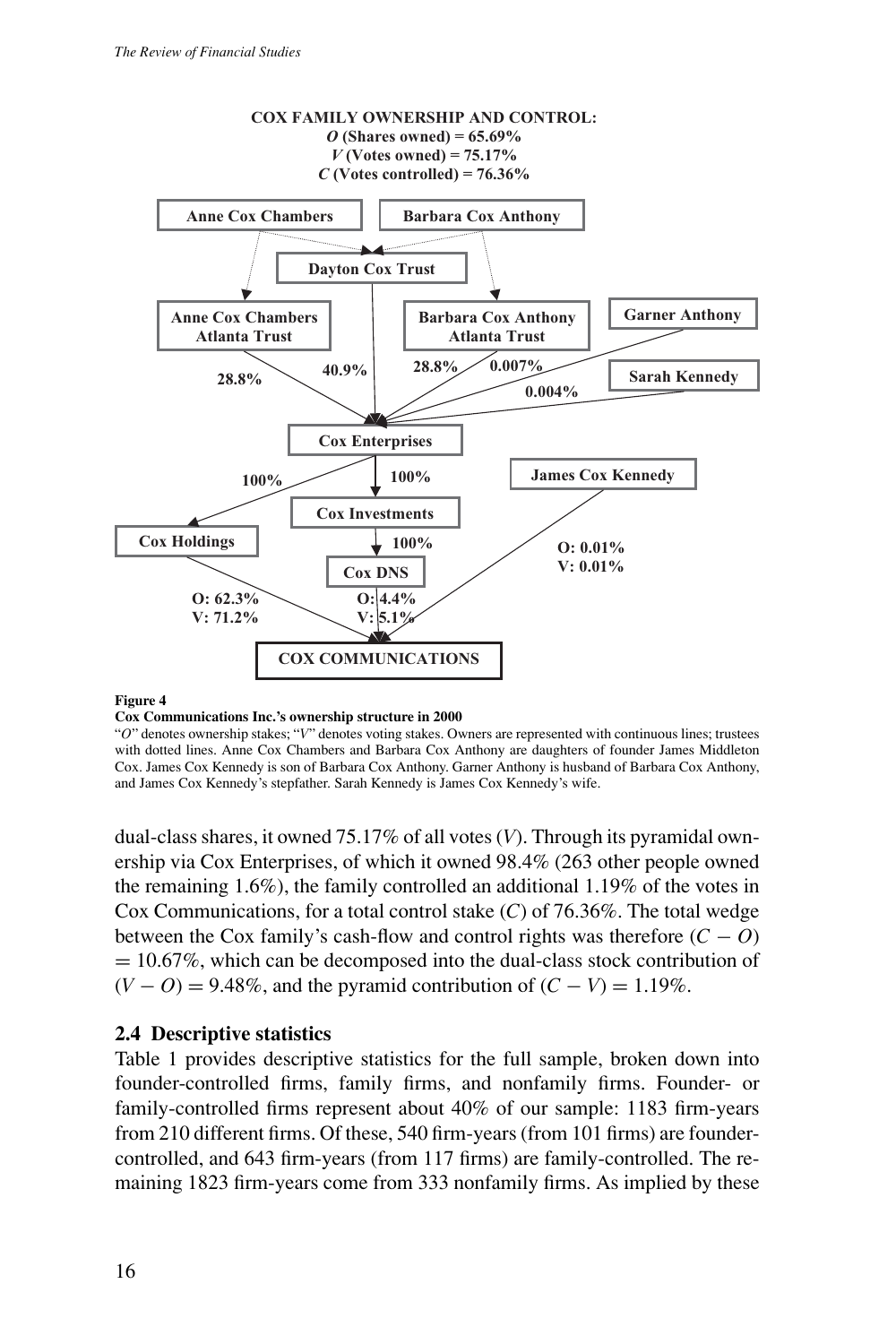**COX FAMILY OWNERSHIP AND CONTROL:**
***O* (Shares owned) = 65.69%**
***V* (Votes owned) = 75.17%**
***C* (Votes controlled) = 76.36%**

Anne Cox Chambers | Barbara Cox Anthony | Dayton Cox Trust | Anne Cox Chambers Atlanta Trust | Barbara Cox Anthony Atlanta Trust | Garner Anthony | Sarah Kennedy

28.8% | 40.9% | 28.8% | 0.007% | 0.004%

Cox Enterprises

100% | 100% | James Cox Kennedy

Cox Holdings | Cox Investments | 100% | O: 0.01% V: 0.01%

Cox DNS

O: 62.3% V: 71.2% | O: 4.4% V: 5.1%

COX COMMUNICATIONS

**Figure 4**
**Cox Communications Inc.'s ownership structure in 2000**
"*O*" denotes ownership stakes; "*V*" denotes voting stakes. Owners are represented with continuous lines; trustees with dotted lines. Anne Cox Chambers and Barbara Cox Anthony are daughters of founder James Middleton Cox. James Cox Kennedy is son of Barbara Cox Anthony. Garner Anthony is husband of Barbara Cox Anthony, and James Cox Kennedy's stepfather. Sarah Kennedy is James Cox Kennedy's wife.

dual-class shares, it owned 75.17% of all votes ($V$). Through its pyramidal ownership via Cox Enterprises, of which it owned 98.4% (263 other people owned the remaining 1.6%), the family controlled an additional 1.19% of the votes in Cox Communications, for a total control stake ($C$) of 76.36%. The total wedge between the Cox family's cash-flow and control rights was therefore $(C - O) = 10.67\%$, which can be decomposed into the dual-class stock contribution of $(V - O) = 9.48\%$, and the pyramid contribution of $(C - V) = 1.19\%$.

### 2.4 Descriptive statistics

Table 1 provides descriptive statistics for the full sample, broken down into founder-controlled firms, family firms, and nonfamily firms. Founder- or family-controlled firms represent about 40% of our sample: 1183 firm-years from 210 different firms. Of these, 540 firm-years (from 101 firms) are founder-controlled, and 643 firm-years (from 117 firms) are family-controlled. The remaining 1823 firm-years come from 333 nonfamily firms. As implied by these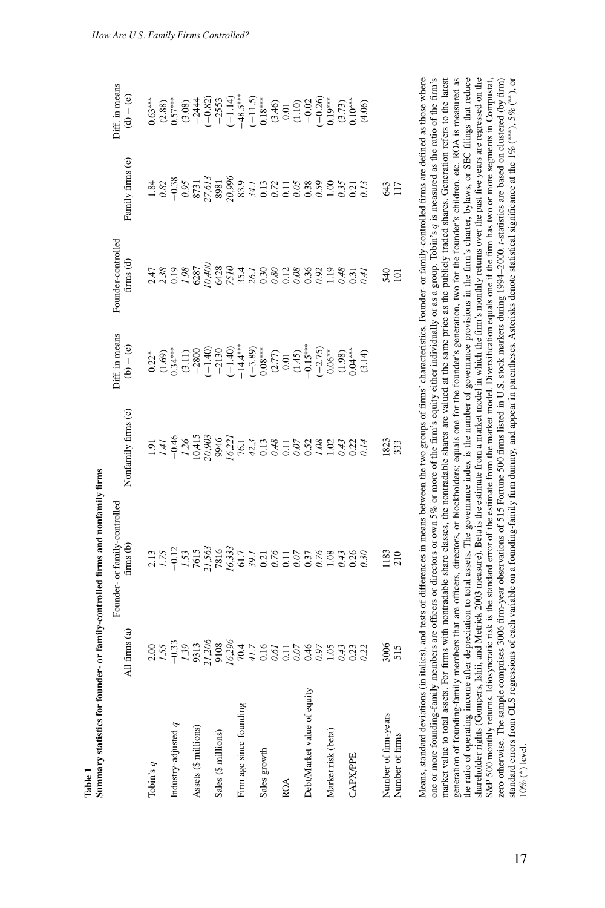**Table 1**

**Summary statistics for founder- or family-controlled firms and nonfamily firms**

| | All firms (a) | Founder- or family-controlled firms (b) | Nonfamily firms (c) | Diff. in means (b) − (c) | Founder-controlled firms (d) | Family firms (e) | Diff. in means (d) − (e) |
|---|---|---|---|---|---|---|---|
| Tobin's $q$ | 2.00 | 2.13 | 1.91 | 0.22* | 2.47 | 1.84 | 0.63*** |
| | *1.55* | *1.75* | *1.41* | (1.69) | *2.38* | *0.82* | (2.88) |
| Industry-adjusted $q$ | −0.33 | −0.12 | −0.46 | 0.34*** | 0.19 | −0.38 | 0.57*** |
| | *1.39* | *1.53* | *1.26* | (3.11) | *1.98* | *0.95* | (3.08) |
| Assets ($ millions) | 9313 | 7615 | 10,415 | −2800 | 6287 | 8731 | −2444 |
| | *21,206* | *21,563* | *20,903* | (−1.40) | *10,400* | *27,613* | (−0.82) |
| Sales ($ millions) | 9108 | 7816 | 9946 | −2130 | 6428 | 8981 | −2553 |
| | *16,296* | *16,333* | *16,221* | (−1.40) | *7510* | *20,996* | (−1.14) |
| Firm age since founding | 70.4 | 61.7 | 76.1 | −14.4*** | 35.4 | 83.9 | −48.5*** |
| | *41.7* | *39.1* | *42.3* | (−3.89) | *26.1* | *34.1* | (−11.5) |
| Sales growth | 0.16 | 0.21 | 0.13 | 0.08*** | 0.30 | 0.13 | 0.18*** |
| | *0.61* | *0.76* | *0.48* | (2.77) | *0.80* | *0.72* | (3.46) |
| ROA | 0.11 | 0.11 | 0.11 | 0.01 | 0.12 | 0.11 | 0.01 |
| | *0.07* | *0.07* | *0.07* | (1.45) | *0.08* | *0.05* | (1.10) |
| Debt/Market value of equity | 0.46 | 0.37 | 0.52 | −0.15*** | 0.36 | 0.38 | −0.02 |
| | *0.97* | *0.76* | *1.08* | (−2.75) | *0.92* | *0.59* | (−0.26) |
| Market risk (beta) | 1.05 | 1.08 | 1.02 | 0.06** | 1.19 | 1.00 | 0.19*** |
| | *0.43* | *0.43* | *0.43* | (1.98) | *0.48* | *0.35* | (3.73) |
| CAPX/PPE | 0.23 | 0.26 | 0.22 | 0.04*** | 0.31 | 0.21 | 0.10*** |
| | *0.22* | *0.30* | *0.14* | (3.14) | *0.41* | *0.13* | (4.06) |
| Number of firm-years | 3006 | 1183 | 1823 | | 540 | 643 | |
| Number of firms | 515 | 210 | 333 | | 101 | 117 | |

Means, standard deviations (in italics), and tests of differences in means between the two groups of firms' characteristics. Founder- or family-controlled firms are defined as those where one or more founding-family members are officers or directors or own 5% or more of the firm's equity either individually or as a group. Tobin's $q$ is measured as the ratio of the firm's market value to total assets. For firms with nontradable share classes, the nontradable shares are valued at the same price as the publicly traded shares. Generation refers to the latest generation of founding-family members that are officers, directors, or blockholders; equals one for the founder's generation, two for the founder's children, etc. ROA is measured as the ratio of operating income after depreciation to total assets. The governance index is the number of governance provisions in the firm's charter, bylaws, or SEC filings that reduce shareholder rights (Gompers, Ishii, and Metrick 2003 measure). Beta is the estimate from a market model in which the firm's monthly returns over the past five years are regressed on the S&P 500 monthly returns. Idiosyncratic risk is the standard error of the estimate from the market model. Diversification equals one if the firm has two or more segments in Compustat, zero otherwise. The sample comprises 3006 firm-year observations of 515 Fortune 500 firms listed in U.S. stock markets during 1994–2000. $t$-statistics are based on clustered (by firm) standard errors from OLS regressions of each variable on a founding-family firm dummy, and appear in parentheses. Asterisks denote statistical significance at the 1% (***), 5% (**), or 10% (*) level.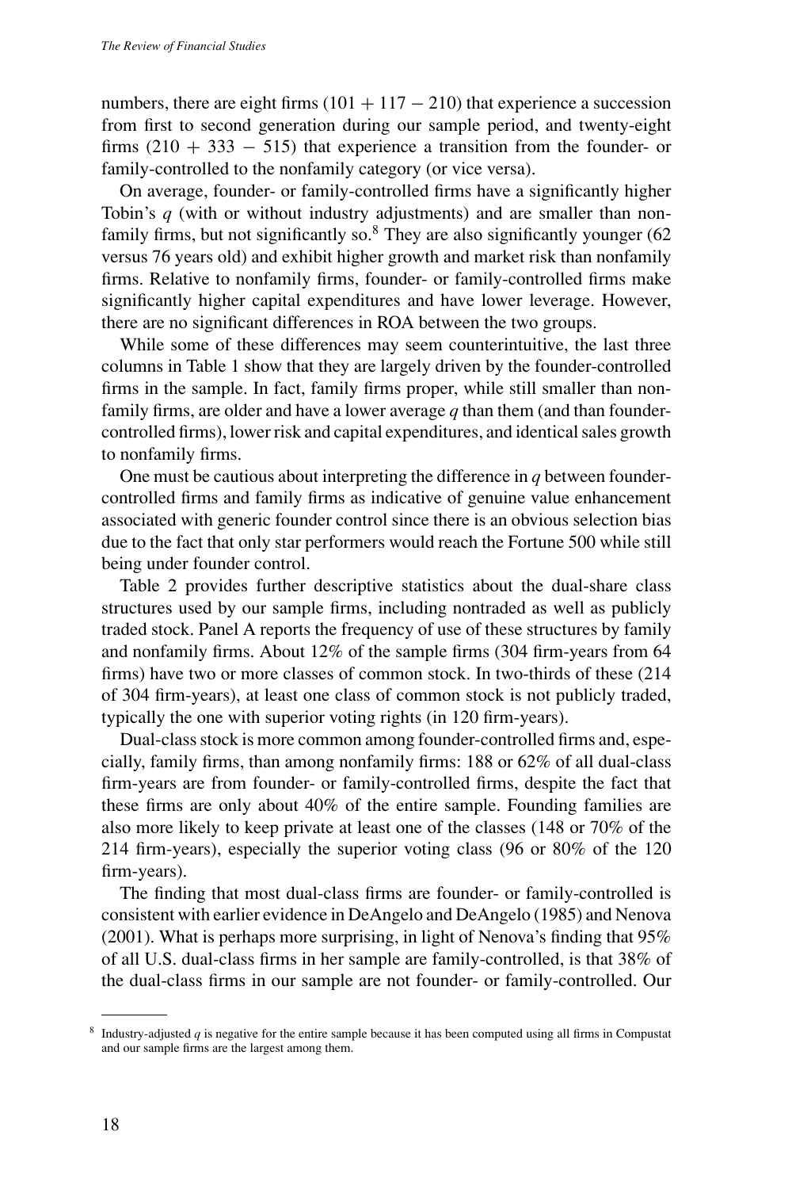numbers, there are eight firms (101 + 117 − 210) that experience a succession from first to second generation during our sample period, and twenty-eight firms (210 + 333 − 515) that experience a transition from the founder- or family-controlled to the nonfamily category (or vice versa).

On average, founder- or family-controlled firms have a significantly higher Tobin's $q$ (with or without industry adjustments) and are smaller than nonfamily firms, but not significantly so.[8] They are also significantly younger (62 versus 76 years old) and exhibit higher growth and market risk than nonfamily firms. Relative to nonfamily firms, founder- or family-controlled firms make significantly higher capital expenditures and have lower leverage. However, there are no significant differences in ROA between the two groups.

While some of these differences may seem counterintuitive, the last three columns in Table 1 show that they are largely driven by the founder-controlled firms in the sample. In fact, family firms proper, while still smaller than nonfamily firms, are older and have a lower average $q$ than them (and than founder-controlled firms), lower risk and capital expenditures, and identical sales growth to nonfamily firms.

One must be cautious about interpreting the difference in $q$ between founder-controlled firms and family firms as indicative of genuine value enhancement associated with generic founder control since there is an obvious selection bias due to the fact that only star performers would reach the Fortune 500 while still being under founder control.

Table 2 provides further descriptive statistics about the dual-share class structures used by our sample firms, including nontraded as well as publicly traded stock. Panel A reports the frequency of use of these structures by family and nonfamily firms. About 12% of the sample firms (304 firm-years from 64 firms) have two or more classes of common stock. In two-thirds of these (214 of 304 firm-years), at least one class of common stock is not publicly traded, typically the one with superior voting rights (in 120 firm-years).

Dual-class stock is more common among founder-controlled firms and, especially, family firms, than among nonfamily firms: 188 or 62% of all dual-class firm-years are from founder- or family-controlled firms, despite the fact that these firms are only about 40% of the entire sample. Founding families are also more likely to keep private at least one of the classes (148 or 70% of the 214 firm-years), especially the superior voting class (96 or 80% of the 120 firm-years).

The finding that most dual-class firms are founder- or family-controlled is consistent with earlier evidence in DeAngelo and DeAngelo (1985) and Nenova (2001). What is perhaps more surprising, in light of Nenova's finding that 95% of all U.S. dual-class firms in her sample are family-controlled, is that 38% of the dual-class firms in our sample are not founder- or family-controlled. Our

---

[8] Industry-adjusted $q$ is negative for the entire sample because it has been computed using all firms in Compustat and our sample firms are the largest among them.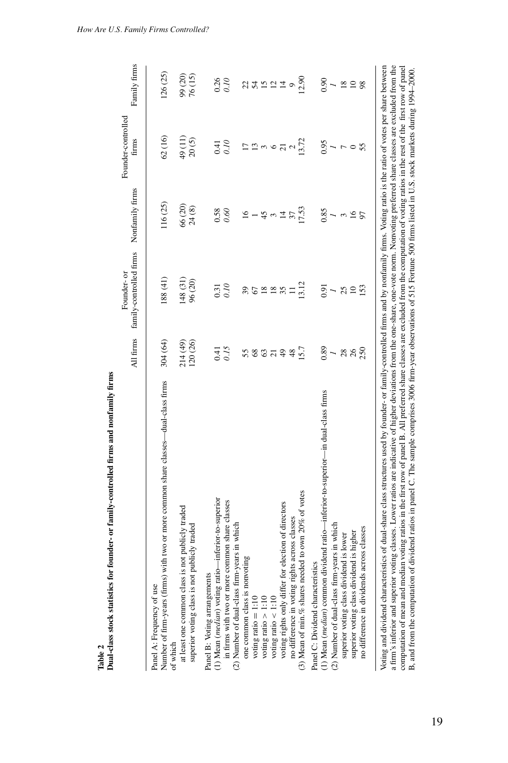**Table 2**
**Dual-class stock statistics for founder- or family-controlled firms and nonfamily firms**

| | All firms | Founder- or family-controlled firms | Nonfamily firms | Founder-controlled firms | Family firms |
|---|---|---|---|---|---|
| Panel A: Frequency of use | | | | | |
| Number of firm-years (firms) with two or more common share classes—dual-class firms | 304 (64) | 188 (41) | 116 (25) | 62 (16) | 126 (25) |
| of which | | | | | |
| at least one common class is not publicly traded | 214 (49) | 148 (31) | 66 (20) | 49 (11) | 99 (20) |
| superior voting class is not publicly traded | 120 (26) | 96 (20) | 24 (8) | 20 (5) | 76 (15) |
| Panel B: Voting arrangements | | | | | |
| (1) Mean (*median*) voting ratio—inferior-to-superior | 0.41 | 0.31 | 0.58 | 0.41 | 0.26 |
| in firms with two or more common share classes | *0.15* | *0.10* | *0.60* | *0.10* | *0.10* |
| (2) Number of dual-class firm-years in which | | | | | |
| one common class is nonvoting | 55 | 39 | 16 | 17 | 22 |
| voting ratio = 1:10 | 68 | 67 | 1 | 13 | 54 |
| voting ratio > 1:10 | 63 | 18 | 45 | 3 | 15 |
| voting ratio < 1:10 | 21 | 18 | 3 | 6 | 12 |
| voting rights only differ for election of directors | 49 | 35 | 14 | 21 | 14 |
| no difference in voting rights across classes | 48 | 11 | 37 | 2 | 9 |
| (3) Mean of min.% shares needed to own 20% of votes | 15.7 | 13.12 | 17.53 | 13.72 | 12.90 |
| Panel C: Dividend characteristics | | | | | |
| (1) Mean (*median*) common dividend ratio—inferior-to-superior—in dual-class firms | 0.89 | 0.91 | 0.85 | 0.95 | 0.90 |
| | *1* | *1* | *1* | *1* | *1* |
| (2) Number of dual-class firm-years in which | | | | | |
| superior voting class dividend is lower | 28 | 25 | 3 | 7 | 18 |
| superior voting class dividend is higher | 26 | 10 | 16 | 0 | 10 |
| no difference in dividends across classes | 250 | 153 | 97 | 55 | 98 |

Voting and dividend characteristics of dual-share class structures used by founder- or family-controlled firms and by nonfamily firms. Voting ratio is the ratio of votes per share between a firm's inferior and superior voting classes. Lower ratios are indicative of higher deviations from the one-share, one-vote norm. Nonvoting preferred share classes are excluded from the computation of mean and median voting ratios in the first row of panel B. All preferred share classes are excluded from the computation of voting ratios in the rest of the first row of panel B, and from the computation of dividend ratios in panel C. The sample comprises 3006 firm-year observations of 515 Fortune 500 firms listed in U.S. stock markets during 1994–2000.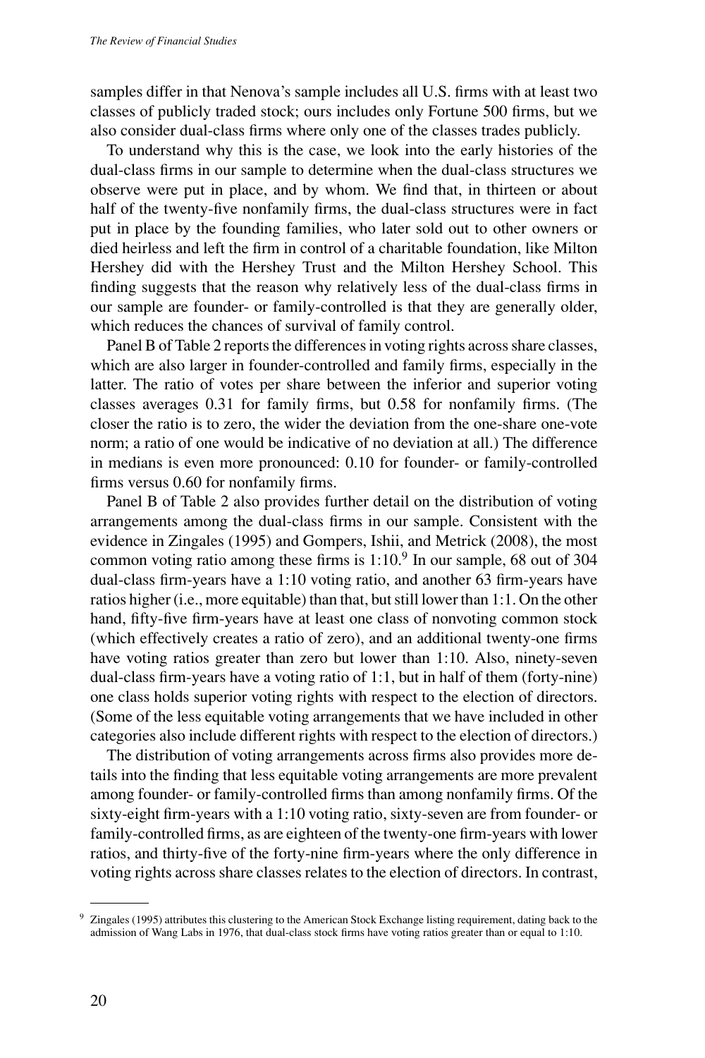samples differ in that Nenova's sample includes all U.S. firms with at least two classes of publicly traded stock; ours includes only Fortune 500 firms, but we also consider dual-class firms where only one of the classes trades publicly.

To understand why this is the case, we look into the early histories of the dual-class firms in our sample to determine when the dual-class structures we observe were put in place, and by whom. We find that, in thirteen or about half of the twenty-five nonfamily firms, the dual-class structures were in fact put in place by the founding families, who later sold out to other owners or died heirless and left the firm in control of a charitable foundation, like Milton Hershey did with the Hershey Trust and the Milton Hershey School. This finding suggests that the reason why relatively less of the dual-class firms in our sample are founder- or family-controlled is that they are generally older, which reduces the chances of survival of family control.

Panel B of Table 2 reports the differences in voting rights across share classes, which are also larger in founder-controlled and family firms, especially in the latter. The ratio of votes per share between the inferior and superior voting classes averages 0.31 for family firms, but 0.58 for nonfamily firms. (The closer the ratio is to zero, the wider the deviation from the one-share one-vote norm; a ratio of one would be indicative of no deviation at all.) The difference in medians is even more pronounced: 0.10 for founder- or family-controlled firms versus 0.60 for nonfamily firms.

Panel B of Table 2 also provides further detail on the distribution of voting arrangements among the dual-class firms in our sample. Consistent with the evidence in Zingales (1995) and Gompers, Ishii, and Metrick (2008), the most common voting ratio among these firms is 1:10.[9] In our sample, 68 out of 304 dual-class firm-years have a 1:10 voting ratio, and another 63 firm-years have ratios higher (i.e., more equitable) than that, but still lower than 1:1. On the other hand, fifty-five firm-years have at least one class of nonvoting common stock (which effectively creates a ratio of zero), and an additional twenty-one firms have voting ratios greater than zero but lower than 1:10. Also, ninety-seven dual-class firm-years have a voting ratio of 1:1, but in half of them (forty-nine) one class holds superior voting rights with respect to the election of directors. (Some of the less equitable voting arrangements that we have included in other categories also include different rights with respect to the election of directors.)

The distribution of voting arrangements across firms also provides more details into the finding that less equitable voting arrangements are more prevalent among founder- or family-controlled firms than among nonfamily firms. Of the sixty-eight firm-years with a 1:10 voting ratio, sixty-seven are from founder- or family-controlled firms, as are eighteen of the twenty-one firm-years with lower ratios, and thirty-five of the forty-nine firm-years where the only difference in voting rights across share classes relates to the election of directors. In contrast,

[9] Zingales (1995) attributes this clustering to the American Stock Exchange listing requirement, dating back to the admission of Wang Labs in 1976, that dual-class stock firms have voting ratios greater than or equal to 1:10.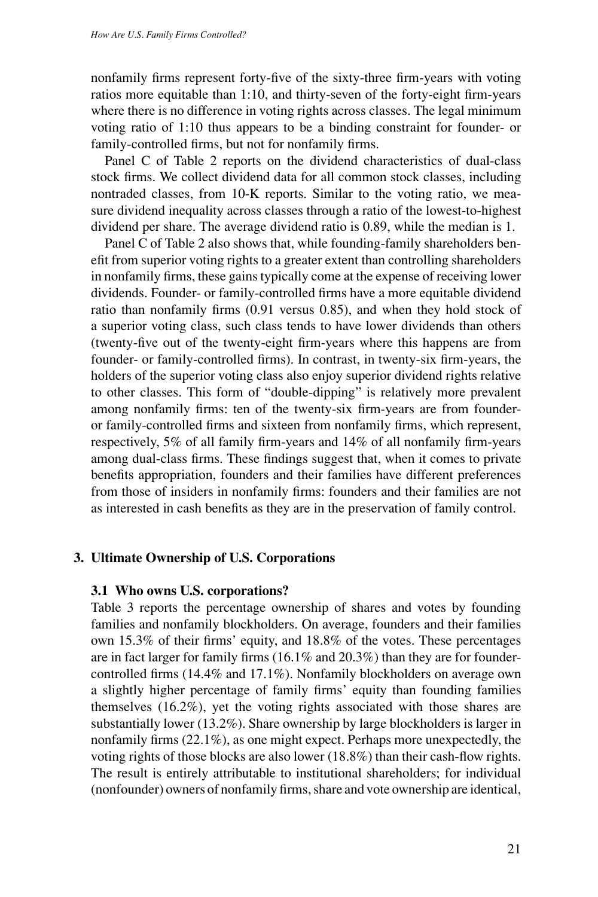nonfamily firms represent forty-five of the sixty-three firm-years with voting ratios more equitable than 1:10, and thirty-seven of the forty-eight firm-years where there is no difference in voting rights across classes. The legal minimum voting ratio of 1:10 thus appears to be a binding constraint for founder- or family-controlled firms, but not for nonfamily firms.

Panel C of Table 2 reports on the dividend characteristics of dual-class stock firms. We collect dividend data for all common stock classes, including nontraded classes, from 10-K reports. Similar to the voting ratio, we measure dividend inequality across classes through a ratio of the lowest-to-highest dividend per share. The average dividend ratio is 0.89, while the median is 1.

Panel C of Table 2 also shows that, while founding-family shareholders benefit from superior voting rights to a greater extent than controlling shareholders in nonfamily firms, these gains typically come at the expense of receiving lower dividends. Founder- or family-controlled firms have a more equitable dividend ratio than nonfamily firms (0.91 versus 0.85), and when they hold stock of a superior voting class, such class tends to have lower dividends than others (twenty-five out of the twenty-eight firm-years where this happens are from founder- or family-controlled firms). In contrast, in twenty-six firm-years, the holders of the superior voting class also enjoy superior dividend rights relative to other classes. This form of "double-dipping" is relatively more prevalent among nonfamily firms: ten of the twenty-six firm-years are from founder- or family-controlled firms and sixteen from nonfamily firms, which represent, respectively, 5% of all family firm-years and 14% of all nonfamily firm-years among dual-class firms. These findings suggest that, when it comes to private benefits appropriation, founders and their families have different preferences from those of insiders in nonfamily firms: founders and their families are not as interested in cash benefits as they are in the preservation of family control.

## 3. Ultimate Ownership of U.S. Corporations

### 3.1 Who owns U.S. corporations?

Table 3 reports the percentage ownership of shares and votes by founding families and nonfamily blockholders. On average, founders and their families own 15.3% of their firms' equity, and 18.8% of the votes. These percentages are in fact larger for family firms (16.1% and 20.3%) than they are for founder-controlled firms (14.4% and 17.1%). Nonfamily blockholders on average own a slightly higher percentage of family firms' equity than founding families themselves (16.2%), yet the voting rights associated with those shares are substantially lower (13.2%). Share ownership by large blockholders is larger in nonfamily firms (22.1%), as one might expect. Perhaps more unexpectedly, the voting rights of those blocks are also lower (18.8%) than their cash-flow rights. The result is entirely attributable to institutional shareholders; for individual (nonfounder) owners of nonfamily firms, share and vote ownership are identical,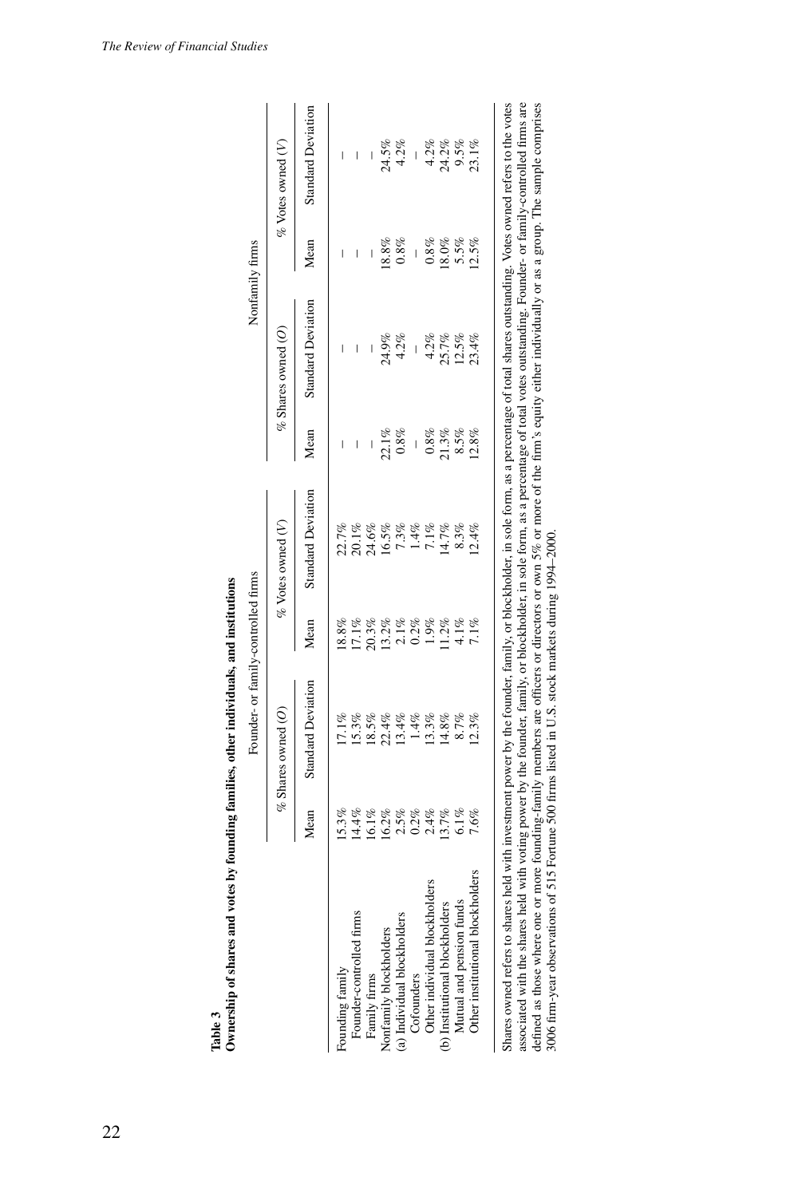**Table 3**
**Ownership of shares and votes by founding families, other individuals, and institutions**

| | Founder- or family-controlled firms | | | | Nonfamily firms | | | |
|---|---|---|---|---|---|---|---|---|
| | % Shares owned (*O*) | | % Votes owned (*V*) | | % Shares owned (*O*) | | % Votes owned (*V*) | |
| | Mean | Standard Deviation | Mean | Standard Deviation | Mean | Standard Deviation | Mean | Standard Deviation |
| Founding family | 15.3% | 17.1% | 18.8% | 22.7% | – | – | – | – |
| Founder-controlled firms | 14.4% | 15.3% | 17.1% | 20.1% | – | – | – | – |
| Family firms | 16.1% | 18.5% | 20.3% | 24.6% | – | – | – | – |
| Nonfamily blockholders | 16.2% | 22.4% | 13.2% | 16.5% | 22.1% | 24.9% | 18.8% | 24.5% |
| (a) Individual blockholders | 2.5% | 13.4% | 2.1% | 7.3% | 0.8% | 4.2% | 0.8% | 4.2% |
| Cofounders | 0.2% | 1.4% | 0.2% | 1.4% | – | – | – | – |
| Other individual blockholders | 2.4% | 13.3% | 1.9% | 7.1% | 0.8% | 4.2% | 0.8% | 4.2% |
| (b) Institutional blockholders | 13.7% | 14.8% | 11.2% | 14.7% | 21.3% | 25.7% | 18.0% | 24.2% |
| Mutual and pension funds | 6.1% | 8.7% | 4.1% | 8.3% | 8.5% | 12.5% | 5.5% | 9.5% |
| Other institutional blockholders | 7.6% | 12.3% | 7.1% | 12.4% | 12.8% | 23.4% | 12.5% | 23.1% |

Shares owned refers to shares held with investment power by the founder, family, or blockholder, in sole form, as a percentage of total shares outstanding. Votes owned refers to the votes associated with the shares held with voting power by the founder, family, or blockholder, in sole form, as a percentage of total votes outstanding. Founder- or family-controlled firms are defined as those where one or more founding-family members are officers or directors or own 5% or more of the firm's equity either individually or as a group. The sample comprises 3006 firm-year observations of 515 Fortune 500 firms listed in U.S. stock markets during 1994–2000.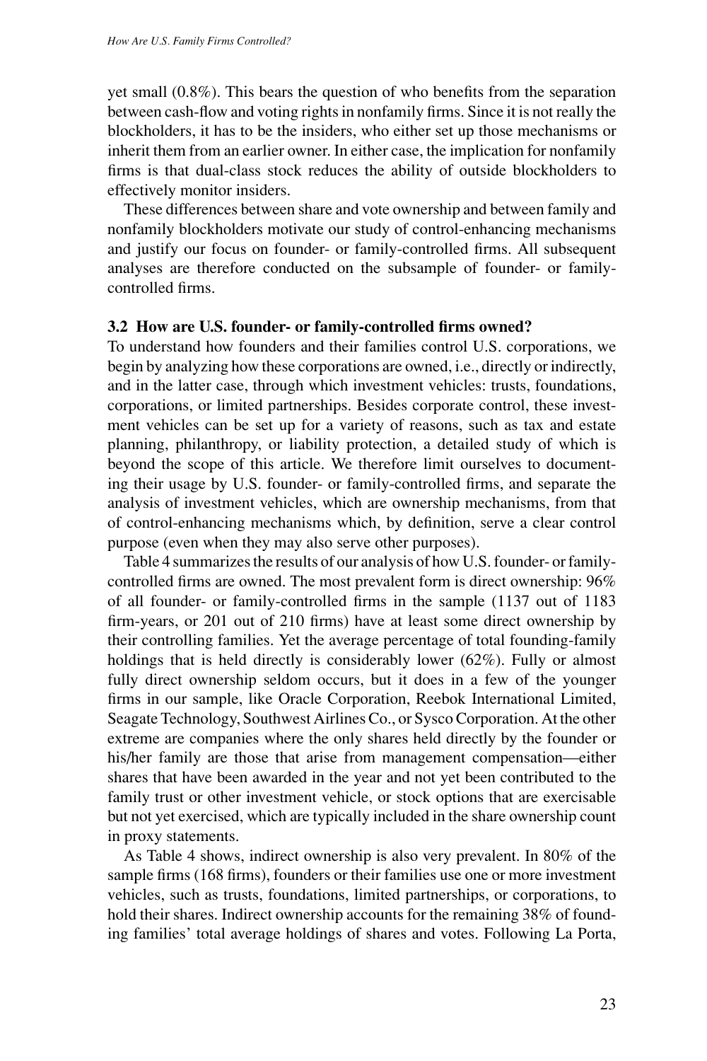yet small (0.8%). This bears the question of who benefits from the separation between cash-flow and voting rights in nonfamily firms. Since it is not really the blockholders, it has to be the insiders, who either set up those mechanisms or inherit them from an earlier owner. In either case, the implication for nonfamily firms is that dual-class stock reduces the ability of outside blockholders to effectively monitor insiders.

These differences between share and vote ownership and between family and nonfamily blockholders motivate our study of control-enhancing mechanisms and justify our focus on founder- or family-controlled firms. All subsequent analyses are therefore conducted on the subsample of founder- or family-controlled firms.

### 3.2 How are U.S. founder- or family-controlled firms owned?

To understand how founders and their families control U.S. corporations, we begin by analyzing how these corporations are owned, i.e., directly or indirectly, and in the latter case, through which investment vehicles: trusts, foundations, corporations, or limited partnerships. Besides corporate control, these investment vehicles can be set up for a variety of reasons, such as tax and estate planning, philanthropy, or liability protection, a detailed study of which is beyond the scope of this article. We therefore limit ourselves to documenting their usage by U.S. founder- or family-controlled firms, and separate the analysis of investment vehicles, which are ownership mechanisms, from that of control-enhancing mechanisms which, by definition, serve a clear control purpose (even when they may also serve other purposes).

Table 4 summarizes the results of our analysis of how U.S. founder- or family-controlled firms are owned. The most prevalent form is direct ownership: 96% of all founder- or family-controlled firms in the sample (1137 out of 1183 firm-years, or 201 out of 210 firms) have at least some direct ownership by their controlling families. Yet the average percentage of total founding-family holdings that is held directly is considerably lower (62%). Fully or almost fully direct ownership seldom occurs, but it does in a few of the younger firms in our sample, like Oracle Corporation, Reebok International Limited, Seagate Technology, Southwest Airlines Co., or Sysco Corporation. At the other extreme are companies where the only shares held directly by the founder or his/her family are those that arise from management compensation—either shares that have been awarded in the year and not yet been contributed to the family trust or other investment vehicle, or stock options that are exercisable but not yet exercised, which are typically included in the share ownership count in proxy statements.

As Table 4 shows, indirect ownership is also very prevalent. In 80% of the sample firms (168 firms), founders or their families use one or more investment vehicles, such as trusts, foundations, limited partnerships, or corporations, to hold their shares. Indirect ownership accounts for the remaining 38% of founding families' total average holdings of shares and votes. Following La Porta,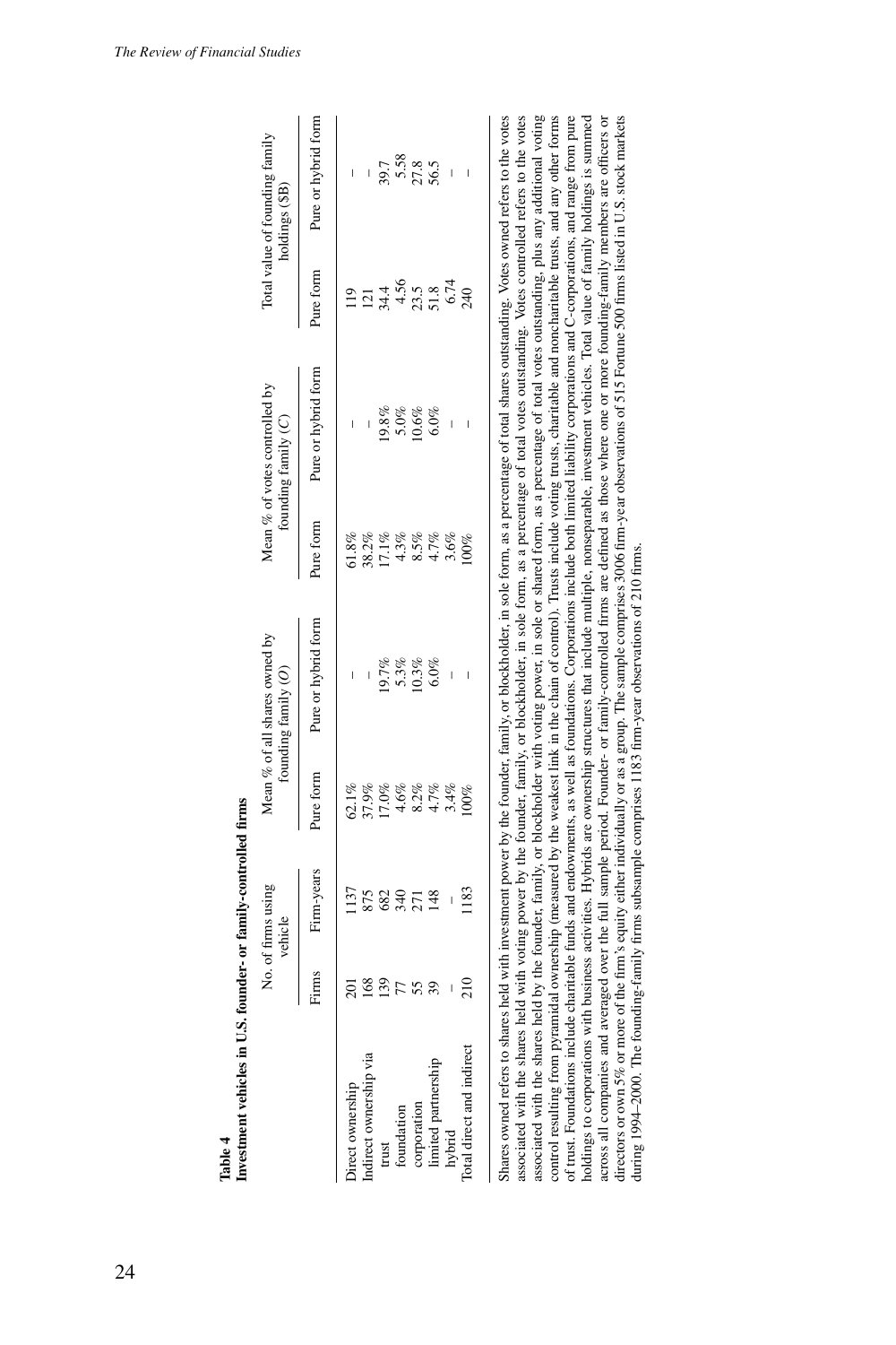**Table 4**
**Investment vehicles in U.S. founder- or family-controlled firms**

| | No. of firms using vehicle | | Mean % of all shares owned by founding family (*O*) | | Mean % of votes controlled by founding family (*C*) | | Total value of founding family holdings ($B) | |
|---|---|---|---|---|---|---|---|---|
| | Firms | Firm-years | Pure form | Pure or hybrid form | Pure form | Pure or hybrid form | Pure form | Pure or hybrid form |
| Direct ownership | 201 | 1137 | 62.1% | – | 61.8% | – | 119 | – |
| Indirect ownership via | 168 | 875 | 37.9% | – | 38.2% | – | 121 | – |
| trust | 139 | 682 | 17.0% | 19.7% | 17.1% | 19.8% | 34.4 | 39.7 |
| foundation | 77 | 340 | 4.6% | 5.3% | 4.3% | 5.0% | 4.56 | 5.58 |
| corporation | 55 | 271 | 8.2% | 10.3% | 8.5% | 10.6% | 23.5 | 27.8 |
| limited partnership | 39 | 148 | 4.7% | 6.0% | 4.7% | 6.0% | 51.8 | 56.5 |
| hybrid | – | – | 3.4% | – | 3.6% | – | 6.74 | – |
| Total direct and indirect | 210 | 1183 | 100% | – | 100% | – | 240 | – |

Shares owned refers to shares held with investment power by the founder, family, or blockholder, in sole form, as a percentage of total shares outstanding. Votes owned refers to the votes associated with the shares held with voting power by the founder, family, or blockholder, in sole form, as a percentage of total votes outstanding. Votes controlled refers to the votes associated with the shares held by the founder, family, or blockholder with voting power, in sole or shared form, as a percentage of total votes outstanding, plus any additional voting control resulting from pyramidal ownership (measured by the weakest link in the chain of control). Trusts include voting trusts, charitable and noncharitable trusts, and any other forms of trust. Foundations include charitable funds and endowments, as well as foundations. Corporations include both limited liability corporations and C-corporations, and range from pure holdings to corporations with business activities. Hybrids are ownership structures that include multiple, nonseparable, investment vehicles. Total value of family holdings is summed across all companies and averaged over the full sample period. Founder- or family-controlled firms are defined as those where one or more founding-family members are officers or directors or own 5% or more of the firm's equity either individually or as a group. The sample comprises 3006 firm-year observations of 515 Fortune 500 firms listed in U.S. stock markets during 1994–2000. The founding-family firms subsample comprises 1183 firm-year observations of 210 firms.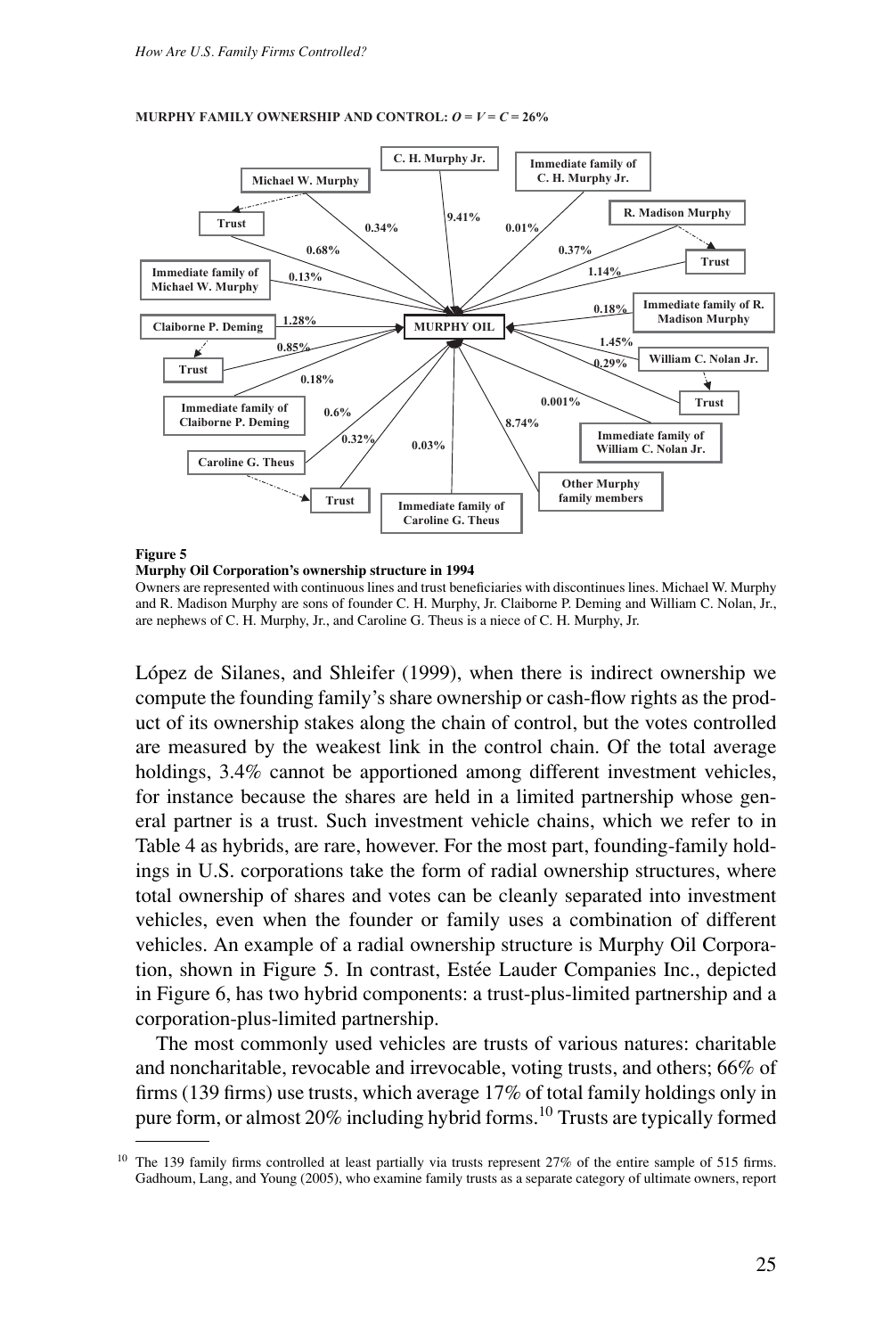**MURPHY FAMILY OWNERSHIP AND CONTROL: $O = V = C = 26\%$**

**Figure 5**
**Murphy Oil Corporation's ownership structure in 1994**
Owners are represented with continuous lines and trust beneficiaries with discontinues lines. Michael W. Murphy and R. Madison Murphy are sons of founder C. H. Murphy, Jr. Claiborne P. Deming and William C. Nolan, Jr., are nephews of C. H. Murphy, Jr., and Caroline G. Theus is a niece of C. H. Murphy, Jr.

López de Silanes, and Shleifer (1999), when there is indirect ownership we compute the founding family's share ownership or cash-flow rights as the product of its ownership stakes along the chain of control, but the votes controlled are measured by the weakest link in the control chain. Of the total average holdings, 3.4% cannot be apportioned among different investment vehicles, for instance because the shares are held in a limited partnership whose general partner is a trust. Such investment vehicle chains, which we refer to in Table 4 as hybrids, are rare, however. For the most part, founding-family holdings in U.S. corporations take the form of radial ownership structures, where total ownership of shares and votes can be cleanly separated into investment vehicles, even when the founder or family uses a combination of different vehicles. An example of a radial ownership structure is Murphy Oil Corporation, shown in Figure 5. In contrast, Estée Lauder Companies Inc., depicted in Figure 6, has two hybrid components: a trust-plus-limited partnership and a corporation-plus-limited partnership.

The most commonly used vehicles are trusts of various natures: charitable and noncharitable, revocable and irrevocable, voting trusts, and others; 66% of firms (139 firms) use trusts, which average 17% of total family holdings only in pure form, or almost 20% including hybrid forms.[10] Trusts are typically formed

[10] The 139 family firms controlled at least partially via trusts represent 27% of the entire sample of 515 firms. Gadhoum, Lang, and Young (2005), who examine family trusts as a separate category of ultimate owners, report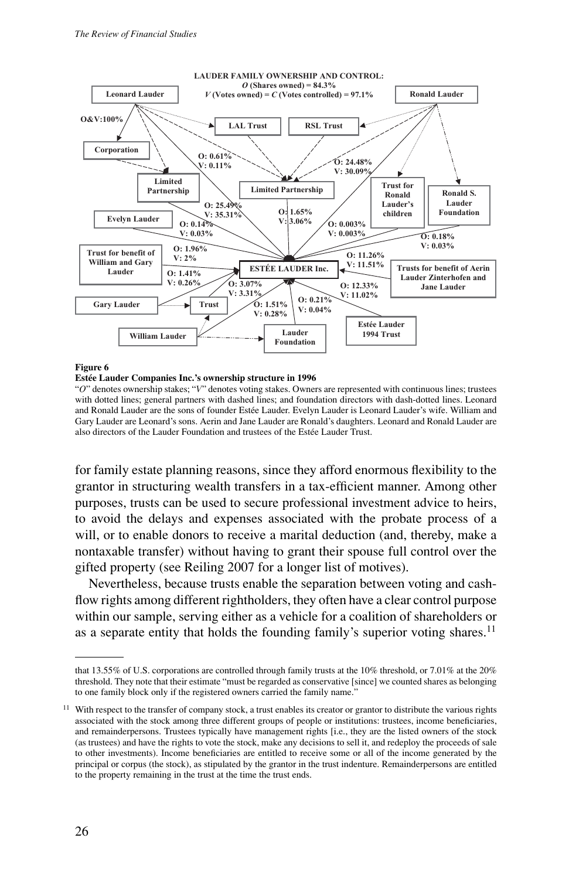**LAUDER FAMILY OWNERSHIP AND CONTROL:**
***O* (Shares owned) = 84.3%**
***V* (Votes owned) = *C* (Votes controlled) = 97.1%**

**Figure 6**
**Estée Lauder Companies Inc.'s ownership structure in 1996**
"*O*" denotes ownership stakes; "*V*" denotes voting stakes. Owners are represented with continuous lines; trustees with dotted lines; general partners with dashed lines; and foundation directors with dash-dotted lines. Leonard and Ronald Lauder are the sons of founder Estée Lauder. Evelyn Lauder is Leonard Lauder's wife. William and Gary Lauder are Leonard's sons. Aerin and Jane Lauder are Ronald's daughters. Leonard and Ronald Lauder are also directors of the Lauder Foundation and trustees of the Estée Lauder Trust.

for family estate planning reasons, since they afford enormous flexibility to the grantor in structuring wealth transfers in a tax-efficient manner. Among other purposes, trusts can be used to secure professional investment advice to heirs, to avoid the delays and expenses associated with the probate process of a will, or to enable donors to receive a marital deduction (and, thereby, make a nontaxable transfer) without having to grant their spouse full control over the gifted property (see Reiling 2007 for a longer list of motives).

Nevertheless, because trusts enable the separation between voting and cash-flow rights among different rightholders, they often have a clear control purpose within our sample, serving either as a vehicle for a coalition of shareholders or as a separate entity that holds the founding family's superior voting shares.[11]

---

that 13.55% of U.S. corporations are controlled through family trusts at the 10% threshold, or 7.01% at the 20% threshold. They note that their estimate "must be regarded as conservative [since] we counted shares as belonging to one family block only if the registered owners carried the family name."

[11] With respect to the transfer of company stock, a trust enables its creator or grantor to distribute the various rights associated with the stock among three different groups of people or institutions: trustees, income beneficiaries, and remainderpersons. Trustees typically have management rights [i.e., they are the listed owners of the stock (as trustees) and have the rights to vote the stock, make any decisions to sell it, and redeploy the proceeds of sale to other investments). Income beneficiaries are entitled to receive some or all of the income generated by the principal or corpus (the stock), as stipulated by the grantor in the trust indenture. Remainderpersons are entitled to the property remaining in the trust at the time the trust ends.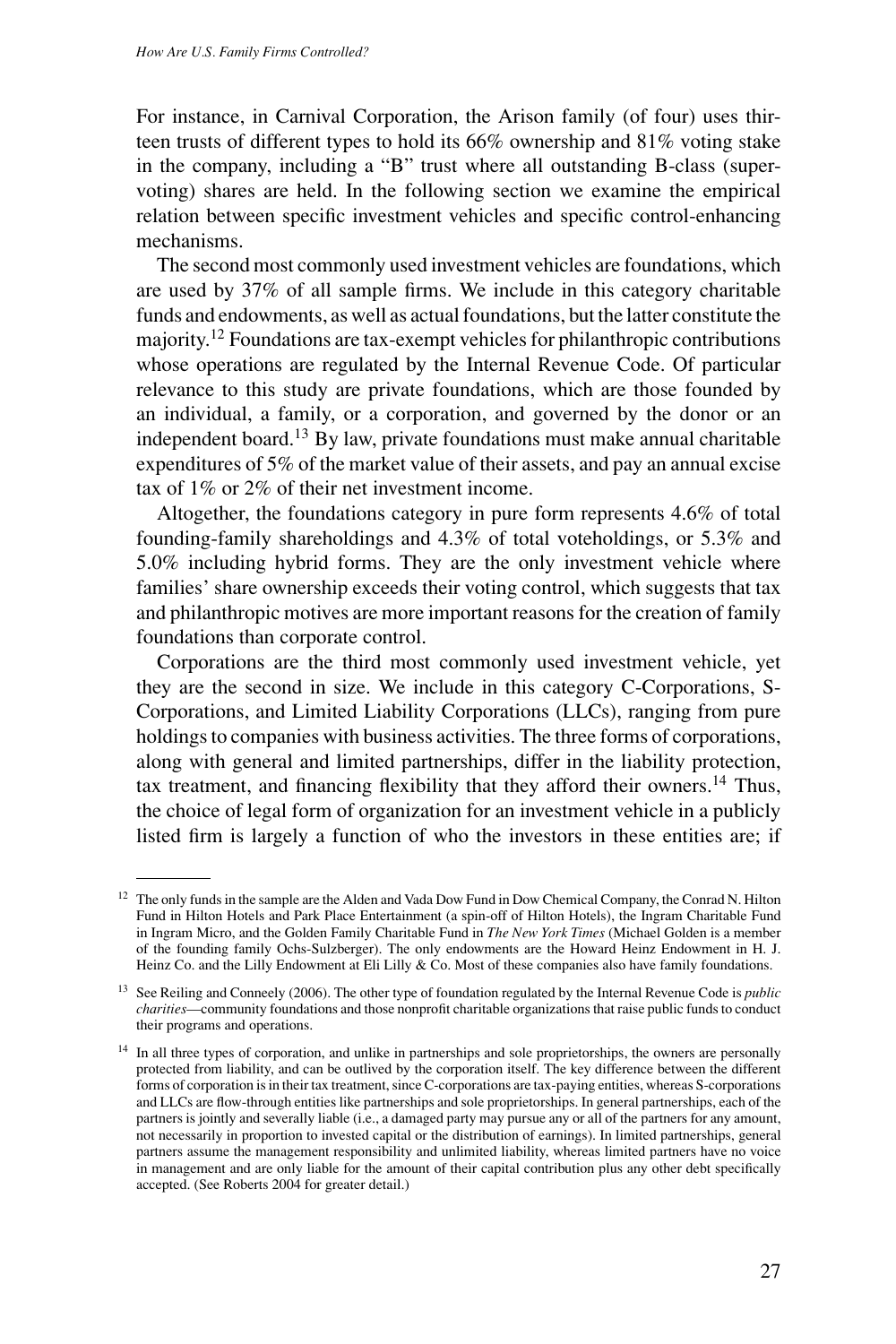For instance, in Carnival Corporation, the Arison family (of four) uses thirteen trusts of different types to hold its 66% ownership and 81% voting stake in the company, including a "B" trust where all outstanding B-class (super-voting) shares are held. In the following section we examine the empirical relation between specific investment vehicles and specific control-enhancing mechanisms.

The second most commonly used investment vehicles are foundations, which are used by 37% of all sample firms. We include in this category charitable funds and endowments, as well as actual foundations, but the latter constitute the majority.[12] Foundations are tax-exempt vehicles for philanthropic contributions whose operations are regulated by the Internal Revenue Code. Of particular relevance to this study are private foundations, which are those founded by an individual, a family, or a corporation, and governed by the donor or an independent board.[13] By law, private foundations must make annual charitable expenditures of 5% of the market value of their assets, and pay an annual excise tax of 1% or 2% of their net investment income.

Altogether, the foundations category in pure form represents 4.6% of total founding-family shareholdings and 4.3% of total voteholdings, or 5.3% and 5.0% including hybrid forms. They are the only investment vehicle where families' share ownership exceeds their voting control, which suggests that tax and philanthropic motives are more important reasons for the creation of family foundations than corporate control.

Corporations are the third most commonly used investment vehicle, yet they are the second in size. We include in this category C-Corporations, S-Corporations, and Limited Liability Corporations (LLCs), ranging from pure holdings to companies with business activities. The three forms of corporations, along with general and limited partnerships, differ in the liability protection, tax treatment, and financing flexibility that they afford their owners.[14] Thus, the choice of legal form of organization for an investment vehicle in a publicly listed firm is largely a function of who the investors in these entities are; if

---

[12] The only funds in the sample are the Alden and Vada Dow Fund in Dow Chemical Company, the Conrad N. Hilton Fund in Hilton Hotels and Park Place Entertainment (a spin-off of Hilton Hotels), the Ingram Charitable Fund in Ingram Micro, and the Golden Family Charitable Fund in *The New York Times* (Michael Golden is a member of the founding family Ochs-Sulzberger). The only endowments are the Howard Heinz Endowment in H. J. Heinz Co. and the Lilly Endowment at Eli Lilly & Co. Most of these companies also have family foundations.

[13] See Reiling and Conneely (2006). The other type of foundation regulated by the Internal Revenue Code is *public charities*—community foundations and those nonprofit charitable organizations that raise public funds to conduct their programs and operations.

[14] In all three types of corporation, and unlike in partnerships and sole proprietorships, the owners are personally protected from liability, and can be outlived by the corporation itself. The key difference between the different forms of corporation is in their tax treatment, since C-corporations are tax-paying entities, whereas S-corporations and LLCs are flow-through entities like partnerships and sole proprietorships. In general partnerships, each of the partners is jointly and severally liable (i.e., a damaged party may pursue any or all of the partners for any amount, not necessarily in proportion to invested capital or the distribution of earnings). In limited partnerships, general partners assume the management responsibility and unlimited liability, whereas limited partners have no voice in management and are only liable for the amount of their capital contribution plus any other debt specifically accepted. (See Roberts 2004 for greater detail.)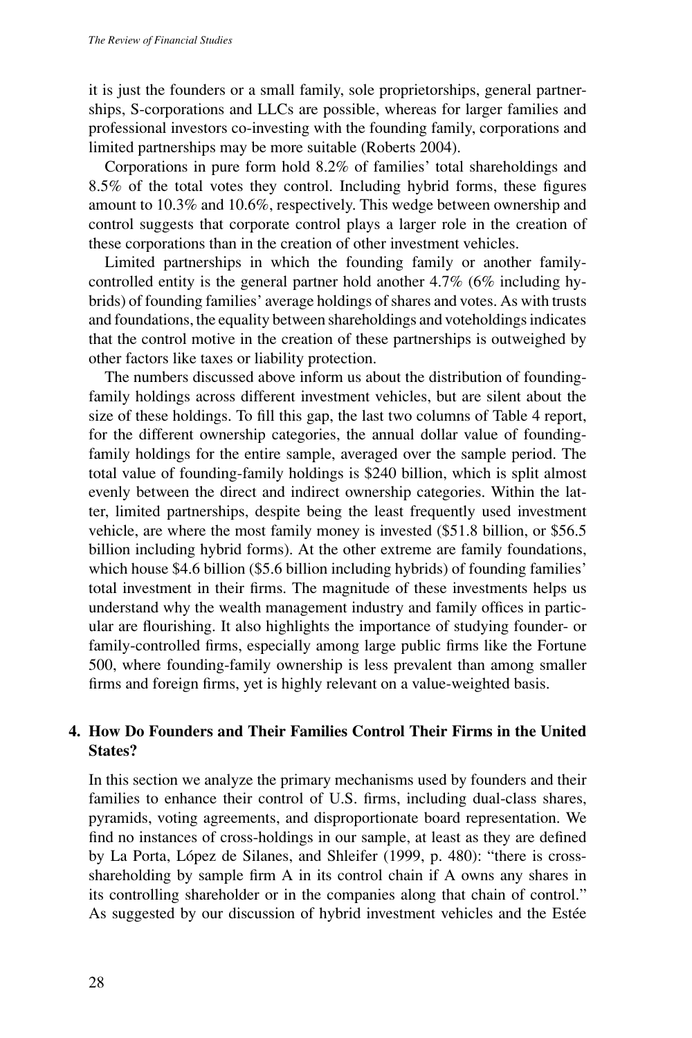it is just the founders or a small family, sole proprietorships, general partnerships, S-corporations and LLCs are possible, whereas for larger families and professional investors co-investing with the founding family, corporations and limited partnerships may be more suitable (Roberts 2004).

Corporations in pure form hold 8.2% of families' total shareholdings and 8.5% of the total votes they control. Including hybrid forms, these figures amount to 10.3% and 10.6%, respectively. This wedge between ownership and control suggests that corporate control plays a larger role in the creation of these corporations than in the creation of other investment vehicles.

Limited partnerships in which the founding family or another family-controlled entity is the general partner hold another 4.7% (6% including hybrids) of founding families' average holdings of shares and votes. As with trusts and foundations, the equality between shareholdings and voteholdings indicates that the control motive in the creation of these partnerships is outweighed by other factors like taxes or liability protection.

The numbers discussed above inform us about the distribution of founding-family holdings across different investment vehicles, but are silent about the size of these holdings. To fill this gap, the last two columns of Table 4 report, for the different ownership categories, the annual dollar value of founding-family holdings for the entire sample, averaged over the sample period. The total value of founding-family holdings is $240 billion, which is split almost evenly between the direct and indirect ownership categories. Within the latter, limited partnerships, despite being the least frequently used investment vehicle, are where the most family money is invested ($51.8 billion, or $56.5 billion including hybrid forms). At the other extreme are family foundations, which house $4.6 billion ($5.6 billion including hybrids) of founding families' total investment in their firms. The magnitude of these investments helps us understand why the wealth management industry and family offices in particular are flourishing. It also highlights the importance of studying founder- or family-controlled firms, especially among large public firms like the Fortune 500, where founding-family ownership is less prevalent than among smaller firms and foreign firms, yet is highly relevant on a value-weighted basis.

## 4. How Do Founders and Their Families Control Their Firms in the United States?

In this section we analyze the primary mechanisms used by founders and their families to enhance their control of U.S. firms, including dual-class shares, pyramids, voting agreements, and disproportionate board representation. We find no instances of cross-holdings in our sample, at least as they are defined by La Porta, López de Silanes, and Shleifer (1999, p. 480): "there is cross-shareholding by sample firm A in its control chain if A owns any shares in its controlling shareholder or in the companies along that chain of control." As suggested by our discussion of hybrid investment vehicles and the Estée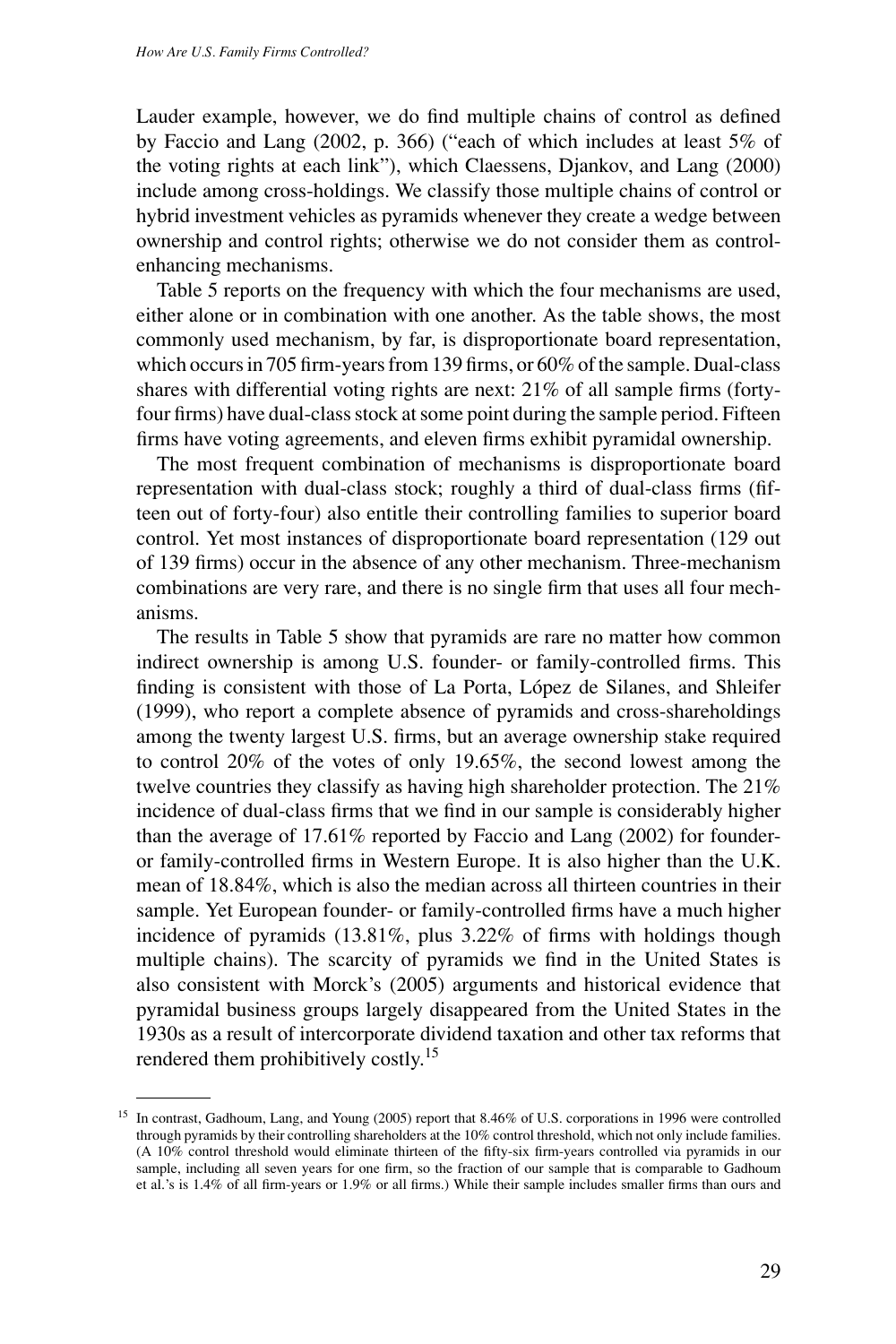Lauder example, however, we do find multiple chains of control as defined by Faccio and Lang (2002, p. 366) ("each of which includes at least 5% of the voting rights at each link"), which Claessens, Djankov, and Lang (2000) include among cross-holdings. We classify those multiple chains of control or hybrid investment vehicles as pyramids whenever they create a wedge between ownership and control rights; otherwise we do not consider them as control-enhancing mechanisms.

Table 5 reports on the frequency with which the four mechanisms are used, either alone or in combination with one another. As the table shows, the most commonly used mechanism, by far, is disproportionate board representation, which occurs in 705 firm-years from 139 firms, or 60% of the sample. Dual-class shares with differential voting rights are next: 21% of all sample firms (forty-four firms) have dual-class stock at some point during the sample period. Fifteen firms have voting agreements, and eleven firms exhibit pyramidal ownership.

The most frequent combination of mechanisms is disproportionate board representation with dual-class stock; roughly a third of dual-class firms (fifteen out of forty-four) also entitle their controlling families to superior board control. Yet most instances of disproportionate board representation (129 out of 139 firms) occur in the absence of any other mechanism. Three-mechanism combinations are very rare, and there is no single firm that uses all four mechanisms.

The results in Table 5 show that pyramids are rare no matter how common indirect ownership is among U.S. founder- or family-controlled firms. This finding is consistent with those of La Porta, López de Silanes, and Shleifer (1999), who report a complete absence of pyramids and cross-shareholdings among the twenty largest U.S. firms, but an average ownership stake required to control 20% of the votes of only 19.65%, the second lowest among the twelve countries they classify as having high shareholder protection. The 21% incidence of dual-class firms that we find in our sample is considerably higher than the average of 17.61% reported by Faccio and Lang (2002) for founder- or family-controlled firms in Western Europe. It is also higher than the U.K. mean of 18.84%, which is also the median across all thirteen countries in their sample. Yet European founder- or family-controlled firms have a much higher incidence of pyramids (13.81%, plus 3.22% of firms with holdings though multiple chains). The scarcity of pyramids we find in the United States is also consistent with Morck's (2005) arguments and historical evidence that pyramidal business groups largely disappeared from the United States in the 1930s as a result of intercorporate dividend taxation and other tax reforms that rendered them prohibitively costly.[15]

---

[15] In contrast, Gadhoum, Lang, and Young (2005) report that 8.46% of U.S. corporations in 1996 were controlled through pyramids by their controlling shareholders at the 10% control threshold, which not only include families. (A 10% control threshold would eliminate thirteen of the fifty-six firm-years controlled via pyramids in our sample, including all seven years for one firm, so the fraction of our sample that is comparable to Gadhoum et al.'s is 1.4% of all firm-years or 1.9% or all firms.) While their sample includes smaller firms than ours and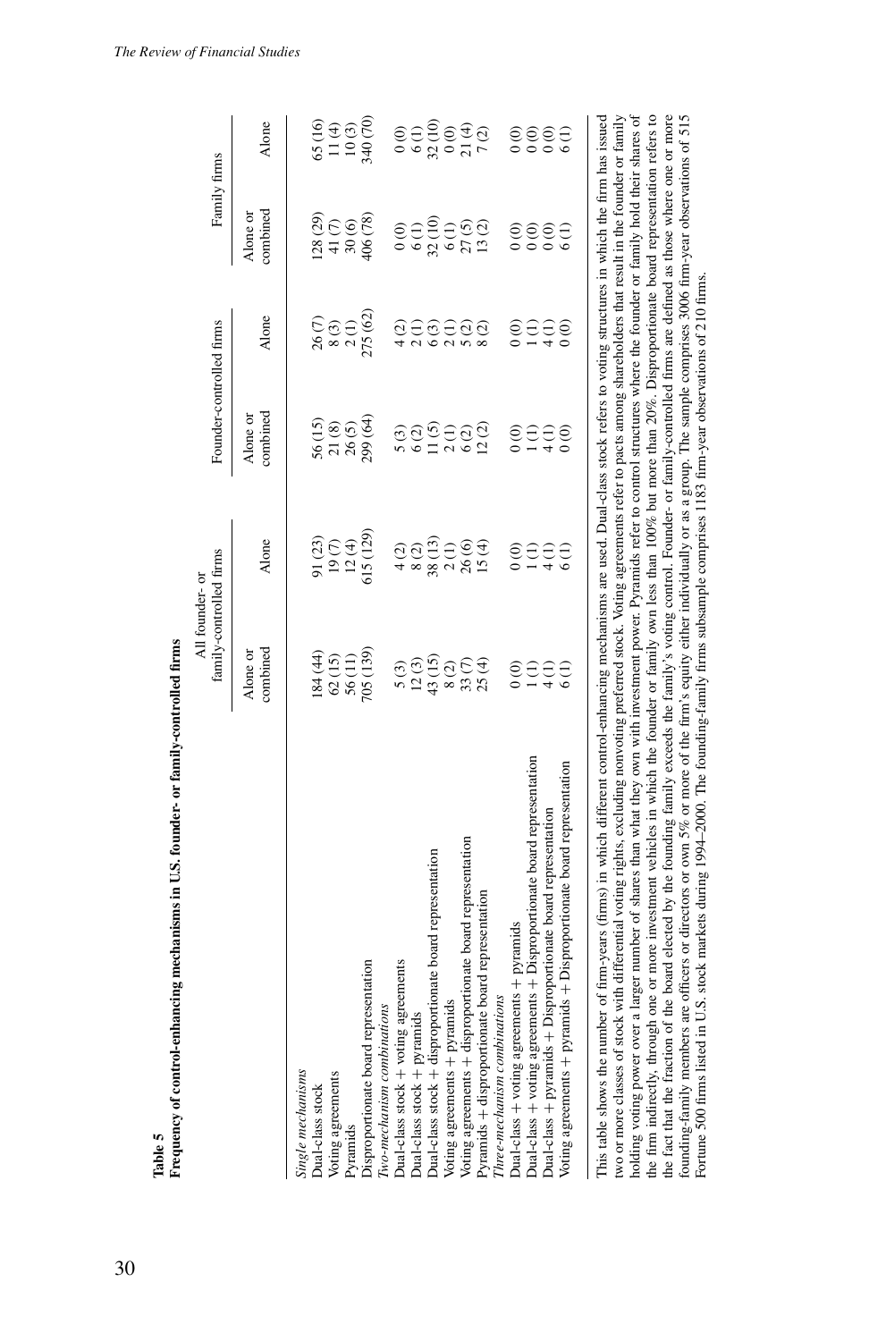**Table 5**
**Frequency of control-enhancing mechanisms in U.S. founder- or family-controlled firms**

| | All founder- or family-controlled firms | | Founder-controlled firms | | Family firms | |
|---|---|---|---|---|---|---|
| | Alone or combined | Alone | Alone or combined | Alone | Alone or combined | Alone |
| *Single mechanisms* | | | | | | |
| Dual-class stock | 184 (44) | 91 (23) | 56 (15) | 26 (7) | 128 (29) | 65 (16) |
| Voting agreements | 62 (15) | 19 (7) | 21 (8) | 8 (3) | 41 (7) | 11 (4) |
| Pyramids | 56 (11) | 12 (4) | 26 (5) | 2 (1) | 30 (6) | 10 (3) |
| Disproportionate board representation | 705 (139) | 615 (129) | 299 (64) | 275 (62) | 406 (78) | 340 (70) |
| *Two-mechanism combinations* | | | | | | |
| Dual-class stock + voting agreements | 5 (3) | 4 (2) | 5 (3) | 4 (2) | 0 (0) | 0 (0) |
| Dual-class stock + pyramids | 12 (3) | 8 (2) | 6 (2) | 2 (1) | 6 (1) | 6 (1) |
| Dual-class stock + disproportionate board representation | 43 (15) | 38 (13) | 11 (5) | 6 (3) | 32 (10) | 32 (10) |
| Voting agreements + pyramids | 8 (2) | 2 (1) | 2 (1) | 2 (1) | 6 (1) | 0 (0) |
| Voting agreements + disproportionate board representation | 33 (7) | 26 (6) | 6 (2) | 5 (2) | 27 (5) | 21 (4) |
| Pyramids + disproportionate board representation | 25 (4) | 15 (4) | 12 (2) | 8 (2) | 13 (2) | 7 (2) |
| *Three-mechanism combinations* | | | | | | |
| Dual-class + voting agreements + pyramids | 0 (0) | 0 (0) | 0 (0) | 0 (0) | 0 (0) | 0 (0) |
| Dual-class + voting agreements + Disproportionate board representation | 1 (1) | 1 (1) | 1 (1) | 1 (1) | 0 (0) | 0 (0) |
| Dual-class + pyramids + Disproportionate board representation | 4 (1) | 4 (1) | 4 (1) | 4 (1) | 0 (0) | 0 (0) |
| Voting agreements + pyramids + Disproportionate board representation | 6 (1) | 6 (1) | 0 (0) | 0 (0) | 6 (1) | 6 (1) |

This table shows the number of firm-years (firms) in which different control-enhancing mechanisms are used. Dual-class stock refers to voting structures in which the firm has issued two or more classes of stock with differential voting rights, excluding nonvoting preferred stock. Voting agreements refer to pacts among shareholders that result in the founder or family holding voting power over a larger number of shares than what they own with investment power. Pyramids refer to control structures where the founder or family hold their shares of the firm indirectly, through one or more investment vehicles in which the founder or family own less than 100% but more than 20%. Disproportionate board representation refers to the fact that the fraction of the board elected by the founding family exceeds the family's voting control. Founder- or family-controlled firms are defined as those where one or more founding-family members are officers or directors or own 5% or more of the firm's equity either individually or as a group. The sample comprises 3006 firm-year observations of 515 Fortune 500 firms listed in U.S. stock markets during 1994–2000. The founding-family firms subsample comprises 1183 firm-year observations of 210 firms.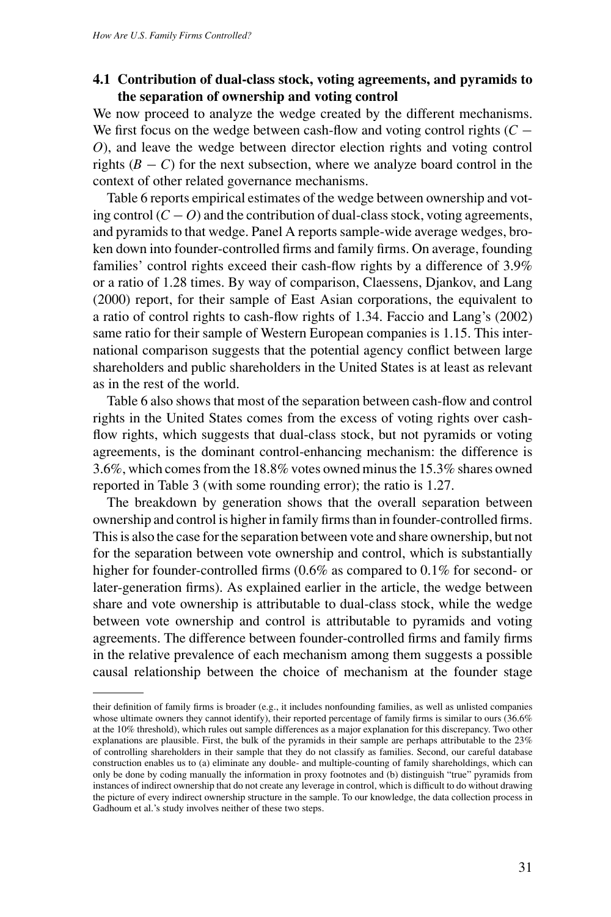### 4.1 Contribution of dual-class stock, voting agreements, and pyramids to the separation of ownership and voting control

We now proceed to analyze the wedge created by the different mechanisms. We first focus on the wedge between cash-flow and voting control rights ($C - O$), and leave the wedge between director election rights and voting control rights ($B - C$) for the next subsection, where we analyze board control in the context of other related governance mechanisms.

Table 6 reports empirical estimates of the wedge between ownership and voting control ($C - O$) and the contribution of dual-class stock, voting agreements, and pyramids to that wedge. Panel A reports sample-wide average wedges, broken down into founder-controlled firms and family firms. On average, founding families' control rights exceed their cash-flow rights by a difference of 3.9% or a ratio of 1.28 times. By way of comparison, Claessens, Djankov, and Lang (2000) report, for their sample of East Asian corporations, the equivalent to a ratio of control rights to cash-flow rights of 1.34. Faccio and Lang's (2002) same ratio for their sample of Western European companies is 1.15. This international comparison suggests that the potential agency conflict between large shareholders and public shareholders in the United States is at least as relevant as in the rest of the world.

Table 6 also shows that most of the separation between cash-flow and control rights in the United States comes from the excess of voting rights over cash-flow rights, which suggests that dual-class stock, but not pyramids or voting agreements, is the dominant control-enhancing mechanism: the difference is 3.6%, which comes from the 18.8% votes owned minus the 15.3% shares owned reported in Table 3 (with some rounding error); the ratio is 1.27.

The breakdown by generation shows that the overall separation between ownership and control is higher in family firms than in founder-controlled firms. This is also the case for the separation between vote and share ownership, but not for the separation between vote ownership and control, which is substantially higher for founder-controlled firms (0.6% as compared to 0.1% for second- or later-generation firms). As explained earlier in the article, the wedge between share and vote ownership is attributable to dual-class stock, while the wedge between vote ownership and control is attributable to pyramids and voting agreements. The difference between founder-controlled firms and family firms in the relative prevalence of each mechanism among them suggests a possible causal relationship between the choice of mechanism at the founder stage

---

their definition of family firms is broader (e.g., it includes nonfounding families, as well as unlisted companies whose ultimate owners they cannot identify), their reported percentage of family firms is similar to ours (36.6% at the 10% threshold), which rules out sample differences as a major explanation for this discrepancy. Two other explanations are plausible. First, the bulk of the pyramids in their sample are perhaps attributable to the 23% of controlling shareholders in their sample that they do not classify as families. Second, our careful database construction enables us to (a) eliminate any double- and multiple-counting of family shareholdings, which can only be done by coding manually the information in proxy footnotes and (b) distinguish "true" pyramids from instances of indirect ownership that do not create any leverage in control, which is difficult to do without drawing the picture of every indirect ownership structure in the sample. To our knowledge, the data collection process in Gadhoum et al.'s study involves neither of these two steps.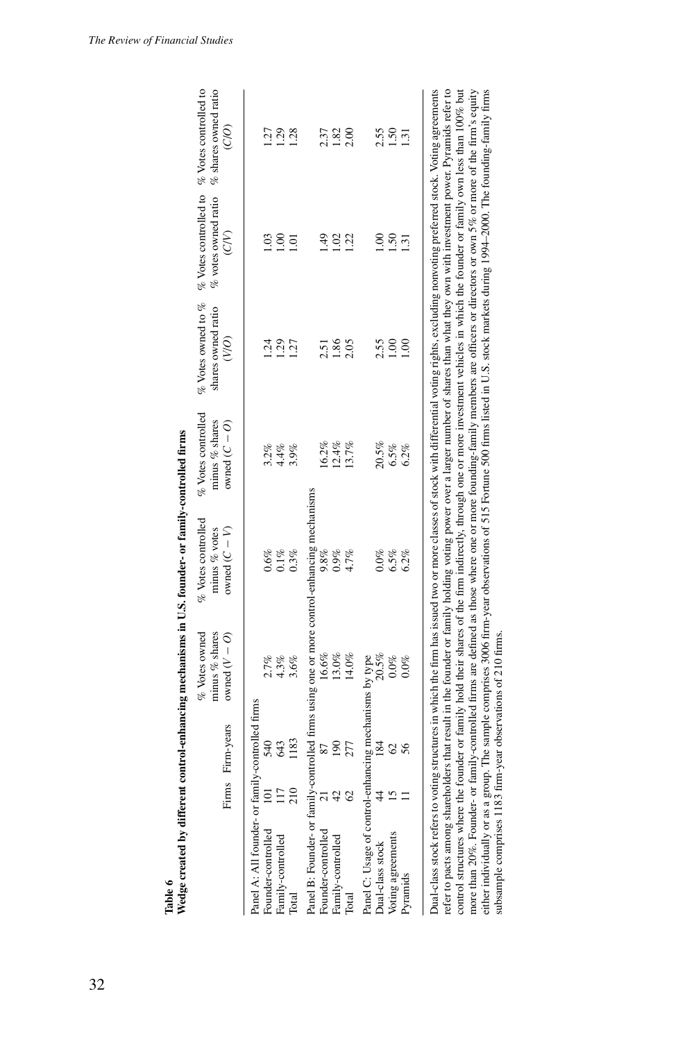**Table 6**

**Wedge created by different control-enhancing mechanisms in U.S. founder- or family-controlled firms**

| | Firms | Firm-years | % Votes owned minus % shares owned $(V - O)$ | % Votes controlled minus % votes owned $(C - V)$ | % Votes controlled minus % shares owned $(C - O)$ | % Votes owned to % shares owned ratio $(V/O)$ | % Votes controlled to % votes owned ratio $(C/V)$ | % Votes controlled to % shares owned ratio $(C/O)$ |
|---|---|---|---|---|---|---|---|---|
| Panel A: All founder- or family-controlled firms | | | | | | | | |
| Founder-controlled | 101 | 540 | 2.7% | 0.6% | 3.2% | 1.24 | 1.03 | 1.27 |
| Family-controlled | 117 | 643 | 4.3% | 0.1% | 4.4% | 1.29 | 1.00 | 1.29 |
| Total | 210 | 1183 | 3.6% | 0.3% | 3.9% | 1.27 | 1.01 | 1.28 |
| Panel B: Founder- or family-controlled firms using one or more control-enhancing mechanisms | | | | | | | | |
| Founder-controlled | 21 | 87 | 16.6% | 9.8% | 16.2% | 2.51 | 1.49 | 2.37 |
| Family-controlled | 42 | 190 | 13.0% | 0.9% | 12.4% | 1.86 | 1.02 | 1.82 |
| Total | 62 | 277 | 14.0% | 4.7% | 13.7% | 2.05 | 1.22 | 2.00 |
| Panel C: Usage of control-enhancing mechanisms by type | | | | | | | | |
| Dual-class stock | 44 | 184 | 20.5% | 0.0% | 20.5% | 2.55 | 1.00 | 2.55 |
| Voting agreements | 15 | 62 | 0.0% | 6.5% | 6.5% | 1.00 | 1.50 | 1.50 |
| Pyramids | 11 | 56 | 0.0% | 6.2% | 6.2% | 1.00 | 1.31 | 1.31 |

Dual-class stock refers to voting structures in which the firm has issued two or more classes of stock with differential voting rights, excluding nonvoting preferred stock. Voting agreements refer to pacts among shareholders that result in the founder or family holding voting power over a larger number of shares than what they own with investment power. Pyramids refer to control structures where the founder or family hold their shares of the firm indirectly, through one or more investment vehicles in which the founder or family own less than 100% but more than 20%. Founder- or family-controlled firms are defined as those where one or more founding-family members are officers or directors or own 5% or more of the firm's equity either individually or as a group. The sample comprises 3006 firm-year observations of 515 Fortune 500 firms listed in U.S. stock markets during 1994–2000. The founding-family firms subsample comprises 1183 firm-year observations of 210 firms.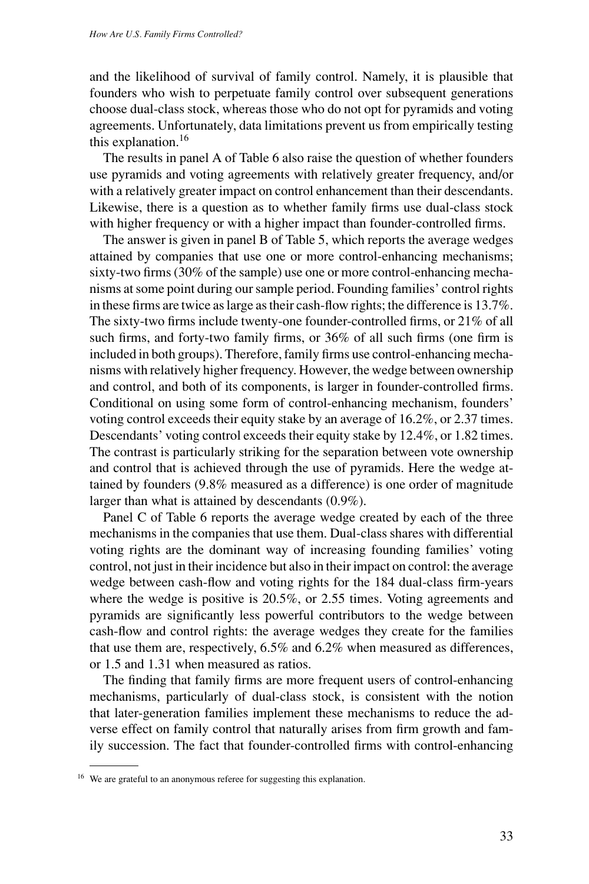and the likelihood of survival of family control. Namely, it is plausible that founders who wish to perpetuate family control over subsequent generations choose dual-class stock, whereas those who do not opt for pyramids and voting agreements. Unfortunately, data limitations prevent us from empirically testing this explanation.[16]

The results in panel A of Table 6 also raise the question of whether founders use pyramids and voting agreements with relatively greater frequency, and/or with a relatively greater impact on control enhancement than their descendants. Likewise, there is a question as to whether family firms use dual-class stock with higher frequency or with a higher impact than founder-controlled firms.

The answer is given in panel B of Table 5, which reports the average wedges attained by companies that use one or more control-enhancing mechanisms; sixty-two firms (30% of the sample) use one or more control-enhancing mechanisms at some point during our sample period. Founding families' control rights in these firms are twice as large as their cash-flow rights; the difference is 13.7%. The sixty-two firms include twenty-one founder-controlled firms, or 21% of all such firms, and forty-two family firms, or 36% of all such firms (one firm is included in both groups). Therefore, family firms use control-enhancing mechanisms with relatively higher frequency. However, the wedge between ownership and control, and both of its components, is larger in founder-controlled firms. Conditional on using some form of control-enhancing mechanism, founders' voting control exceeds their equity stake by an average of 16.2%, or 2.37 times. Descendants' voting control exceeds their equity stake by 12.4%, or 1.82 times. The contrast is particularly striking for the separation between vote ownership and control that is achieved through the use of pyramids. Here the wedge attained by founders (9.8% measured as a difference) is one order of magnitude larger than what is attained by descendants (0.9%).

Panel C of Table 6 reports the average wedge created by each of the three mechanisms in the companies that use them. Dual-class shares with differential voting rights are the dominant way of increasing founding families' voting control, not just in their incidence but also in their impact on control: the average wedge between cash-flow and voting rights for the 184 dual-class firm-years where the wedge is positive is 20.5%, or 2.55 times. Voting agreements and pyramids are significantly less powerful contributors to the wedge between cash-flow and control rights: the average wedges they create for the families that use them are, respectively, 6.5% and 6.2% when measured as differences, or 1.5 and 1.31 when measured as ratios.

The finding that family firms are more frequent users of control-enhancing mechanisms, particularly of dual-class stock, is consistent with the notion that later-generation families implement these mechanisms to reduce the adverse effect on family control that naturally arises from firm growth and family succession. The fact that founder-controlled firms with control-enhancing

[16] We are grateful to an anonymous referee for suggesting this explanation.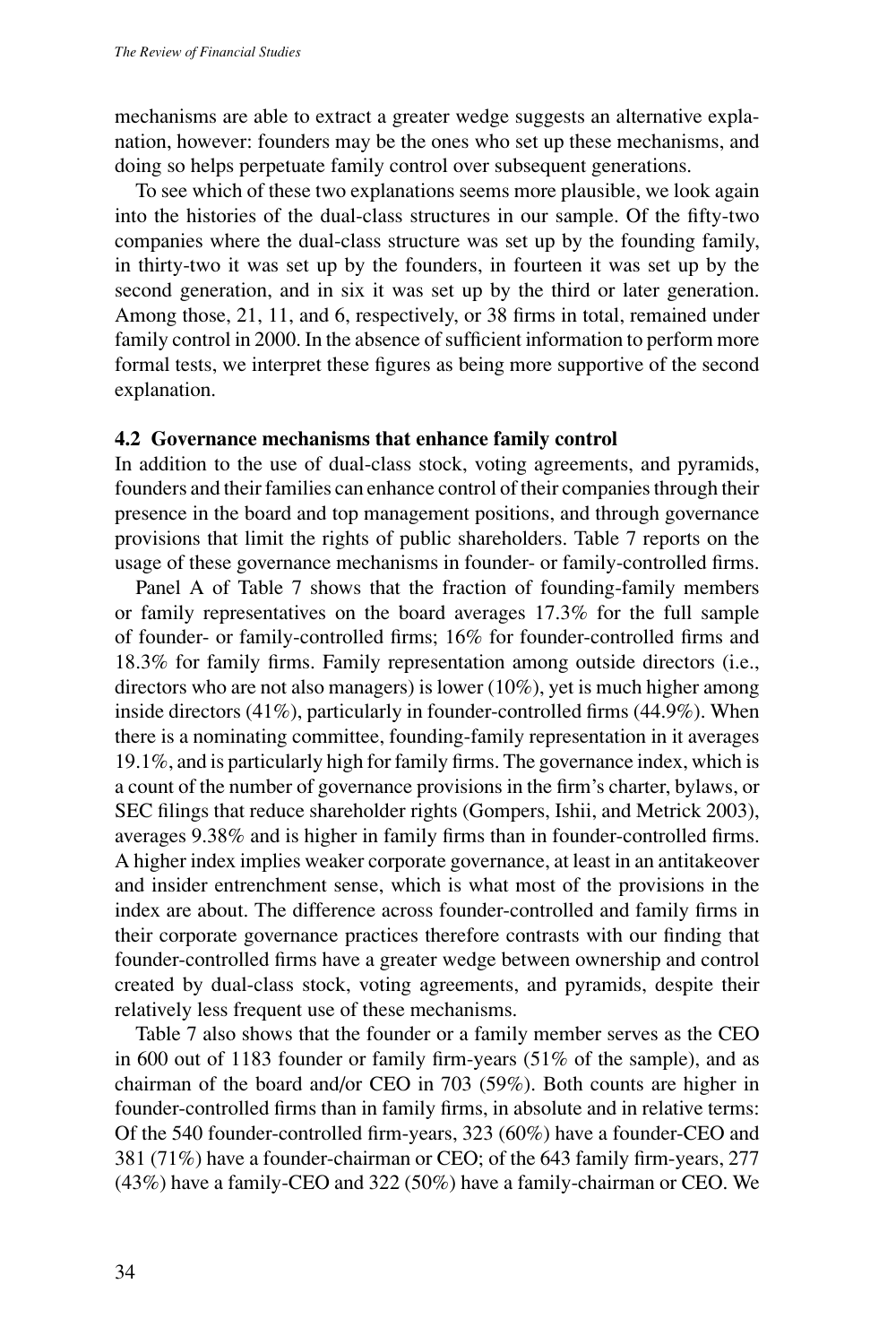mechanisms are able to extract a greater wedge suggests an alternative explanation, however: founders may be the ones who set up these mechanisms, and doing so helps perpetuate family control over subsequent generations.

To see which of these two explanations seems more plausible, we look again into the histories of the dual-class structures in our sample. Of the fifty-two companies where the dual-class structure was set up by the founding family, in thirty-two it was set up by the founders, in fourteen it was set up by the second generation, and in six it was set up by the third or later generation. Among those, 21, 11, and 6, respectively, or 38 firms in total, remained under family control in 2000. In the absence of sufficient information to perform more formal tests, we interpret these figures as being more supportive of the second explanation.

### 4.2 Governance mechanisms that enhance family control

In addition to the use of dual-class stock, voting agreements, and pyramids, founders and their families can enhance control of their companies through their presence in the board and top management positions, and through governance provisions that limit the rights of public shareholders. Table 7 reports on the usage of these governance mechanisms in founder- or family-controlled firms.

Panel A of Table 7 shows that the fraction of founding-family members or family representatives on the board averages 17.3% for the full sample of founder- or family-controlled firms; 16% for founder-controlled firms and 18.3% for family firms. Family representation among outside directors (i.e., directors who are not also managers) is lower (10%), yet is much higher among inside directors (41%), particularly in founder-controlled firms (44.9%). When there is a nominating committee, founding-family representation in it averages 19.1%, and is particularly high for family firms. The governance index, which is a count of the number of governance provisions in the firm's charter, bylaws, or SEC filings that reduce shareholder rights (Gompers, Ishii, and Metrick 2003), averages 9.38% and is higher in family firms than in founder-controlled firms. A higher index implies weaker corporate governance, at least in an antitakeover and insider entrenchment sense, which is what most of the provisions in the index are about. The difference across founder-controlled and family firms in their corporate governance practices therefore contrasts with our finding that founder-controlled firms have a greater wedge between ownership and control created by dual-class stock, voting agreements, and pyramids, despite their relatively less frequent use of these mechanisms.

Table 7 also shows that the founder or a family member serves as the CEO in 600 out of 1183 founder or family firm-years (51% of the sample), and as chairman of the board and/or CEO in 703 (59%). Both counts are higher in founder-controlled firms than in family firms, in absolute and in relative terms: Of the 540 founder-controlled firm-years, 323 (60%) have a founder-CEO and 381 (71%) have a founder-chairman or CEO; of the 643 family firm-years, 277 (43%) have a family-CEO and 322 (50%) have a family-chairman or CEO. We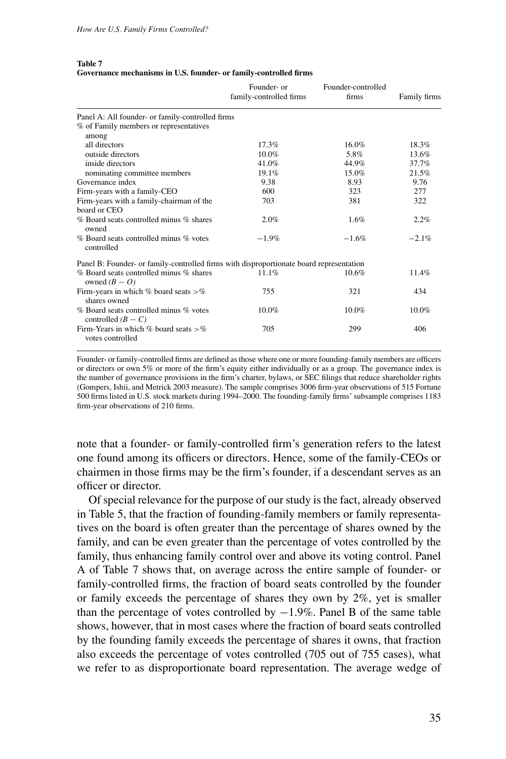**Table 7**
**Governance mechanisms in U.S. founder- or family-controlled firms**

| | Founder- or family-controlled firms | Founder-controlled firms | Family firms |
|---|---|---|---|
| Panel A: All founder- or family-controlled firms | | | |
| % of Family members or representatives among | | | |
| all directors | 17.3% | 16.0% | 18.3% |
| outside directors | 10.0% | 5.8% | 13.6% |
| inside directors | 41.0% | 44.9% | 37.7% |
| nominating committee members | 19.1% | 15.0% | 21.5% |
| Governance index | 9.38 | 8.93 | 9.76 |
| Firm-years with a family-CEO | 600 | 323 | 277 |
| Firm-years with a family-chairman of the board or CEO | 703 | 381 | 322 |
| % Board seats controlled minus % shares owned | 2.0% | 1.6% | 2.2% |
| % Board seats controlled minus % votes controlled | −1.9% | −1.6% | −2.1% |
| Panel B: Founder- or family-controlled firms with disproportionate board representation | | | |
| % Board seats controlled minus % shares owned $(B-O)$ | 11.1% | 10.6% | 11.4% |
| Firm-years in which % board seats >% shares owned | 755 | 321 | 434 |
| % Board seats controlled minus % votes controlled $(B-C)$ | 10.0% | 10.0% | 10.0% |
| Firm-Years in which % board seats >% votes controlled | 705 | 299 | 406 |

Founder- or family-controlled firms are defined as those where one or more founding-family members are officers or directors or own 5% or more of the firm's equity either individually or as a group. The governance index is the number of governance provisions in the firm's charter, bylaws, or SEC filings that reduce shareholder rights (Gompers, Ishii, and Metrick 2003 measure). The sample comprises 3006 firm-year observations of 515 Fortune 500 firms listed in U.S. stock markets during 1994–2000. The founding-family firms' subsample comprises 1183 firm-year observations of 210 firms.

note that a founder- or family-controlled firm's generation refers to the latest one found among its officers or directors. Hence, some of the family-CEOs or chairmen in those firms may be the firm's founder, if a descendant serves as an officer or director.

Of special relevance for the purpose of our study is the fact, already observed in Table 5, that the fraction of founding-family members or family representatives on the board is often greater than the percentage of shares owned by the family, and can be even greater than the percentage of votes controlled by the family, thus enhancing family control over and above its voting control. Panel A of Table 7 shows that, on average across the entire sample of founder- or family-controlled firms, the fraction of board seats controlled by the founder or family exceeds the percentage of shares they own by 2%, yet is smaller than the percentage of votes controlled by −1.9%. Panel B of the same table shows, however, that in most cases where the fraction of board seats controlled by the founding family exceeds the percentage of shares it owns, that fraction also exceeds the percentage of votes controlled (705 out of 755 cases), what we refer to as disproportionate board representation. The average wedge of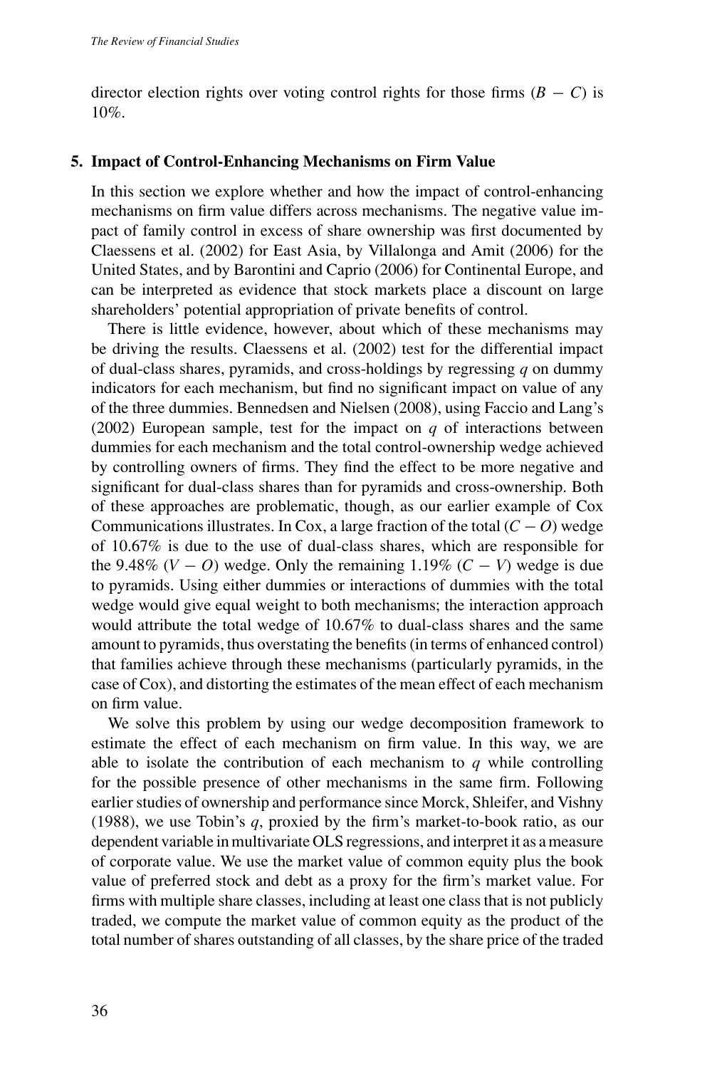director election rights over voting control rights for those firms ($B - C$) is 10%.

## 5. Impact of Control-Enhancing Mechanisms on Firm Value

In this section we explore whether and how the impact of control-enhancing mechanisms on firm value differs across mechanisms. The negative value impact of family control in excess of share ownership was first documented by Claessens et al. (2002) for East Asia, by Villalonga and Amit (2006) for the United States, and by Barontini and Caprio (2006) for Continental Europe, and can be interpreted as evidence that stock markets place a discount on large shareholders' potential appropriation of private benefits of control.

There is little evidence, however, about which of these mechanisms may be driving the results. Claessens et al. (2002) test for the differential impact of dual-class shares, pyramids, and cross-holdings by regressing $q$ on dummy indicators for each mechanism, but find no significant impact on value of any of the three dummies. Bennedsen and Nielsen (2008), using Faccio and Lang's (2002) European sample, test for the impact on $q$ of interactions between dummies for each mechanism and the total control-ownership wedge achieved by controlling owners of firms. They find the effect to be more negative and significant for dual-class shares than for pyramids and cross-ownership. Both of these approaches are problematic, though, as our earlier example of Cox Communications illustrates. In Cox, a large fraction of the total ($C - O$) wedge of 10.67% is due to the use of dual-class shares, which are responsible for the 9.48% ($V - O$) wedge. Only the remaining 1.19% ($C - V$) wedge is due to pyramids. Using either dummies or interactions of dummies with the total wedge would give equal weight to both mechanisms; the interaction approach would attribute the total wedge of 10.67% to dual-class shares and the same amount to pyramids, thus overstating the benefits (in terms of enhanced control) that families achieve through these mechanisms (particularly pyramids, in the case of Cox), and distorting the estimates of the mean effect of each mechanism on firm value.

We solve this problem by using our wedge decomposition framework to estimate the effect of each mechanism on firm value. In this way, we are able to isolate the contribution of each mechanism to $q$ while controlling for the possible presence of other mechanisms in the same firm. Following earlier studies of ownership and performance since Morck, Shleifer, and Vishny (1988), we use Tobin's $q$, proxied by the firm's market-to-book ratio, as our dependent variable in multivariate OLS regressions, and interpret it as a measure of corporate value. We use the market value of common equity plus the book value of preferred stock and debt as a proxy for the firm's market value. For firms with multiple share classes, including at least one class that is not publicly traded, we compute the market value of common equity as the product of the total number of shares outstanding of all classes, by the share price of the traded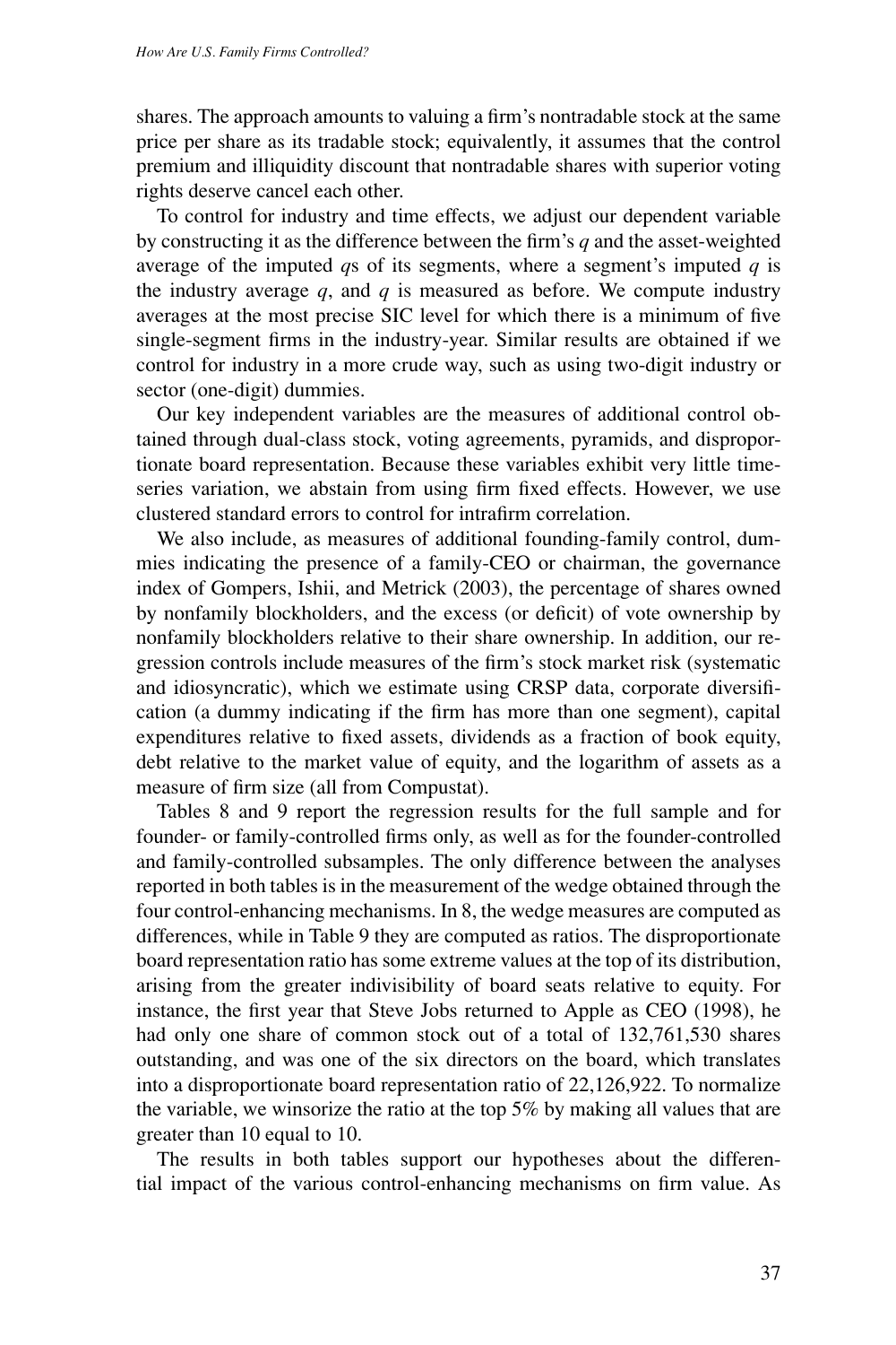shares. The approach amounts to valuing a firm's nontradable stock at the same price per share as its tradable stock; equivalently, it assumes that the control premium and illiquidity discount that nontradable shares with superior voting rights deserve cancel each other.

To control for industry and time effects, we adjust our dependent variable by constructing it as the difference between the firm's $q$ and the asset-weighted average of the imputed $q$s of its segments, where a segment's imputed $q$ is the industry average $q$, and $q$ is measured as before. We compute industry averages at the most precise SIC level for which there is a minimum of five single-segment firms in the industry-year. Similar results are obtained if we control for industry in a more crude way, such as using two-digit industry or sector (one-digit) dummies.

Our key independent variables are the measures of additional control obtained through dual-class stock, voting agreements, pyramids, and disproportionate board representation. Because these variables exhibit very little time-series variation, we abstain from using firm fixed effects. However, we use clustered standard errors to control for intrafirm correlation.

We also include, as measures of additional founding-family control, dummies indicating the presence of a family-CEO or chairman, the governance index of Gompers, Ishii, and Metrick (2003), the percentage of shares owned by nonfamily blockholders, and the excess (or deficit) of vote ownership by nonfamily blockholders relative to their share ownership. In addition, our regression controls include measures of the firm's stock market risk (systematic and idiosyncratic), which we estimate using CRSP data, corporate diversification (a dummy indicating if the firm has more than one segment), capital expenditures relative to fixed assets, dividends as a fraction of book equity, debt relative to the market value of equity, and the logarithm of assets as a measure of firm size (all from Compustat).

Tables 8 and 9 report the regression results for the full sample and for founder- or family-controlled firms only, as well as for the founder-controlled and family-controlled subsamples. The only difference between the analyses reported in both tables is in the measurement of the wedge obtained through the four control-enhancing mechanisms. In 8, the wedge measures are computed as differences, while in Table 9 they are computed as ratios. The disproportionate board representation ratio has some extreme values at the top of its distribution, arising from the greater indivisibility of board seats relative to equity. For instance, the first year that Steve Jobs returned to Apple as CEO (1998), he had only one share of common stock out of a total of 132,761,530 shares outstanding, and was one of the six directors on the board, which translates into a disproportionate board representation ratio of 22,126,922. To normalize the variable, we winsorize the ratio at the top 5% by making all values that are greater than 10 equal to 10.

The results in both tables support our hypotheses about the differential impact of the various control-enhancing mechanisms on firm value. As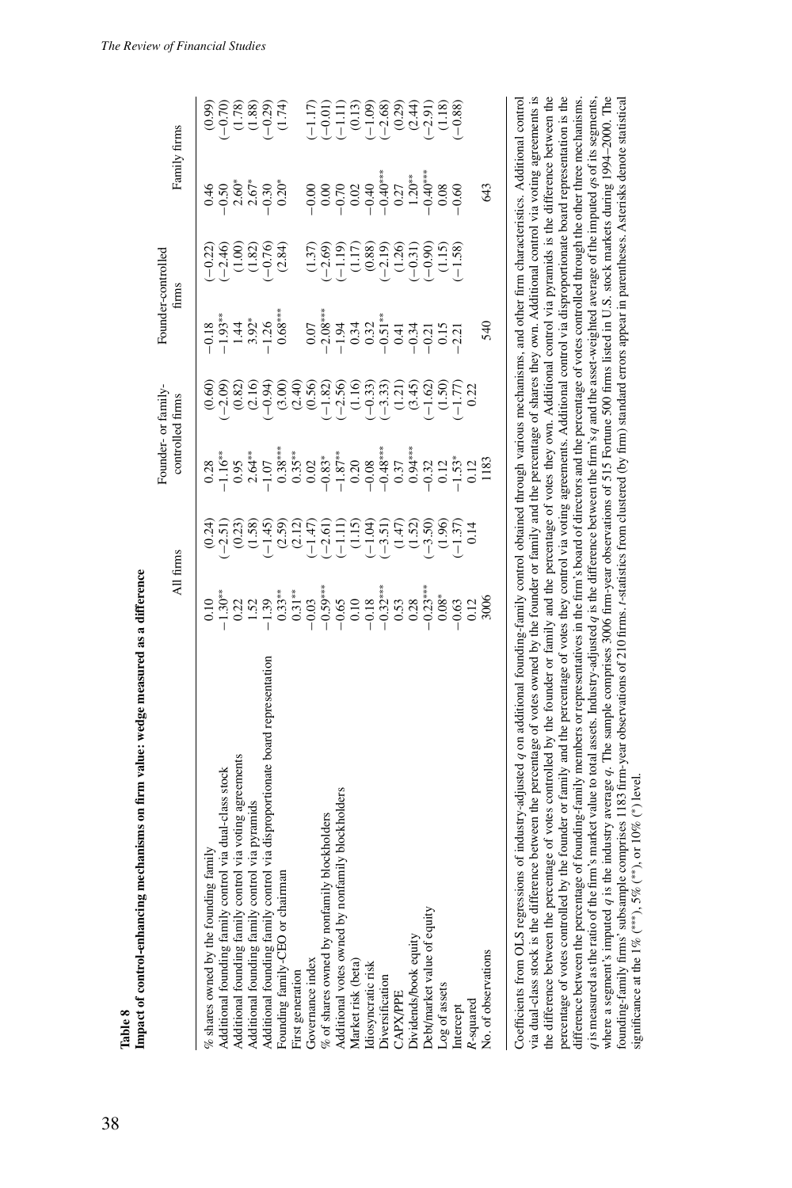**Table 8**
**Impact of control-enhancing mechanisms on firm value: wedge measured as a difference**

| | All firms | | Founder- or family-controlled firms | | Founder-controlled firms | | Family firms | |
|---|---|---|---|---|---|---|---|---|
| % shares owned by the founding family | 0.10 | (0.24) | 0.28 | (0.60) | −0.18 | (−0.22) | 0.46 | (0.99) |
| Additional founding family control via dual-class stock | −1.30** | (−2.51) | −1.16** | (−2.09) | −1.93** | (−2.46) | −0.50 | (−0.70) |
| Additional founding family control via voting agreements | 0.22 | (0.23) | 0.95 | (0.82) | 1.44 | (1.00) | 2.60* | (1.78) |
| Additional founding family control via pyramids | 1.52 | (1.58) | 2.64** | (2.16) | 3.92* | (1.82) | 2.67* | (1.88) |
| Additional founding family control via disproportionate board representation | −1.39 | (−1.45) | −1.07 | (−0.94) | −1.26 | (−0.76) | −0.30 | (−0.29) |
| Founding family-CEO or chairman | 0.33** | (2.59) | 0.38*** | (3.00) | 0.68*** | (2.84) | 0.20* | (1.74) |
| First generation | 0.31** | (2.12) | 0.35** | (2.40) | | | | |
| Governance index | −0.03 | (−1.47) | 0.02 | (0.56) | 0.07 | (1.37) | −0.00 | (−1.17) |
| % of shares owned by nonfamily blockholders | −0.59*** | (−2.61) | −0.83* | (−1.82) | −2.08*** | (−2.69) | 0.00 | (−0.01) |
| Additional votes owned by nonfamily blockholders | −0.65 | (−1.11) | −1.87** | (−2.56) | −1.94 | (−1.19) | −0.70 | (−1.11) |
| Market risk (beta) | 0.10 | (1.15) | 0.20 | (1.16) | 0.34 | (1.17) | 0.02 | (0.13) |
| Idiosyncratic risk | −0.18 | (−1.04) | −0.08 | (−0.33) | 0.32 | (0.88) | −0.40 | (−1.09) |
| Diversification | −0.32*** | (−3.51) | −0.48*** | (−3.33) | −0.51** | (−2.19) | −0.40*** | (−2.68) |
| CAPX/PPE | 0.53 | (1.47) | 0.37 | (1.21) | 0.41 | (1.26) | 0.27 | (0.29) |
| Dividends/book equity | 0.28 | (1.52) | 0.94*** | (3.45) | −0.34 | (−0.31) | 1.20** | (2.44) |
| Debt/market value of equity | −0.23*** | (−3.50) | −0.32 | (−1.62) | −0.21 | (−0.90) | −0.40*** | (−2.91) |
| Log of assets | 0.08* | (1.96) | 0.12 | (1.50) | 0.15 | (1.15) | 0.08 | (1.18) |
| Intercept | −0.63 | (−1.37) | −1.53* | (−1.77) | −2.21 | (−1.58) | −0.60 | (−0.88) |
| $R$-squared | 0.12 | 0.14 | 0.12 | 0.22 | | | | |
| No. of observations | 3006 | | 1183 | | 540 | | 643 | |

Coefficients from OLS regressions of industry-adjusted $q$ on additional founding-family control obtained through various mechanisms, and other firm characteristics. Additional control via dual-class stock is the difference between the percentage of votes owned by the founder or family and the percentage of shares they own. Additional control via voting agreements is the difference between the percentage of votes controlled by the founder or family and the percentage of votes they own. Additional control via pyramids is the difference between the percentage of votes controlled by the founder or family and the percentage of votes they control via voting agreements. Additional control via disproportionate board representation is the difference between the percentage of founding-family members or representatives in the firm's board of directors and the percentage of votes controlled through the other three mechanisms. $q$ is measured as the ratio of the firm's market value to total assets. Industry-adjusted $q$ is the difference between the firm's $q$ and the asset-weighted average of the imputed $q$s of its segments, where a segment's imputed $q$ is the industry average $q$. The sample comprises 3006 firm-year observations of 515 Fortune 500 firms listed in U.S. stock markets during 1994–2000. The founding-family firms' subsample comprises 1183 firm-year observations of 210 firms. $t$-statistics from clustered (by firm) standard errors appear in parentheses. Asterisks denote statistical significance at the 1% (***), 5% (**), or 10% (*) level.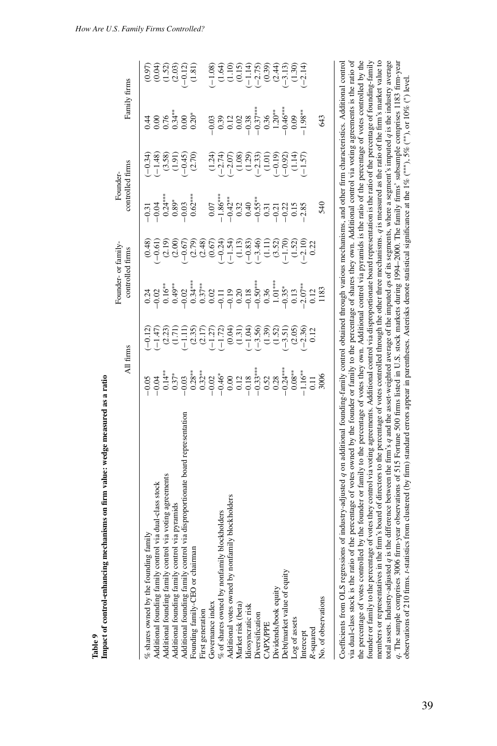**Table 9**

**Impact of control-enhancing mechanisms on firm value: wedge measured as a ratio**

| | All firms | | Founder- or family-controlled firms | | Founder-controlled firms | | Family firms | |
|---|---|---|---|---|---|---|---|---|
| % shares owned by the founding family | −0.05 | (−0.12) | 0.24 | (0.48) | −0.31 | (−0.34) | 0.44 | (0.97) |
| Additional founding family control via dual-class stock | −0.04 | (−1.47) | −0.02 | (−0.61) | −0.04 | (−1.48) | 0.00 | (0.04) |
| Additional founding family control via voting agreements | 0.14** | (2.23) | 0.16** | (2.19) | 0.24*** | (3.58) | 0.76 | (1.52) |
| Additional founding family control via pyramids | 0.37* | (1.71) | 0.49** | (2.00) | 0.89* | (1.91) | 0.34** | (2.03) |
| Additional founding family control via disproportionate board representation | −0.03 | (−1.11) | −0.02 | (−0.67) | −0.03 | (−0.45) | 0.00 | (−0.12) |
| Founding family-CEO or chairman | 0.28** | (2.35) | 0.34*** | (2.79) | 0.62*** | (2.70) | 0.20* | (1.81) |
| First generation | 0.32** | (2.17) | 0.37** | (2.48) | | | | |
| Governance index | −0.02 | (−1.27) | 0.02 | (0.67) | 0.07 | (1.24) | −0.03 | (−1.08) |
| % of shares owned by nonfamily blockholders | −0.46* | (−1.72) | −0.11 | (−0.24) | −1.86*** | (−2.74) | 0.39 | (1.64) |
| Additional votes owned by nonfamily blockholders | 0.00 | (0.04) | −0.19 | (−1.54) | −0.42** | (−2.07) | 0.12 | (1.10) |
| Market risk (beta) | 0.12 | (1.31) | 0.20 | (1.13) | 0.32 | (1.08) | 0.02 | (0.15) |
| Idiosyncratic risk | −0.18 | (−1.04) | −0.18 | (−0.83) | 0.40 | (1.29) | −0.38 | (−1.14) |
| Diversification | −0.33*** | (−3.56) | −0.50*** | (−3.46) | −0.55** | (−2.33) | −0.37*** | (−2.75) |
| CAPX/PPE | 0.52 | (1.39) | 0.36 | (1.11) | 0.31 | (1.01) | 0.36 | (0.39) |
| Dividends/book equity | 0.28 | (1.52) | 1.01*** | (3.52) | −0.21 | (−0.19) | 1.20** | (2.44) |
| Debt/market value of equity | −0.24*** | (−3.51) | −0.35* | (−1.70) | −0.22 | (−0.92) | −0.46*** | (−3.13) |
| Log of assets | 0.08** | (2.05) | 0.13 | (1.52) | 0.15 | (1.14) | 0.09 | (1.30) |
| Intercept | −1.16** | (−2.36) | −2.07** | (−2.10) | −2.85 | (−1.57) | −1.98** | (−2.14) |
| $R$-squared | 0.11 | 0.12 | 0.12 | 0.22 | | | | |
| No. of observations | 3006 | | 1183 | | 540 | | 643 | |

Coefficients from OLS regressions of industry-adjusted $q$ on additional founding-family control obtained through various mechanisms, and other firm characteristics. Additional control via dual-class stock is the ratio of the percentage of votes owned by the founder or family to the percentage of shares they own. Additional control via voting agreements is the ratio of the percentage of votes controlled by the founder or family to the percentage of votes they own. Additional control via pyramids is the ratio of the percentage of votes controlled by the founder or family to the percentage of votes they control via voting agreements. Additional control via disproportionate board representation is the ratio of the percentage of founding-family members or representatives in the firm's board of directors to the percentage of votes controlled through the other three mechanisms. $q$ is measured as the ratio of the firm's market value to total assets. Industry-adjusted $q$ is the difference between the firm's $q$ and the asset-weighted average of the imputed $q$s of its segments, where a segment's imputed $q$ is the industry average $q$. The sample comprises 3006 firm-year observations of 515 Fortune 500 firms listed in U.S. stock markets during 1994–2000. The family firms' subsample comprises 1183 firm-year observations of 210 firms. $t$-statistics from clustered (by firm) standard errors appear in parentheses. Asterisks denote statistical significance at the 1% (***), 5% (**), or 10% (*) level.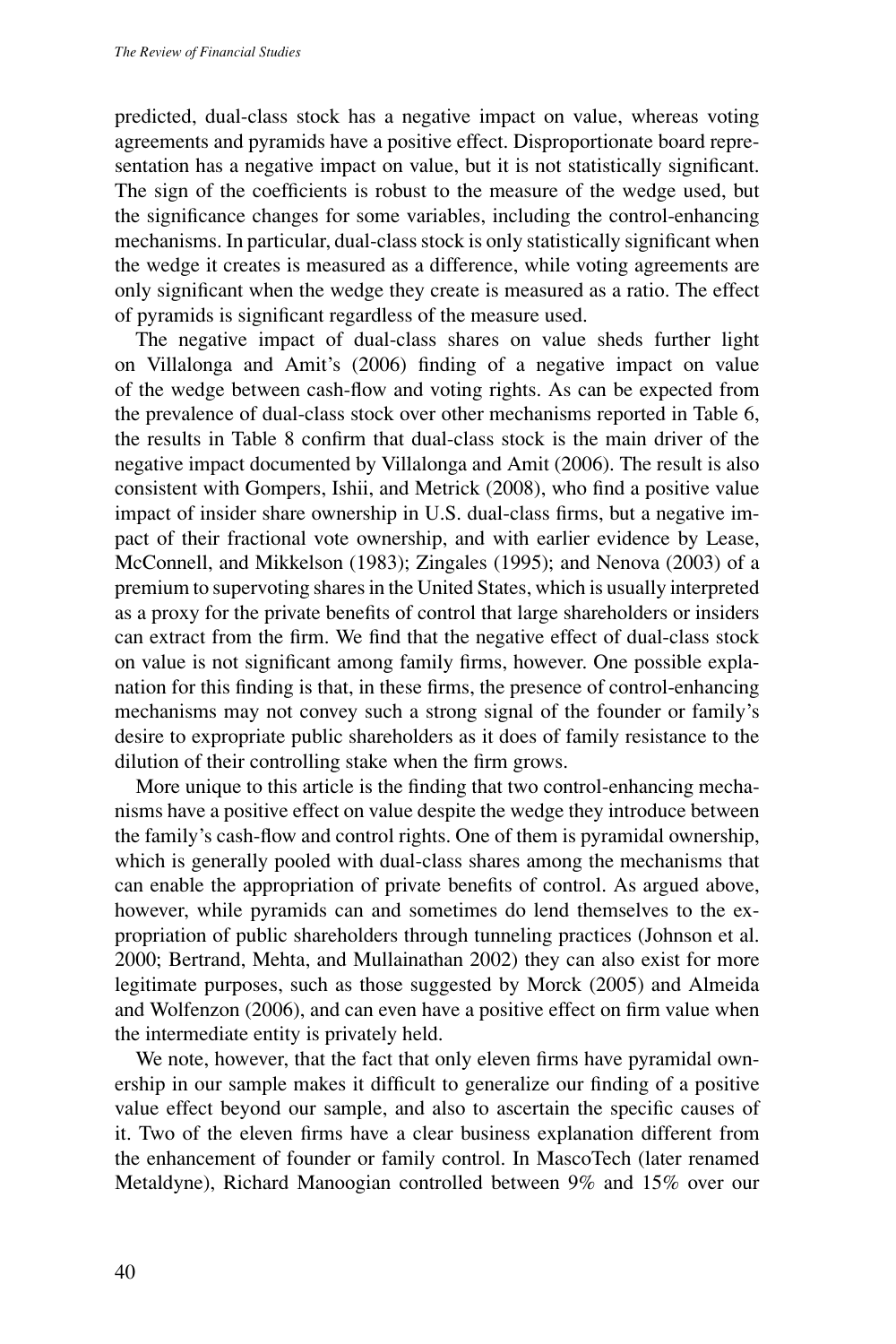predicted, dual-class stock has a negative impact on value, whereas voting agreements and pyramids have a positive effect. Disproportionate board representation has a negative impact on value, but it is not statistically significant. The sign of the coefficients is robust to the measure of the wedge used, but the significance changes for some variables, including the control-enhancing mechanisms. In particular, dual-class stock is only statistically significant when the wedge it creates is measured as a difference, while voting agreements are only significant when the wedge they create is measured as a ratio. The effect of pyramids is significant regardless of the measure used.

The negative impact of dual-class shares on value sheds further light on Villalonga and Amit's (2006) finding of a negative impact on value of the wedge between cash-flow and voting rights. As can be expected from the prevalence of dual-class stock over other mechanisms reported in Table 6, the results in Table 8 confirm that dual-class stock is the main driver of the negative impact documented by Villalonga and Amit (2006). The result is also consistent with Gompers, Ishii, and Metrick (2008), who find a positive value impact of insider share ownership in U.S. dual-class firms, but a negative impact of their fractional vote ownership, and with earlier evidence by Lease, McConnell, and Mikkelson (1983); Zingales (1995); and Nenova (2003) of a premium to supervoting shares in the United States, which is usually interpreted as a proxy for the private benefits of control that large shareholders or insiders can extract from the firm. We find that the negative effect of dual-class stock on value is not significant among family firms, however. One possible explanation for this finding is that, in these firms, the presence of control-enhancing mechanisms may not convey such a strong signal of the founder or family's desire to expropriate public shareholders as it does of family resistance to the dilution of their controlling stake when the firm grows.

More unique to this article is the finding that two control-enhancing mechanisms have a positive effect on value despite the wedge they introduce between the family's cash-flow and control rights. One of them is pyramidal ownership, which is generally pooled with dual-class shares among the mechanisms that can enable the appropriation of private benefits of control. As argued above, however, while pyramids can and sometimes do lend themselves to the expropriation of public shareholders through tunneling practices (Johnson et al. 2000; Bertrand, Mehta, and Mullainathan 2002) they can also exist for more legitimate purposes, such as those suggested by Morck (2005) and Almeida and Wolfenzon (2006), and can even have a positive effect on firm value when the intermediate entity is privately held.

We note, however, that the fact that only eleven firms have pyramidal ownership in our sample makes it difficult to generalize our finding of a positive value effect beyond our sample, and also to ascertain the specific causes of it. Two of the eleven firms have a clear business explanation different from the enhancement of founder or family control. In MascoTech (later renamed Metaldyne), Richard Manoogian controlled between 9% and 15% over our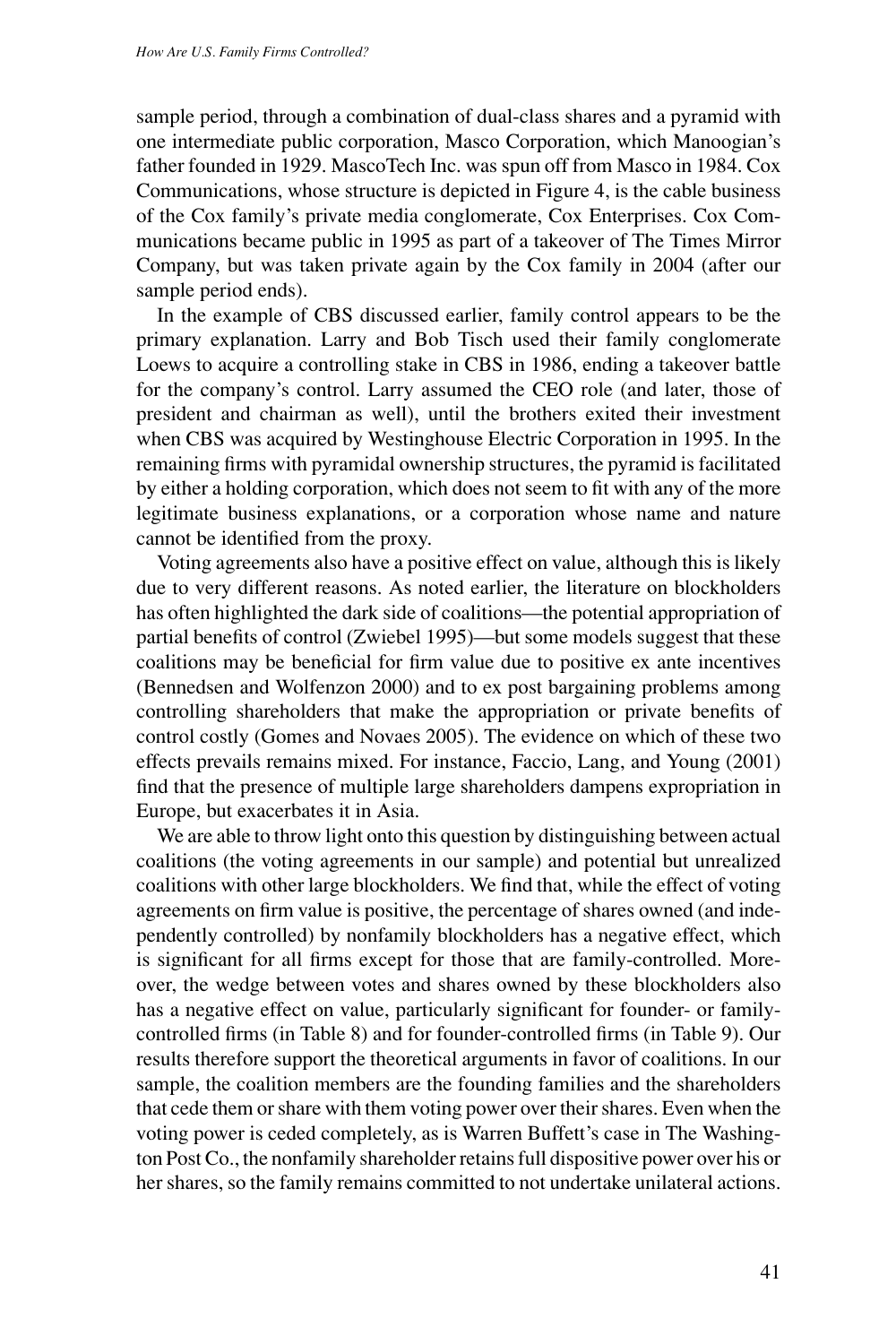sample period, through a combination of dual-class shares and a pyramid with one intermediate public corporation, Masco Corporation, which Manoogian's father founded in 1929. MascoTech Inc. was spun off from Masco in 1984. Cox Communications, whose structure is depicted in Figure 4, is the cable business of the Cox family's private media conglomerate, Cox Enterprises. Cox Communications became public in 1995 as part of a takeover of The Times Mirror Company, but was taken private again by the Cox family in 2004 (after our sample period ends).

In the example of CBS discussed earlier, family control appears to be the primary explanation. Larry and Bob Tisch used their family conglomerate Loews to acquire a controlling stake in CBS in 1986, ending a takeover battle for the company's control. Larry assumed the CEO role (and later, those of president and chairman as well), until the brothers exited their investment when CBS was acquired by Westinghouse Electric Corporation in 1995. In the remaining firms with pyramidal ownership structures, the pyramid is facilitated by either a holding corporation, which does not seem to fit with any of the more legitimate business explanations, or a corporation whose name and nature cannot be identified from the proxy.

Voting agreements also have a positive effect on value, although this is likely due to very different reasons. As noted earlier, the literature on blockholders has often highlighted the dark side of coalitions—the potential appropriation of partial benefits of control (Zwiebel 1995)—but some models suggest that these coalitions may be beneficial for firm value due to positive ex ante incentives (Bennedsen and Wolfenzon 2000) and to ex post bargaining problems among controlling shareholders that make the appropriation or private benefits of control costly (Gomes and Novaes 2005). The evidence on which of these two effects prevails remains mixed. For instance, Faccio, Lang, and Young (2001) find that the presence of multiple large shareholders dampens expropriation in Europe, but exacerbates it in Asia.

We are able to throw light onto this question by distinguishing between actual coalitions (the voting agreements in our sample) and potential but unrealized coalitions with other large blockholders. We find that, while the effect of voting agreements on firm value is positive, the percentage of shares owned (and independently controlled) by nonfamily blockholders has a negative effect, which is significant for all firms except for those that are family-controlled. Moreover, the wedge between votes and shares owned by these blockholders also has a negative effect on value, particularly significant for founder- or family-controlled firms (in Table 8) and for founder-controlled firms (in Table 9). Our results therefore support the theoretical arguments in favor of coalitions. In our sample, the coalition members are the founding families and the shareholders that cede them or share with them voting power over their shares. Even when the voting power is ceded completely, as is Warren Buffett's case in The Washington Post Co., the nonfamily shareholder retains full dispositive power over his or her shares, so the family remains committed to not undertake unilateral actions.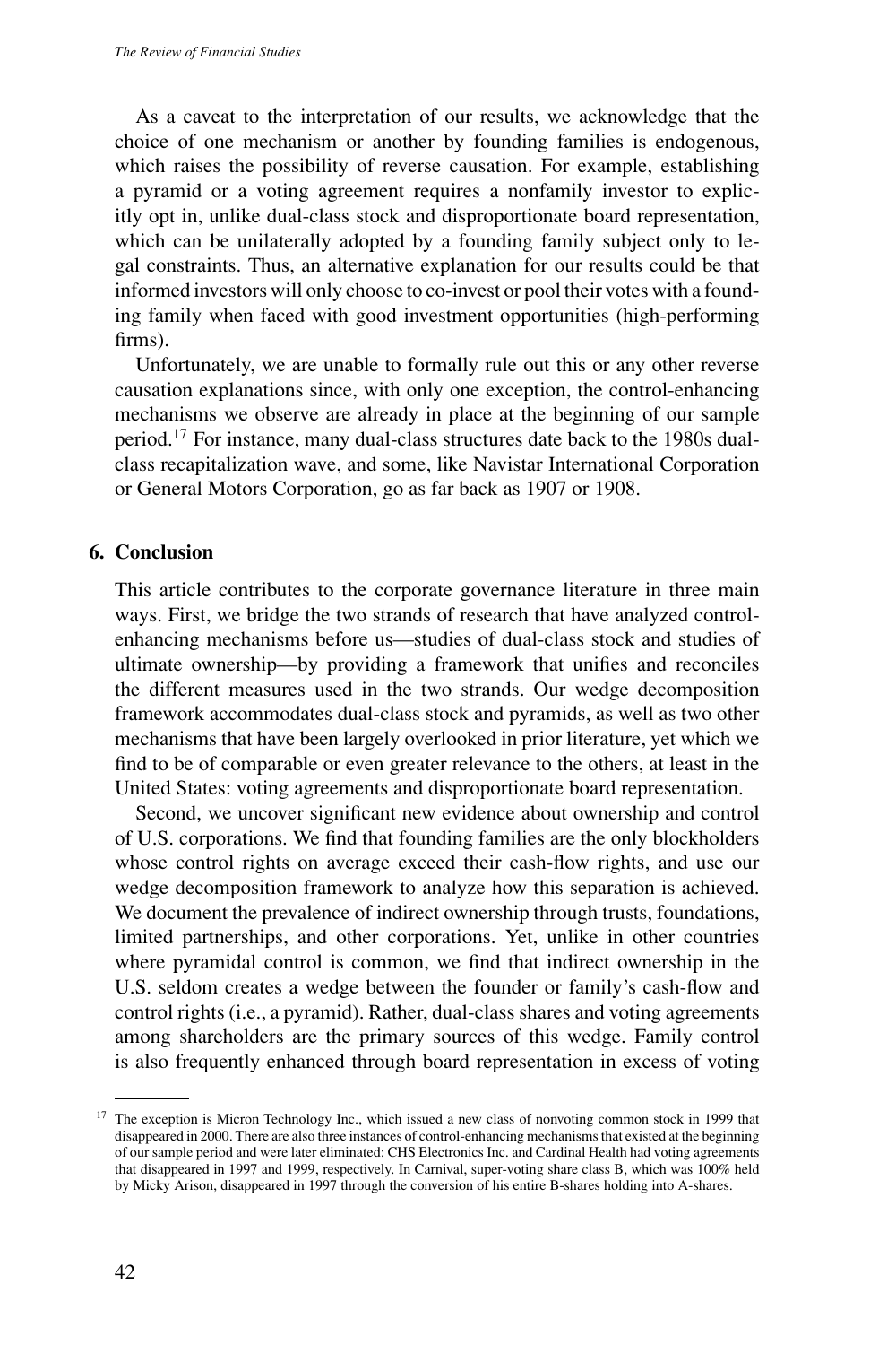As a caveat to the interpretation of our results, we acknowledge that the choice of one mechanism or another by founding families is endogenous, which raises the possibility of reverse causation. For example, establishing a pyramid or a voting agreement requires a nonfamily investor to explicitly opt in, unlike dual-class stock and disproportionate board representation, which can be unilaterally adopted by a founding family subject only to legal constraints. Thus, an alternative explanation for our results could be that informed investors will only choose to co-invest or pool their votes with a founding family when faced with good investment opportunities (high-performing firms).

Unfortunately, we are unable to formally rule out this or any other reverse causation explanations since, with only one exception, the control-enhancing mechanisms we observe are already in place at the beginning of our sample period.[17] For instance, many dual-class structures date back to the 1980s dual-class recapitalization wave, and some, like Navistar International Corporation or General Motors Corporation, go as far back as 1907 or 1908.

## 6. Conclusion

This article contributes to the corporate governance literature in three main ways. First, we bridge the two strands of research that have analyzed control-enhancing mechanisms before us—studies of dual-class stock and studies of ultimate ownership—by providing a framework that unifies and reconciles the different measures used in the two strands. Our wedge decomposition framework accommodates dual-class stock and pyramids, as well as two other mechanisms that have been largely overlooked in prior literature, yet which we find to be of comparable or even greater relevance to the others, at least in the United States: voting agreements and disproportionate board representation.

Second, we uncover significant new evidence about ownership and control of U.S. corporations. We find that founding families are the only blockholders whose control rights on average exceed their cash-flow rights, and use our wedge decomposition framework to analyze how this separation is achieved. We document the prevalence of indirect ownership through trusts, foundations, limited partnerships, and other corporations. Yet, unlike in other countries where pyramidal control is common, we find that indirect ownership in the U.S. seldom creates a wedge between the founder or family's cash-flow and control rights (i.e., a pyramid). Rather, dual-class shares and voting agreements among shareholders are the primary sources of this wedge. Family control is also frequently enhanced through board representation in excess of voting

---

[17] The exception is Micron Technology Inc., which issued a new class of nonvoting common stock in 1999 that disappeared in 2000. There are also three instances of control-enhancing mechanisms that existed at the beginning of our sample period and were later eliminated: CHS Electronics Inc. and Cardinal Health had voting agreements that disappeared in 1997 and 1999, respectively. In Carnival, super-voting share class B, which was 100% held by Micky Arison, disappeared in 1997 through the conversion of his entire B-shares holding into A-shares.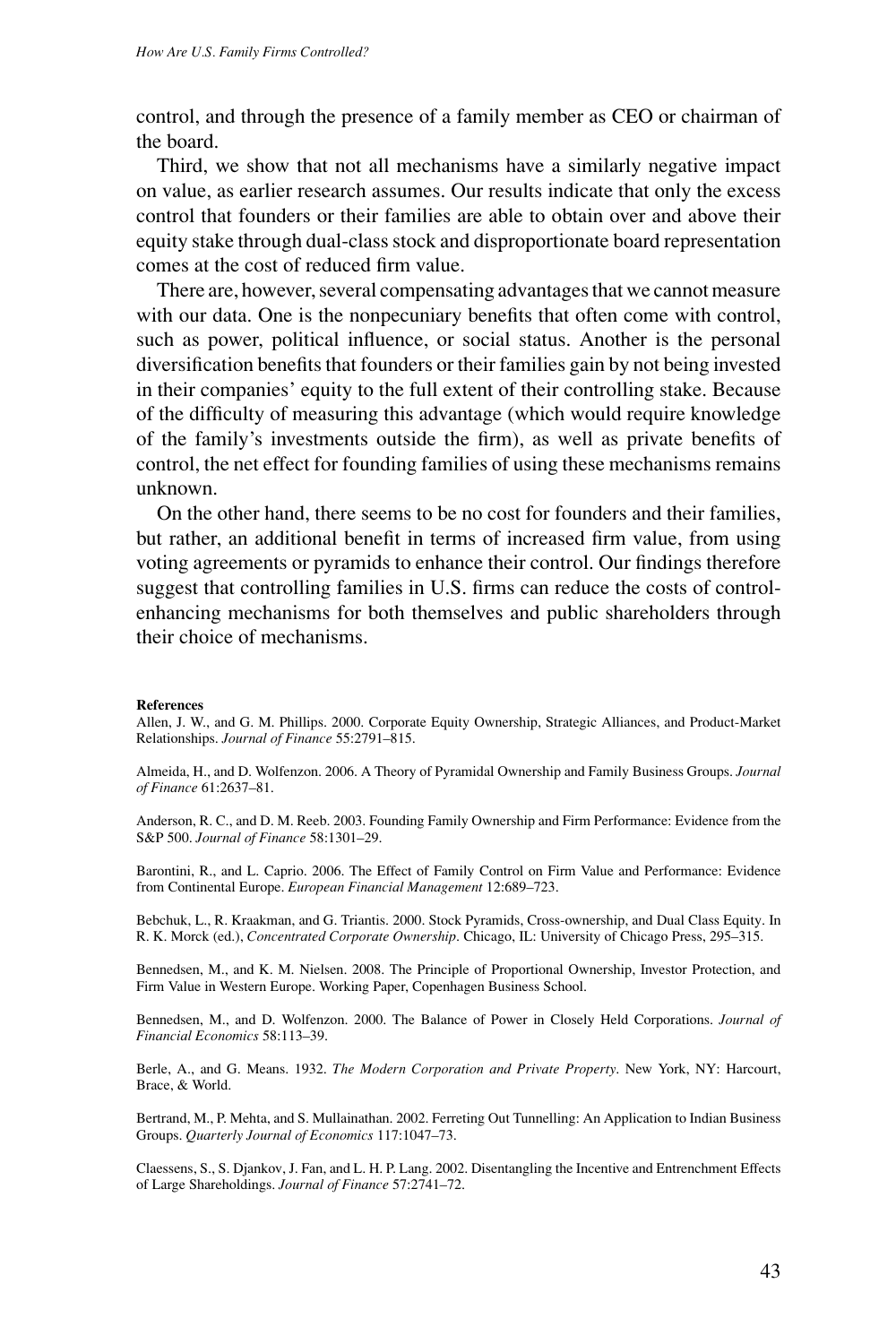control, and through the presence of a family member as CEO or chairman of the board.

Third, we show that not all mechanisms have a similarly negative impact on value, as earlier research assumes. Our results indicate that only the excess control that founders or their families are able to obtain over and above their equity stake through dual-class stock and disproportionate board representation comes at the cost of reduced firm value.

There are, however, several compensating advantages that we cannot measure with our data. One is the nonpecuniary benefits that often come with control, such as power, political influence, or social status. Another is the personal diversification benefits that founders or their families gain by not being invested in their companies' equity to the full extent of their controlling stake. Because of the difficulty of measuring this advantage (which would require knowledge of the family's investments outside the firm), as well as private benefits of control, the net effect for founding families of using these mechanisms remains unknown.

On the other hand, there seems to be no cost for founders and their families, but rather, an additional benefit in terms of increased firm value, from using voting agreements or pyramids to enhance their control. Our findings therefore suggest that controlling families in U.S. firms can reduce the costs of control-enhancing mechanisms for both themselves and public shareholders through their choice of mechanisms.

**References**

Allen, J. W., and G. M. Phillips. 2000. Corporate Equity Ownership, Strategic Alliances, and Product-Market Relationships. *Journal of Finance* 55:2791–815.

Almeida, H., and D. Wolfenzon. 2006. A Theory of Pyramidal Ownership and Family Business Groups. *Journal of Finance* 61:2637–81.

Anderson, R. C., and D. M. Reeb. 2003. Founding Family Ownership and Firm Performance: Evidence from the S&P 500. *Journal of Finance* 58:1301–29.

Barontini, R., and L. Caprio. 2006. The Effect of Family Control on Firm Value and Performance: Evidence from Continental Europe. *European Financial Management* 12:689–723.

Bebchuk, L., R. Kraakman, and G. Triantis. 2000. Stock Pyramids, Cross-ownership, and Dual Class Equity. In R. K. Morck (ed.), *Concentrated Corporate Ownership*. Chicago, IL: University of Chicago Press, 295–315.

Bennedsen, M., and K. M. Nielsen. 2008. The Principle of Proportional Ownership, Investor Protection, and Firm Value in Western Europe. Working Paper, Copenhagen Business School.

Bennedsen, M., and D. Wolfenzon. 2000. The Balance of Power in Closely Held Corporations. *Journal of Financial Economics* 58:113–39.

Berle, A., and G. Means. 1932. *The Modern Corporation and Private Property*. New York, NY: Harcourt, Brace, & World.

Bertrand, M., P. Mehta, and S. Mullainathan. 2002. Ferreting Out Tunnelling: An Application to Indian Business Groups. *Quarterly Journal of Economics* 117:1047–73.

Claessens, S., S. Djankov, J. Fan, and L. H. P. Lang. 2002. Disentangling the Incentive and Entrenchment Effects of Large Shareholdings. *Journal of Finance* 57:2741–72.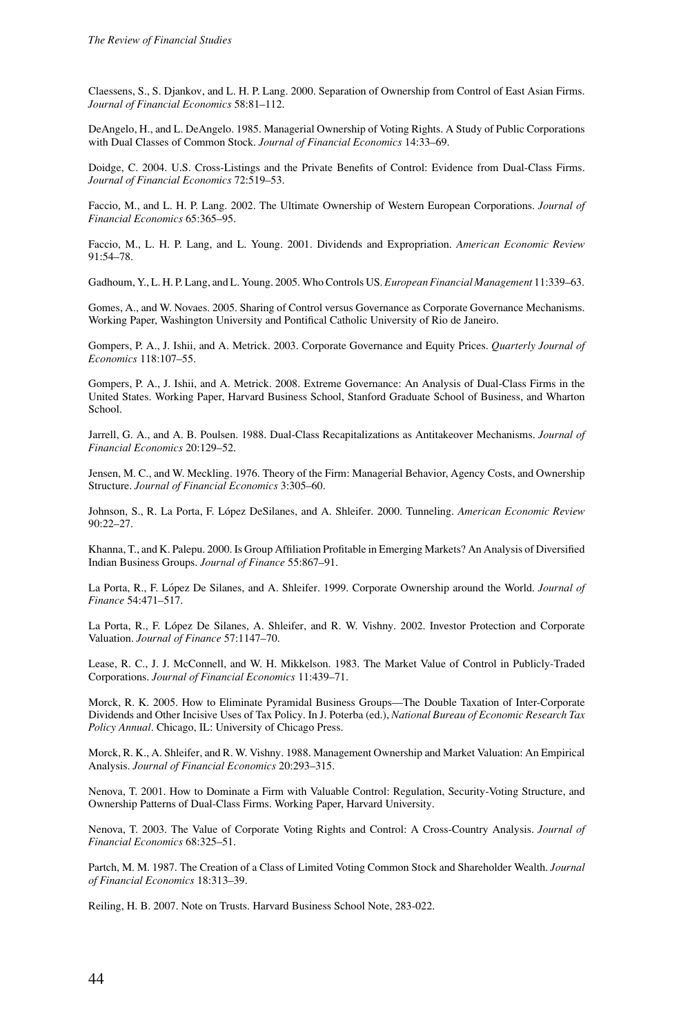Claessens, S., S. Djankov, and L. H. P. Lang. 2000. Separation of Ownership from Control of East Asian Firms. *Journal of Financial Economics* 58:81–112.

DeAngelo, H., and L. DeAngelo. 1985. Managerial Ownership of Voting Rights. A Study of Public Corporations with Dual Classes of Common Stock. *Journal of Financial Economics* 14:33–69.

Doidge, C. 2004. U.S. Cross-Listings and the Private Benefits of Control: Evidence from Dual-Class Firms. *Journal of Financial Economics* 72:519–53.

Faccio, M., and L. H. P. Lang. 2002. The Ultimate Ownership of Western European Corporations. *Journal of Financial Economics* 65:365–95.

Faccio, M., L. H. P. Lang, and L. Young. 2001. Dividends and Expropriation. *American Economic Review* 91:54–78.

Gadhoum, Y., L. H. P. Lang, and L. Young. 2005. Who Controls US. *European Financial Management* 11:339–63.

Gomes, A., and W. Novaes. 2005. Sharing of Control versus Governance as Corporate Governance Mechanisms. Working Paper, Washington University and Pontifical Catholic University of Rio de Janeiro.

Gompers, P. A., J. Ishii, and A. Metrick. 2003. Corporate Governance and Equity Prices. *Quarterly Journal of Economics* 118:107–55.

Gompers, P. A., J. Ishii, and A. Metrick. 2008. Extreme Governance: An Analysis of Dual-Class Firms in the United States. Working Paper, Harvard Business School, Stanford Graduate School of Business, and Wharton School.

Jarrell, G. A., and A. B. Poulsen. 1988. Dual-Class Recapitalizations as Antitakeover Mechanisms. *Journal of Financial Economics* 20:129–52.

Jensen, M. C., and W. Meckling. 1976. Theory of the Firm: Managerial Behavior, Agency Costs, and Ownership Structure. *Journal of Financial Economics* 3:305–60.

Johnson, S., R. La Porta, F. López DeSilanes, and A. Shleifer. 2000. Tunneling. *American Economic Review* 90:22–27.

Khanna, T., and K. Palepu. 2000. Is Group Affiliation Profitable in Emerging Markets? An Analysis of Diversified Indian Business Groups. *Journal of Finance* 55:867–91.

La Porta, R., F. López De Silanes, and A. Shleifer. 1999. Corporate Ownership around the World. *Journal of Finance* 54:471–517.

La Porta, R., F. López De Silanes, A. Shleifer, and R. W. Vishny. 2002. Investor Protection and Corporate Valuation. *Journal of Finance* 57:1147–70.

Lease, R. C., J. J. McConnell, and W. H. Mikkelson. 1983. The Market Value of Control in Publicly-Traded Corporations. *Journal of Financial Economics* 11:439–71.

Morck, R. K. 2005. How to Eliminate Pyramidal Business Groups—The Double Taxation of Inter-Corporate Dividends and Other Incisive Uses of Tax Policy. In J. Poterba (ed.), *National Bureau of Economic Research Tax Policy Annual*. Chicago, IL: University of Chicago Press.

Morck, R. K., A. Shleifer, and R. W. Vishny. 1988. Management Ownership and Market Valuation: An Empirical Analysis. *Journal of Financial Economics* 20:293–315.

Nenova, T. 2001. How to Dominate a Firm with Valuable Control: Regulation, Security-Voting Structure, and Ownership Patterns of Dual-Class Firms. Working Paper, Harvard University.

Nenova, T. 2003. The Value of Corporate Voting Rights and Control: A Cross-Country Analysis. *Journal of Financial Economics* 68:325–51.

Partch, M. M. 1987. The Creation of a Class of Limited Voting Common Stock and Shareholder Wealth. *Journal of Financial Economics* 18:313–39.

Reiling, H. B. 2007. Note on Trusts. Harvard Business School Note, 283-022.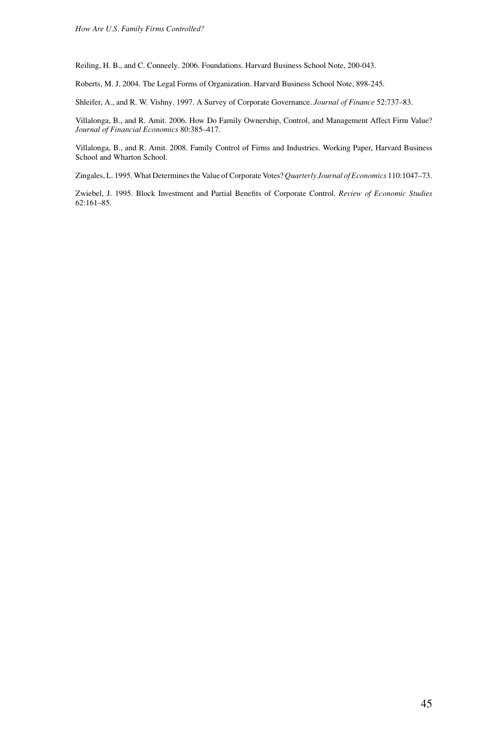Reiling, H. B., and C. Conneely. 2006. Foundations. Harvard Business School Note, 200-043.

Roberts, M. J. 2004. The Legal Forms of Organization. Harvard Business School Note, 898-245.

Shleifer, A., and R. W. Vishny. 1997. A Survey of Corporate Governance. *Journal of Finance* 52:737–83.

Villalonga, B., and R. Amit. 2006. How Do Family Ownership, Control, and Management Affect Firm Value? *Journal of Financial Economics* 80:385–417.

Villalonga, B., and R. Amit. 2008. Family Control of Firms and Industries. Working Paper, Harvard Business School and Wharton School.

Zingales, L. 1995. What Determines the Value of Corporate Votes? *Quarterly Journal of Economics* 110:1047–73.

Zwiebel, J. 1995. Block Investment and Partial Benefits of Corporate Control. *Review of Economic Studies* 62:161–85.